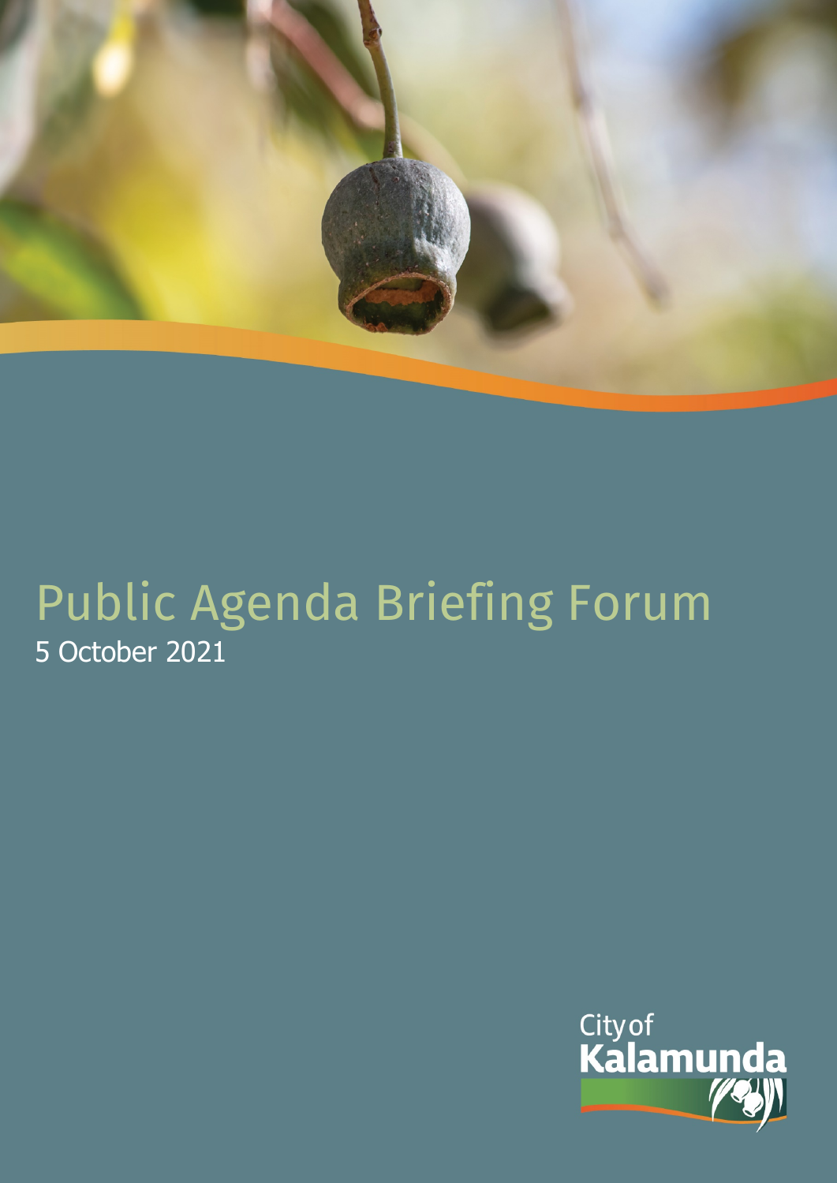# Public Agenda Briefing Forum

5 October 2021

City of Kalamunda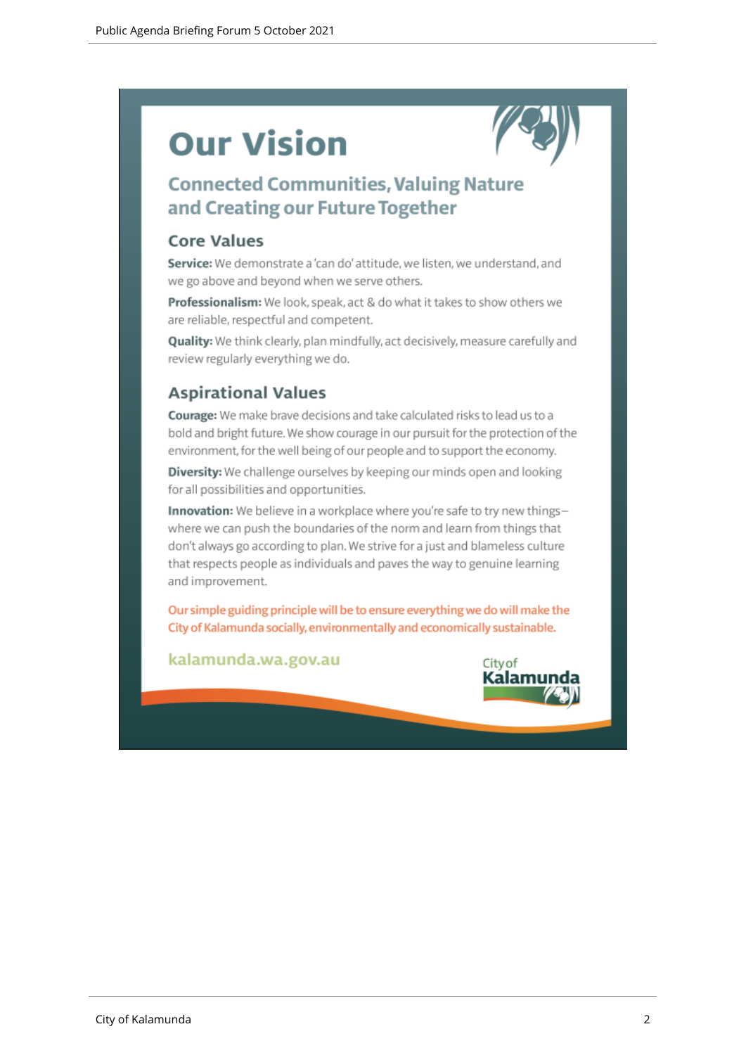# Our Vision

## Connected Communities, Valuing Nature and Creating our Future Together

### Core Values

**Service:** We demonstrate a 'can do' attitude, we listen, we understand, and we go above and beyond when we serve others.

**Professionalism:** We look, speak, act & do what it takes to show others we are reliable, respectful and competent.

**Quality:** We think clearly, plan mindfully, act decisively, measure carefully and review regularly everything we do.

### Aspirational Values

**Courage:** We make brave decisions and take calculated risks to lead us to a bold and bright future. We show courage in our pursuit for the protection of the environment, for the well being of our people and to support the economy.

**Diversity:** We challenge ourselves by keeping our minds open and looking for all possibilities and opportunities.

**Innovation:** We believe in a workplace where you're safe to try new things– where we can push the boundaries of the norm and learn from things that don't always go according to plan. We strive for a just and blameless culture that respects people as individuals and paves the way to genuine learning and improvement.

Our simple guiding principle will be to ensure everything we do will make the City of Kalamunda socially, environmentally and economically sustainable.

kalamunda.wa.gov.au

City of Kalamunda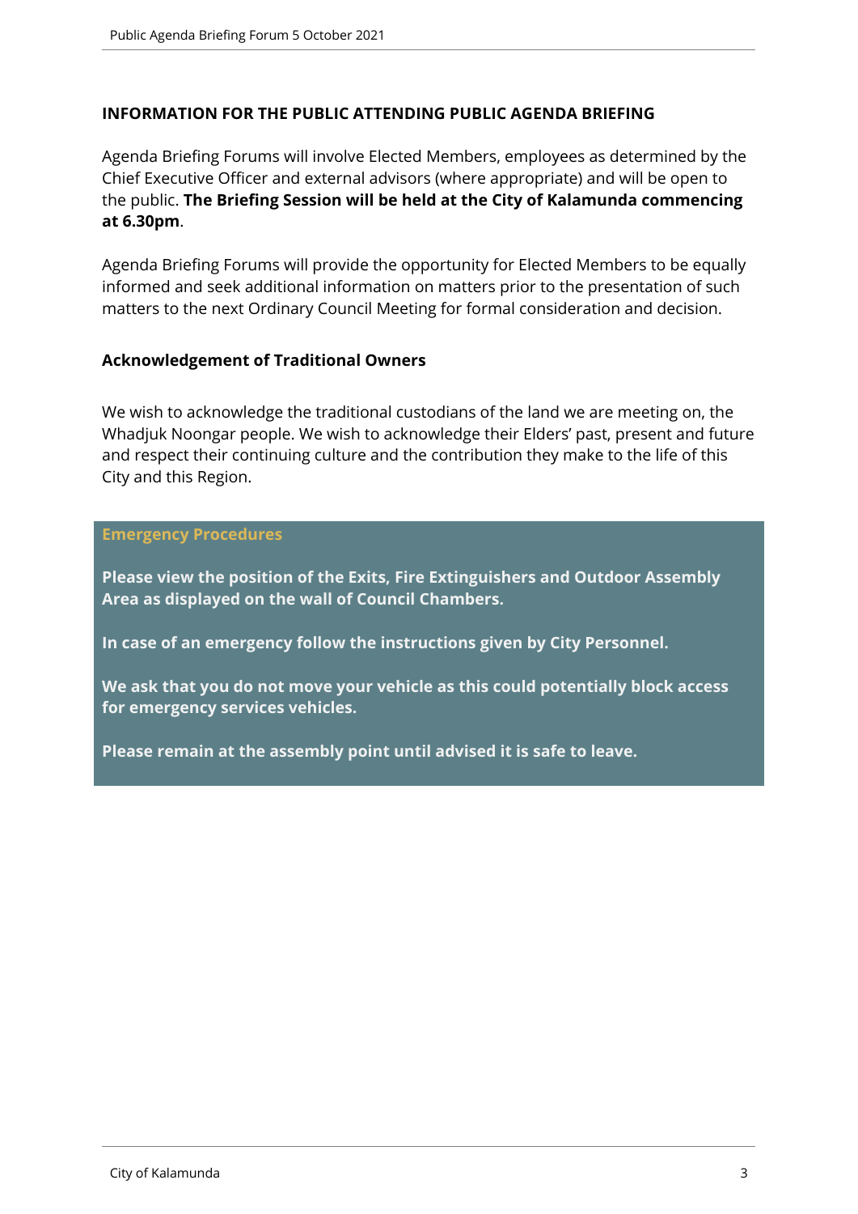## INFORMATION FOR THE PUBLIC ATTENDING PUBLIC AGENDA BRIEFING

Agenda Briefing Forums will involve Elected Members, employees as determined by the Chief Executive Officer and external advisors (where appropriate) and will be open to the public. **The Briefing Session will be held at the City of Kalamunda commencing at 6.30pm**.

Agenda Briefing Forums will provide the opportunity for Elected Members to be equally informed and seek additional information on matters prior to the presentation of such matters to the next Ordinary Council Meeting for formal consideration and decision.

### Acknowledgement of Traditional Owners

We wish to acknowledge the traditional custodians of the land we are meeting on, the Whadjuk Noongar people. We wish to acknowledge their Elders' past, present and future and respect their continuing culture and the contribution they make to the life of this City and this Region.

### Emergency Procedures

**Please view the position of the Exits, Fire Extinguishers and Outdoor Assembly Area as displayed on the wall of Council Chambers.**

**In case of an emergency follow the instructions given by City Personnel.**

**We ask that you do not move your vehicle as this could potentially block access for emergency services vehicles.**

**Please remain at the assembly point until advised it is safe to leave.**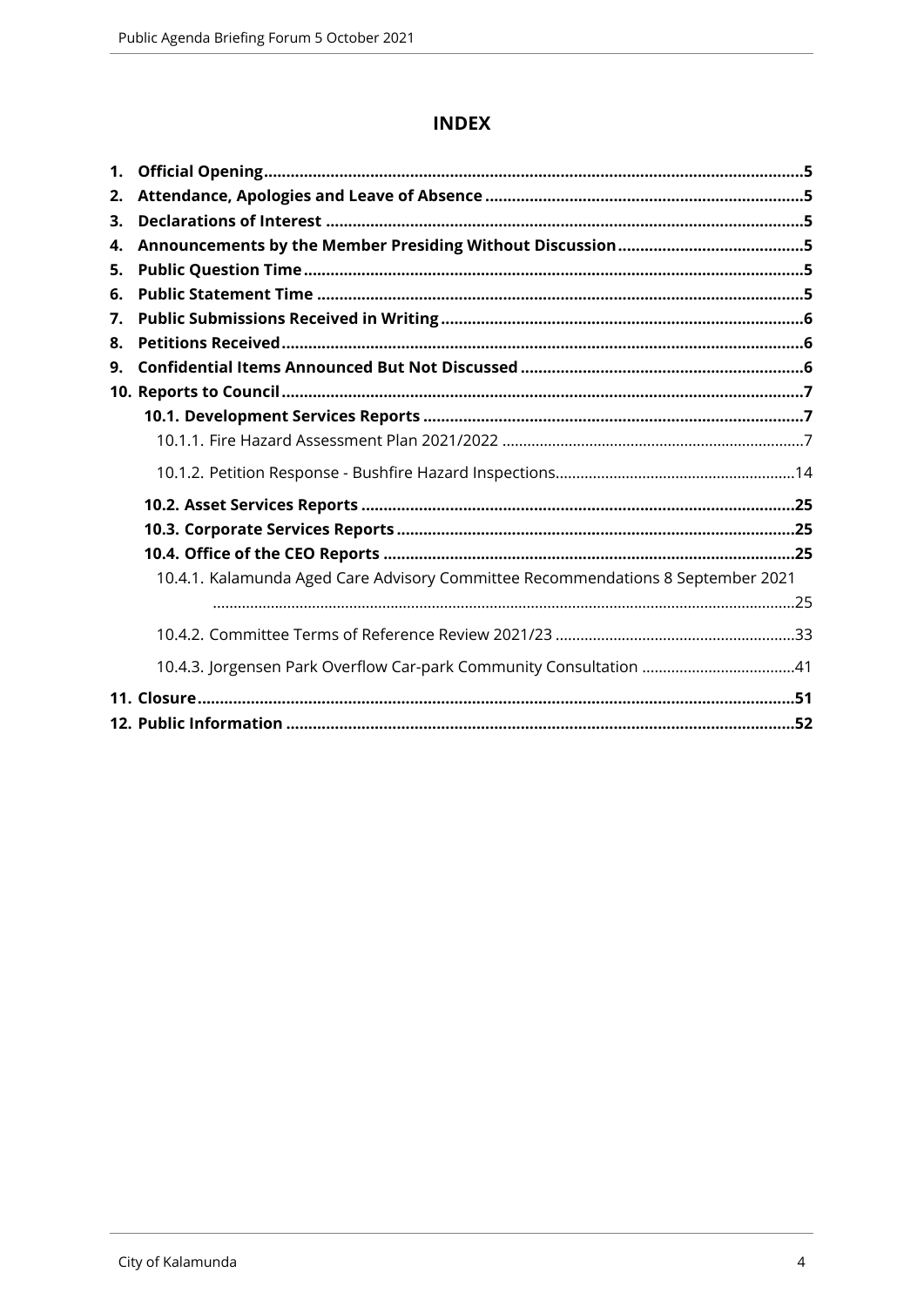# INDEX

1. **Official Opening** ... **5**
2. **Attendance, Apologies and Leave of Absence** ... **5**
3. **Declarations of Interest** ... **5**
4. **Announcements by the Member Presiding Without Discussion** ... **5**
5. **Public Question Time** ... **5**
6. **Public Statement Time** ... **5**
7. **Public Submissions Received in Writing** ... **6**
8. **Petitions Received** ... **6**
9. **Confidential Items Announced But Not Discussed** ... **6**
10. **Reports to Council** ... **7**
    - **10.1. Development Services Reports** ... **7**
        - 10.1.1. Fire Hazard Assessment Plan 2021/2022 ... 7
        - 10.1.2. Petition Response - Bushfire Hazard Inspections ... 14
    - **10.2. Asset Services Reports** ... **25**
    - **10.3. Corporate Services Reports** ... **25**
    - **10.4. Office of the CEO Reports** ... **25**
        - 10.4.1. Kalamunda Aged Care Advisory Committee Recommendations 8 September 2021 ... 25
        - 10.4.2. Committee Terms of Reference Review 2021/23 ... 33
        - 10.4.3. Jorgensen Park Overflow Car-park Community Consultation ... 41
11. **Closure** ... **51**
12. **Public Information** ... **52**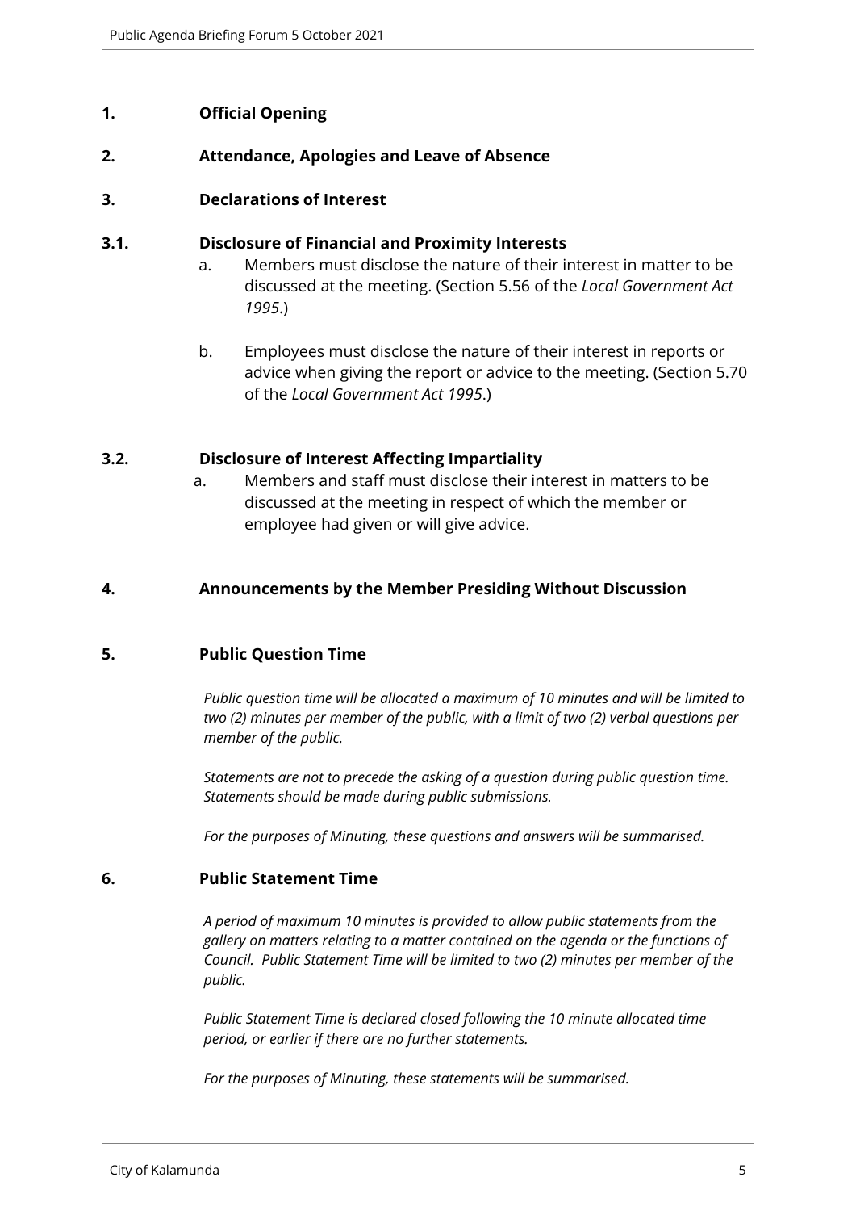## 1. Official Opening

## 2. Attendance, Apologies and Leave of Absence

## 3. Declarations of Interest

### 3.1. Disclosure of Financial and Proximity Interests

a. Members must disclose the nature of their interest in matter to be discussed at the meeting. (Section 5.56 of the *Local Government Act 1995*.)

b. Employees must disclose the nature of their interest in reports or advice when giving the report or advice to the meeting. (Section 5.70 of the *Local Government Act 1995*.)

### 3.2. Disclosure of Interest Affecting Impartiality

a. Members and staff must disclose their interest in matters to be discussed at the meeting in respect of which the member or employee had given or will give advice.

## 4. Announcements by the Member Presiding Without Discussion

## 5. Public Question Time

*Public question time will be allocated a maximum of 10 minutes and will be limited to two (2) minutes per member of the public, with a limit of two (2) verbal questions per member of the public.*

*Statements are not to precede the asking of a question during public question time. Statements should be made during public submissions.*

*For the purposes of Minuting, these questions and answers will be summarised.*

## 6. Public Statement Time

*A period of maximum 10 minutes is provided to allow public statements from the gallery on matters relating to a matter contained on the agenda or the functions of Council. Public Statement Time will be limited to two (2) minutes per member of the public.*

*Public Statement Time is declared closed following the 10 minute allocated time period, or earlier if there are no further statements.*

*For the purposes of Minuting, these statements will be summarised.*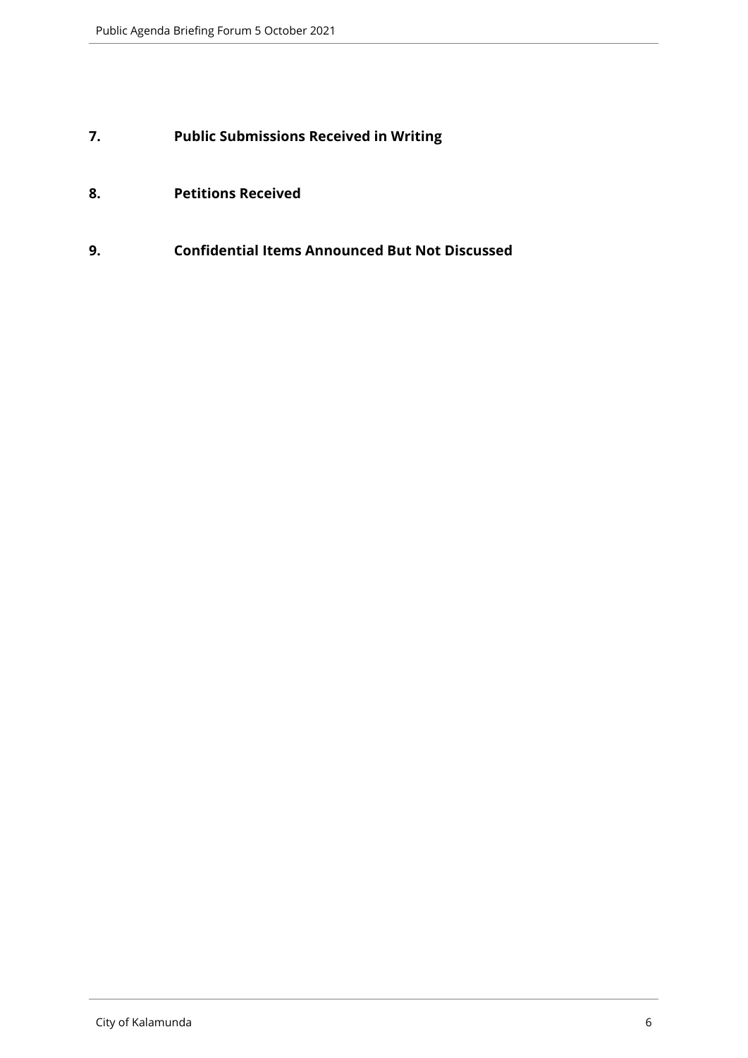## 7. Public Submissions Received in Writing

## 8. Petitions Received

## 9. Confidential Items Announced But Not Discussed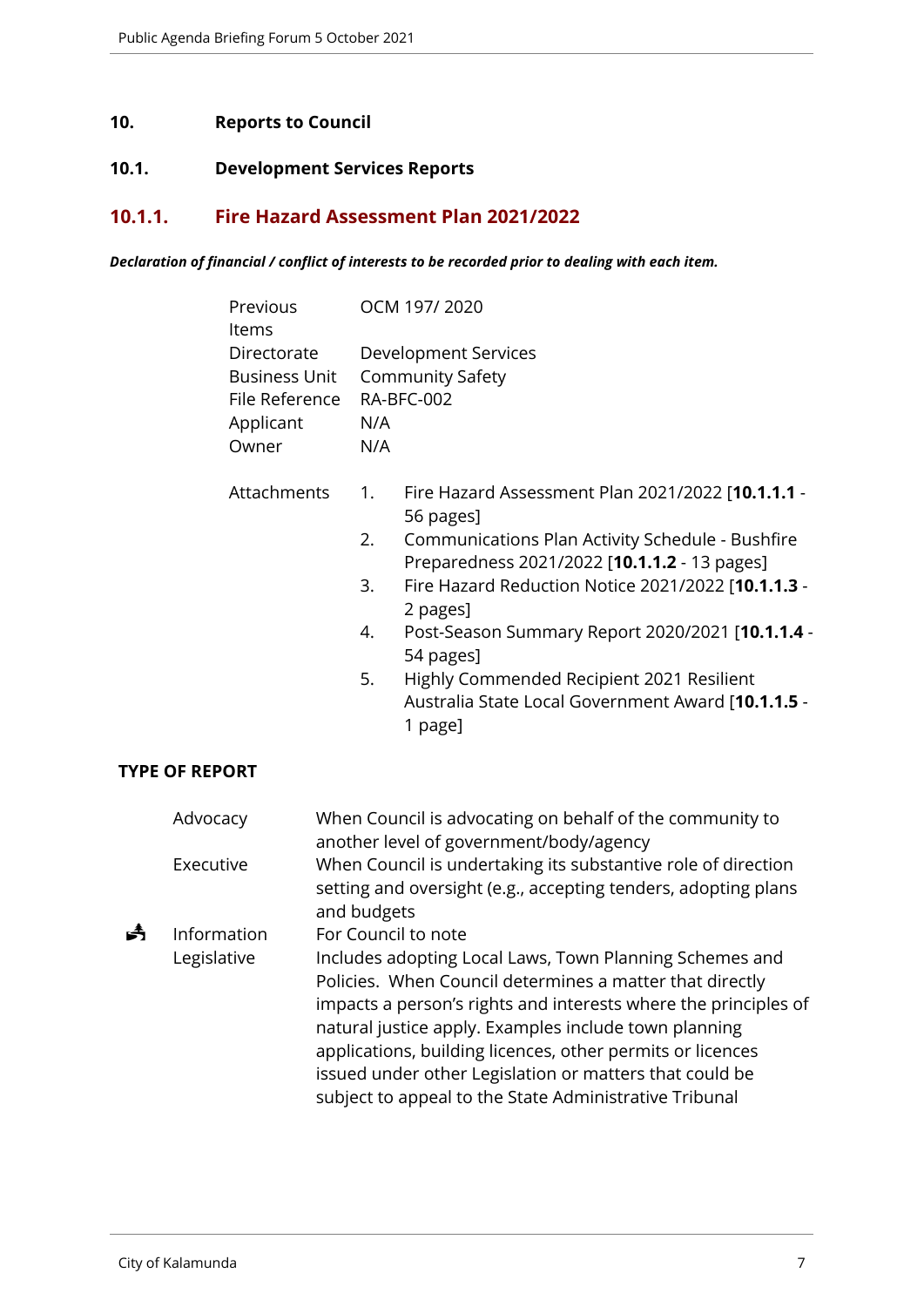# 10. Reports to Council

## 10.1. Development Services Reports

### 10.1.1. Fire Hazard Assessment Plan 2021/2022

***Declaration of financial / conflict of interests to be recorded prior to dealing with each item.***

| | |
|---|---|
| Previous Items | OCM 197/ 2020 |
| Directorate | Development Services |
| Business Unit | Community Safety |
| File Reference | RA-BFC-002 |
| Applicant | N/A |
| Owner | N/A |

Attachments

1. Fire Hazard Assessment Plan 2021/2022 [**10.1.1.1** - 56 pages]
2. Communications Plan Activity Schedule - Bushfire Preparedness 2021/2022 [**10.1.1.2** - 13 pages]
3. Fire Hazard Reduction Notice 2021/2022 [**10.1.1.3** - 2 pages]
4. Post-Season Summary Report 2020/2021 [**10.1.1.4** - 54 pages]
5. Highly Commended Recipient 2021 Resilient Australia State Local Government Award [**10.1.1.5** - 1 page]

**TYPE OF REPORT**

| | | |
|---|---|---|
| | Advocacy | When Council is advocating on behalf of the community to another level of government/body/agency |
| | Executive | When Council is undertaking its substantive role of direction setting and oversight (e.g., accepting tenders, adopting plans and budgets |
| ✓ | Information | For Council to note |
| | Legislative | Includes adopting Local Laws, Town Planning Schemes and Policies. When Council determines a matter that directly impacts a person's rights and interests where the principles of natural justice apply. Examples include town planning applications, building licences, other permits or licences issued under other Legislation or matters that could be subject to appeal to the State Administrative Tribunal |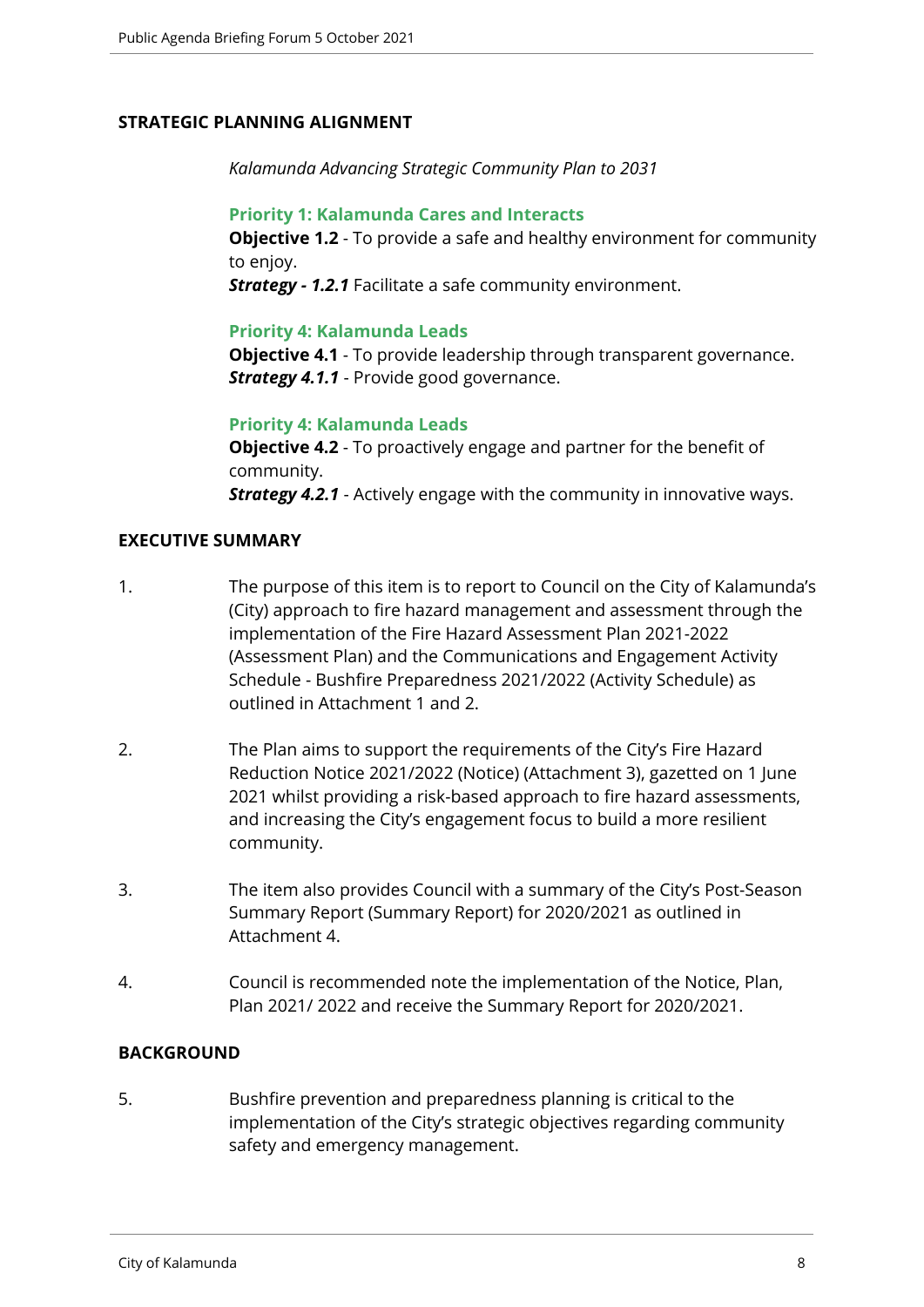## STRATEGIC PLANNING ALIGNMENT

*Kalamunda Advancing Strategic Community Plan to 2031*

**Priority 1: Kalamunda Cares and Interacts**
**Objective 1.2** - To provide a safe and healthy environment for community to enjoy.
***Strategy - 1.2.1*** Facilitate a safe community environment.

**Priority 4: Kalamunda Leads**
**Objective 4.1** - To provide leadership through transparent governance.
***Strategy 4.1.1*** - Provide good governance.

**Priority 4: Kalamunda Leads**
**Objective 4.2** - To proactively engage and partner for the benefit of community.
***Strategy 4.2.1*** - Actively engage with the community in innovative ways.

## EXECUTIVE SUMMARY

1. The purpose of this item is to report to Council on the City of Kalamunda's (City) approach to fire hazard management and assessment through the implementation of the Fire Hazard Assessment Plan 2021-2022 (Assessment Plan) and the Communications and Engagement Activity Schedule - Bushfire Preparedness 2021/2022 (Activity Schedule) as outlined in Attachment 1 and 2.

2. The Plan aims to support the requirements of the City's Fire Hazard Reduction Notice 2021/2022 (Notice) (Attachment 3), gazetted on 1 June 2021 whilst providing a risk-based approach to fire hazard assessments, and increasing the City's engagement focus to build a more resilient community.

3. The item also provides Council with a summary of the City's Post-Season Summary Report (Summary Report) for 2020/2021 as outlined in Attachment 4.

4. Council is recommended note the implementation of the Notice, Plan, Plan 2021/ 2022 and receive the Summary Report for 2020/2021.

## BACKGROUND

5. Bushfire prevention and preparedness planning is critical to the implementation of the City's strategic objectives regarding community safety and emergency management.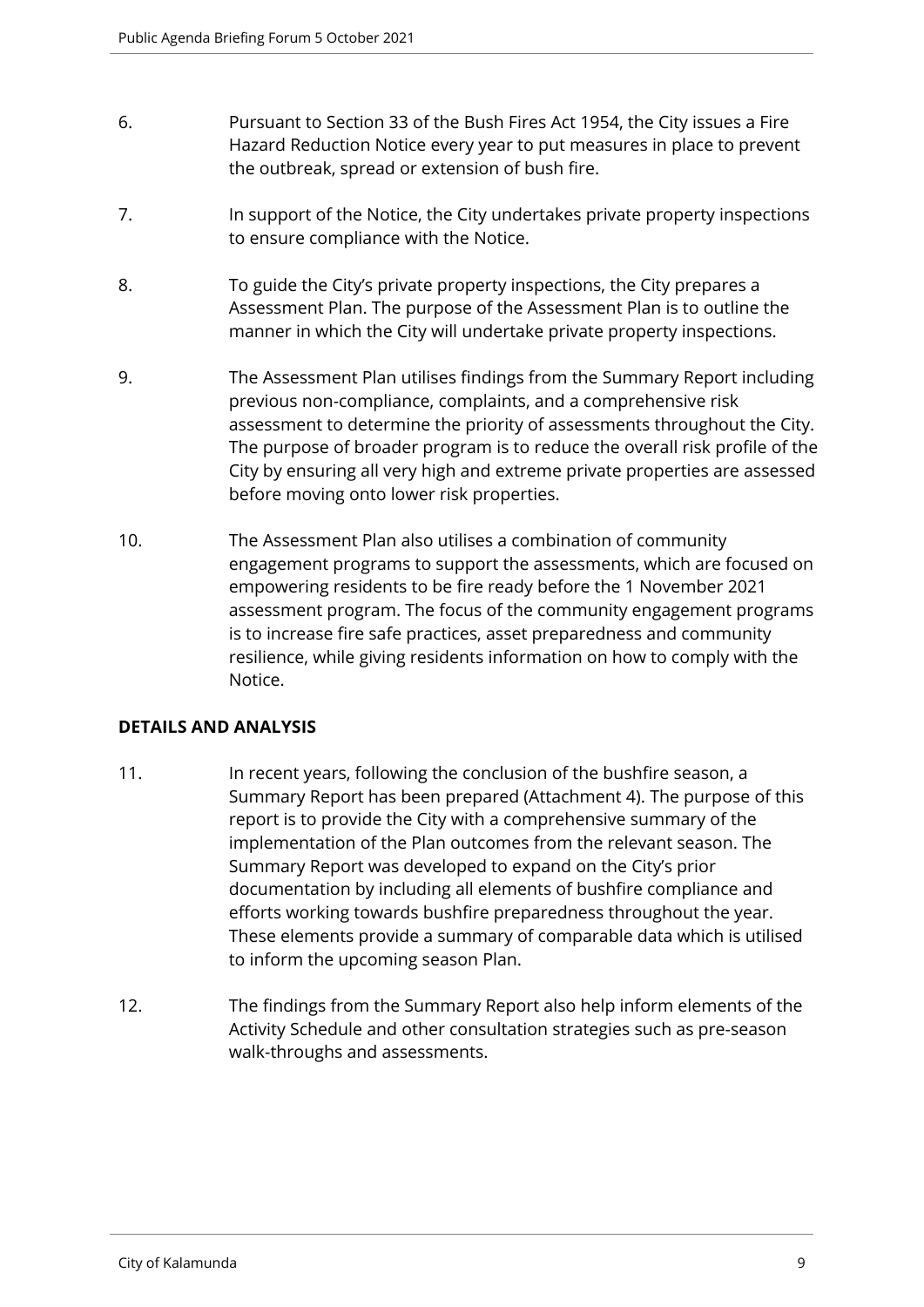6. Pursuant to Section 33 of the Bush Fires Act 1954, the City issues a Fire Hazard Reduction Notice every year to put measures in place to prevent the outbreak, spread or extension of bush fire.

7. In support of the Notice, the City undertakes private property inspections to ensure compliance with the Notice.

8. To guide the City's private property inspections, the City prepares a Assessment Plan. The purpose of the Assessment Plan is to outline the manner in which the City will undertake private property inspections.

9. The Assessment Plan utilises findings from the Summary Report including previous non-compliance, complaints, and a comprehensive risk assessment to determine the priority of assessments throughout the City. The purpose of broader program is to reduce the overall risk profile of the City by ensuring all very high and extreme private properties are assessed before moving onto lower risk properties.

10. The Assessment Plan also utilises a combination of community engagement programs to support the assessments, which are focused on empowering residents to be fire ready before the 1 November 2021 assessment program. The focus of the community engagement programs is to increase fire safe practices, asset preparedness and community resilience, while giving residents information on how to comply with the Notice.

**DETAILS AND ANALYSIS**

11. In recent years, following the conclusion of the bushfire season, a Summary Report has been prepared (Attachment 4). The purpose of this report is to provide the City with a comprehensive summary of the implementation of the Plan outcomes from the relevant season. The Summary Report was developed to expand on the City's prior documentation by including all elements of bushfire compliance and efforts working towards bushfire preparedness throughout the year. These elements provide a summary of comparable data which is utilised to inform the upcoming season Plan.

12. The findings from the Summary Report also help inform elements of the Activity Schedule and other consultation strategies such as pre-season walk-throughs and assessments.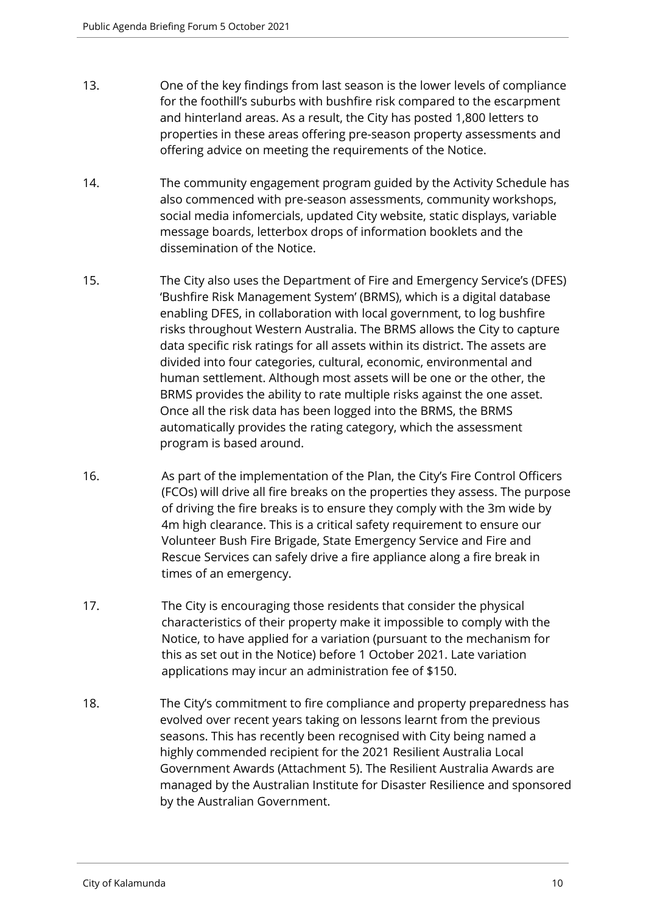13. One of the key findings from last season is the lower levels of compliance for the foothill's suburbs with bushfire risk compared to the escarpment and hinterland areas. As a result, the City has posted 1,800 letters to properties in these areas offering pre-season property assessments and offering advice on meeting the requirements of the Notice.

14. The community engagement program guided by the Activity Schedule has also commenced with pre-season assessments, community workshops, social media infomercials, updated City website, static displays, variable message boards, letterbox drops of information booklets and the dissemination of the Notice.

15. The City also uses the Department of Fire and Emergency Service's (DFES) 'Bushfire Risk Management System' (BRMS), which is a digital database enabling DFES, in collaboration with local government, to log bushfire risks throughout Western Australia. The BRMS allows the City to capture data specific risk ratings for all assets within its district. The assets are divided into four categories, cultural, economic, environmental and human settlement. Although most assets will be one or the other, the BRMS provides the ability to rate multiple risks against the one asset. Once all the risk data has been logged into the BRMS, the BRMS automatically provides the rating category, which the assessment program is based around.

16. As part of the implementation of the Plan, the City's Fire Control Officers (FCOs) will drive all fire breaks on the properties they assess. The purpose of driving the fire breaks is to ensure they comply with the 3m wide by 4m high clearance. This is a critical safety requirement to ensure our Volunteer Bush Fire Brigade, State Emergency Service and Fire and Rescue Services can safely drive a fire appliance along a fire break in times of an emergency.

17. The City is encouraging those residents that consider the physical characteristics of their property make it impossible to comply with the Notice, to have applied for a variation (pursuant to the mechanism for this as set out in the Notice) before 1 October 2021. Late variation applications may incur an administration fee of $150.

18. The City's commitment to fire compliance and property preparedness has evolved over recent years taking on lessons learnt from the previous seasons. This has recently been recognised with City being named a highly commended recipient for the 2021 Resilient Australia Local Government Awards (Attachment 5). The Resilient Australia Awards are managed by the Australian Institute for Disaster Resilience and sponsored by the Australian Government.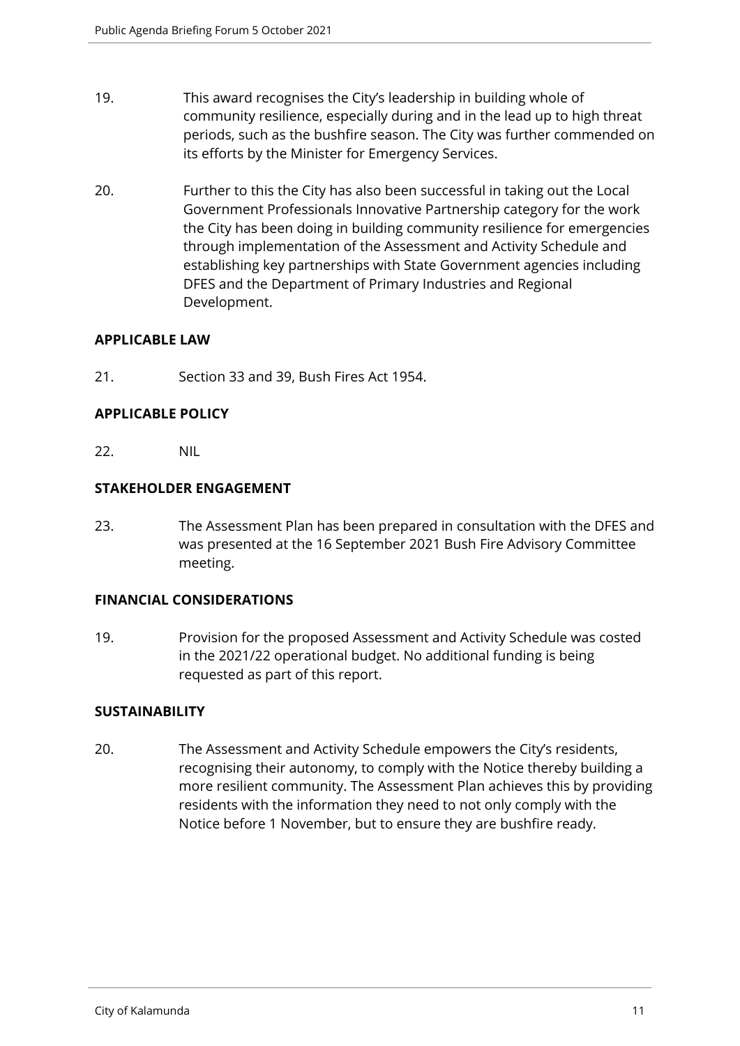19. This award recognises the City's leadership in building whole of community resilience, especially during and in the lead up to high threat periods, such as the bushfire season. The City was further commended on its efforts by the Minister for Emergency Services.

20. Further to this the City has also been successful in taking out the Local Government Professionals Innovative Partnership category for the work the City has been doing in building community resilience for emergencies through implementation of the Assessment and Activity Schedule and establishing key partnerships with State Government agencies including DFES and the Department of Primary Industries and Regional Development.

**APPLICABLE LAW**

21. Section 33 and 39, Bush Fires Act 1954.

**APPLICABLE POLICY**

22. NIL

**STAKEHOLDER ENGAGEMENT**

23. The Assessment Plan has been prepared in consultation with the DFES and was presented at the 16 September 2021 Bush Fire Advisory Committee meeting.

**FINANCIAL CONSIDERATIONS**

19. Provision for the proposed Assessment and Activity Schedule was costed in the 2021/22 operational budget. No additional funding is being requested as part of this report.

**SUSTAINABILITY**

20. The Assessment and Activity Schedule empowers the City's residents, recognising their autonomy, to comply with the Notice thereby building a more resilient community. The Assessment Plan achieves this by providing residents with the information they need to not only comply with the Notice before 1 November, but to ensure they are bushfire ready.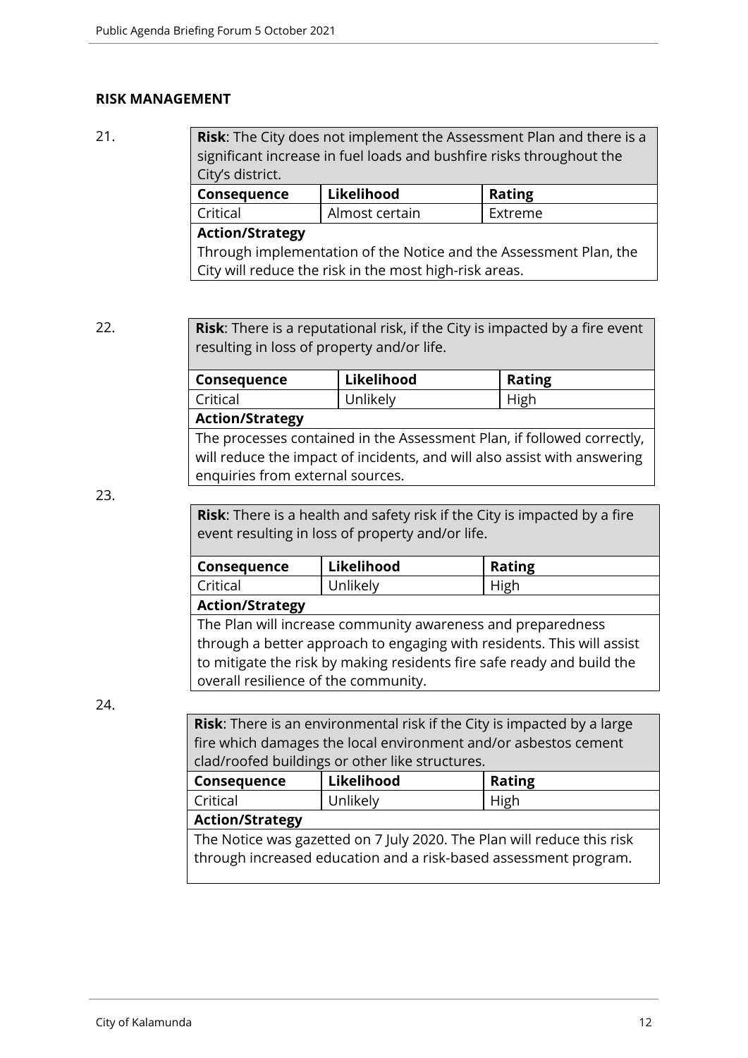**RISK MANAGEMENT**

21.

| **Risk**: The City does not implement the Assessment Plan and there is a significant increase in fuel loads and bushfire risks throughout the City's district. | | |
|---|---|---|
| **Consequence** | **Likelihood** | **Rating** |
| Critical | Almost certain | Extreme |
| **Action/Strategy** | | |
| Through implementation of the Notice and the Assessment Plan, the City will reduce the risk in the most high-risk areas. | | |

22.

| **Risk**: There is a reputational risk, if the City is impacted by a fire event resulting in loss of property and/or life. | | |
|---|---|---|
| **Consequence** | **Likelihood** | **Rating** |
| Critical | Unlikely | High |
| **Action/Strategy** | | |
| The processes contained in the Assessment Plan, if followed correctly, will reduce the impact of incidents, and will also assist with answering enquiries from external sources. | | |

23.

| **Risk**: There is a health and safety risk if the City is impacted by a fire event resulting in loss of property and/or life. | | |
|---|---|---|
| **Consequence** | **Likelihood** | **Rating** |
| Critical | Unlikely | High |
| **Action/Strategy** | | |
| The Plan will increase community awareness and preparedness through a better approach to engaging with residents. This will assist to mitigate the risk by making residents fire safe ready and build the overall resilience of the community. | | |

24.

| **Risk**: There is an environmental risk if the City is impacted by a large fire which damages the local environment and/or asbestos cement clad/roofed buildings or other like structures. | | |
|---|---|---|
| **Consequence** | **Likelihood** | **Rating** |
| Critical | Unlikely | High |
| **Action/Strategy** | | |
| The Notice was gazetted on 7 July 2020. The Plan will reduce this risk through increased education and a risk-based assessment program. | | |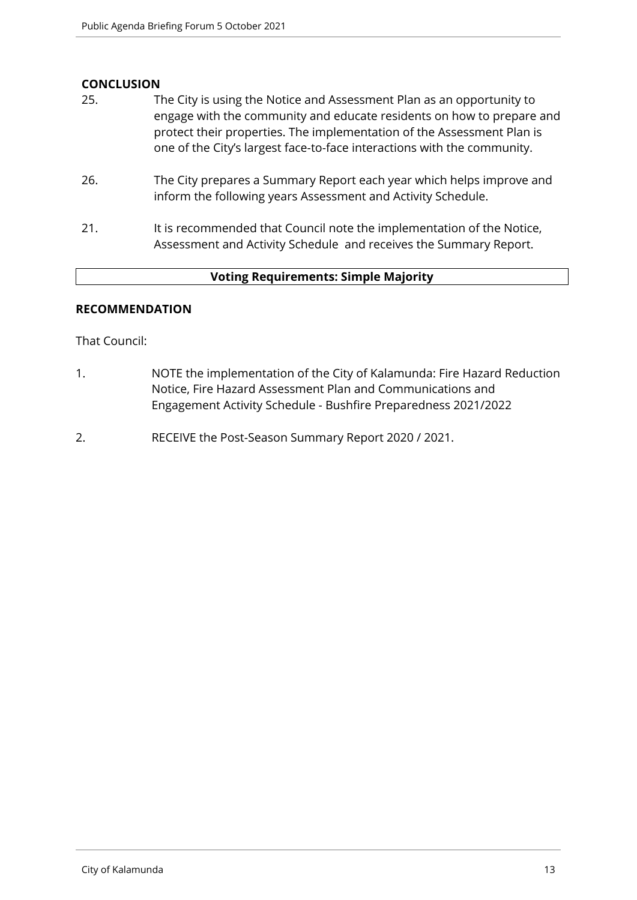**CONCLUSION**

25. The City is using the Notice and Assessment Plan as an opportunity to engage with the community and educate residents on how to prepare and protect their properties. The implementation of the Assessment Plan is one of the City's largest face-to-face interactions with the community.

26. The City prepares a Summary Report each year which helps improve and inform the following years Assessment and Activity Schedule.

21. It is recommended that Council note the implementation of the Notice, Assessment and Activity Schedule and receives the Summary Report.

| **Voting Requirements: Simple Majority** |
| --- |

**RECOMMENDATION**

That Council:

1. NOTE the implementation of the City of Kalamunda: Fire Hazard Reduction Notice, Fire Hazard Assessment Plan and Communications and Engagement Activity Schedule - Bushfire Preparedness 2021/2022

2. RECEIVE the Post-Season Summary Report 2020 / 2021.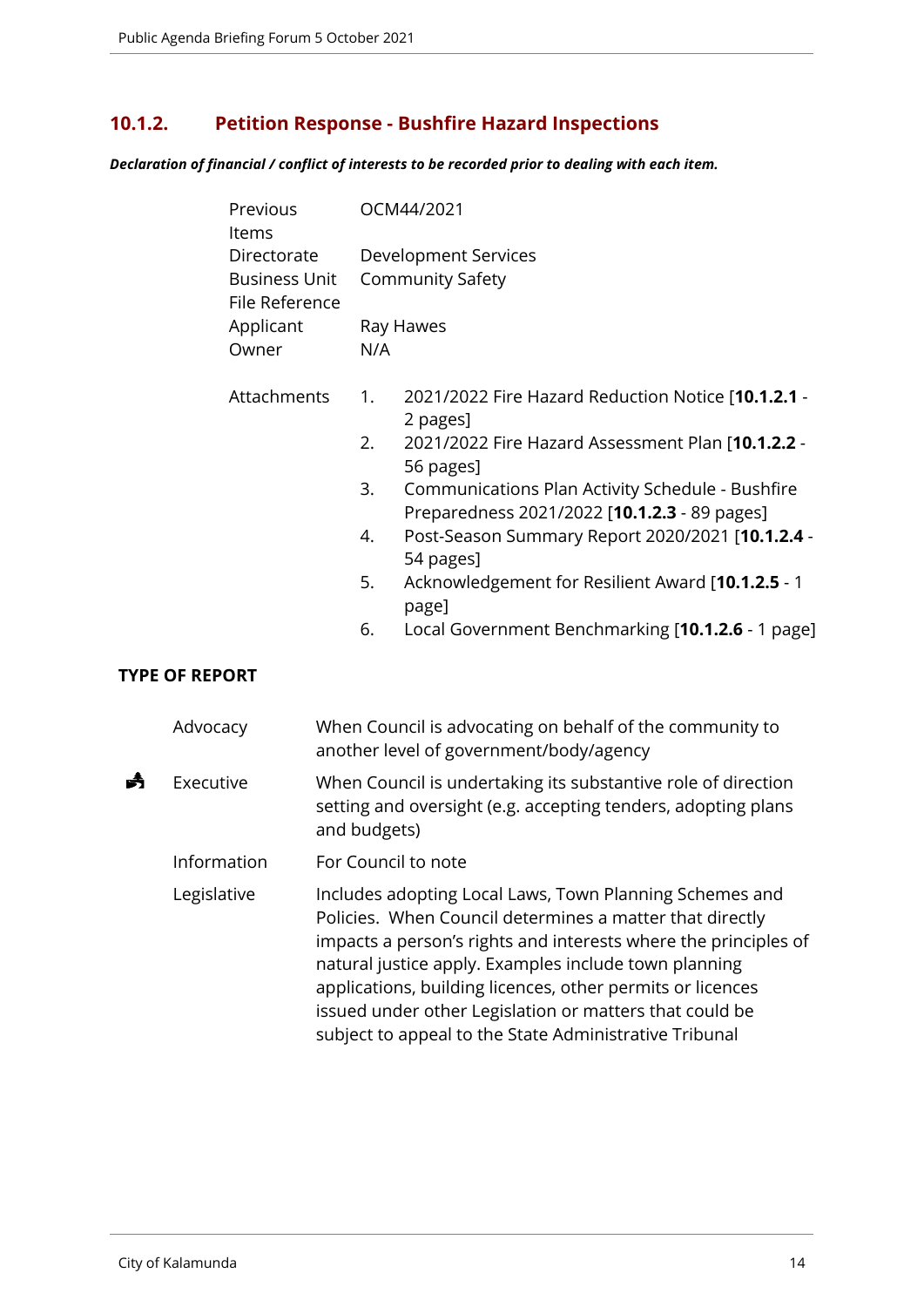## 10.1.2. Petition Response - Bushfire Hazard Inspections

***Declaration of financial / conflict of interests to be recorded prior to dealing with each item.***

| | |
|---|---|
| Previous Items | OCM44/2021 |
| Directorate | Development Services |
| Business Unit | Community Safety |
| File Reference | |
| Applicant | Ray Hawes |
| Owner | N/A |

Attachments

1. 2021/2022 Fire Hazard Reduction Notice [**10.1.2.1** - 2 pages]
2. 2021/2022 Fire Hazard Assessment Plan [**10.1.2.2** - 56 pages]
3. Communications Plan Activity Schedule - Bushfire Preparedness 2021/2022 [**10.1.2.3** - 89 pages]
4. Post-Season Summary Report 2020/2021 [**10.1.2.4** - 54 pages]
5. Acknowledgement for Resilient Award [**10.1.2.5** - 1 page]
6. Local Government Benchmarking [**10.1.2.6** - 1 page]

**TYPE OF REPORT**

| | Type | Description |
|---|---|---|
| | Advocacy | When Council is advocating on behalf of the community to another level of government/body/agency |
| ✓ | Executive | When Council is undertaking its substantive role of direction setting and oversight (e.g. accepting tenders, adopting plans and budgets) |
| | Information | For Council to note |
| | Legislative | Includes adopting Local Laws, Town Planning Schemes and Policies. When Council determines a matter that directly impacts a person's rights and interests where the principles of natural justice apply. Examples include town planning applications, building licences, other permits or licences issued under other Legislation or matters that could be subject to appeal to the State Administrative Tribunal |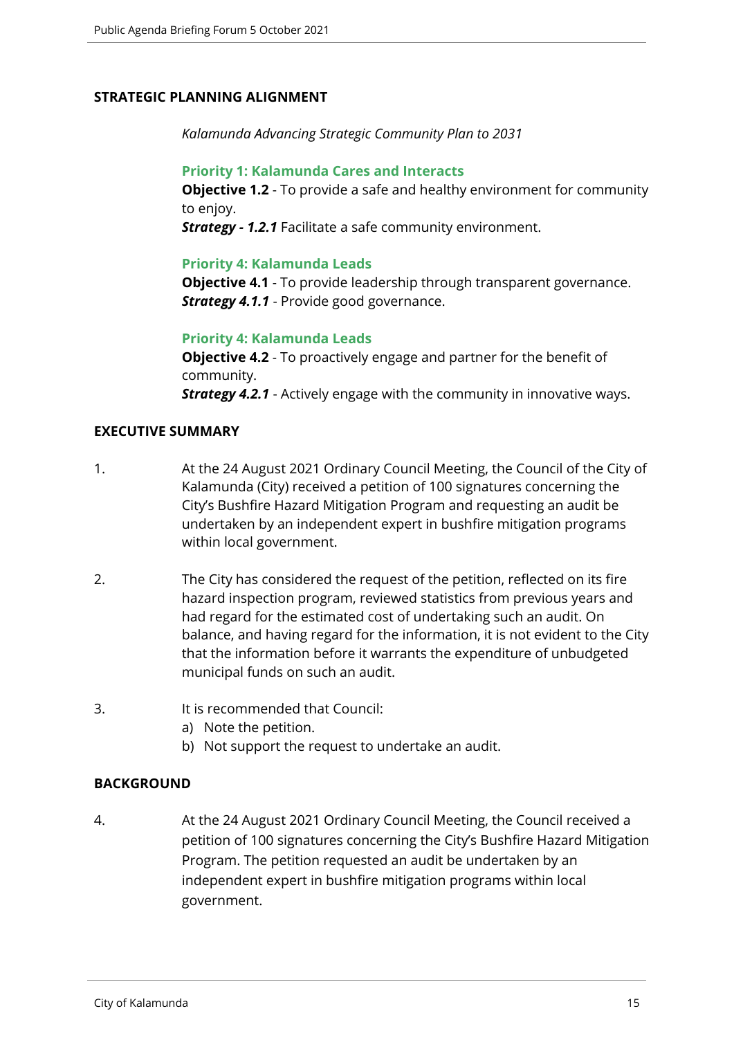## STRATEGIC PLANNING ALIGNMENT

*Kalamunda Advancing Strategic Community Plan to 2031*

**Priority 1: Kalamunda Cares and Interacts**
**Objective 1.2** - To provide a safe and healthy environment for community to enjoy.
***Strategy - 1.2.1*** Facilitate a safe community environment.

**Priority 4: Kalamunda Leads**
**Objective 4.1** - To provide leadership through transparent governance.
***Strategy 4.1.1*** - Provide good governance.

**Priority 4: Kalamunda Leads**
**Objective 4.2** - To proactively engage and partner for the benefit of community.
***Strategy 4.2.1*** - Actively engage with the community in innovative ways.

## EXECUTIVE SUMMARY

1. At the 24 August 2021 Ordinary Council Meeting, the Council of the City of Kalamunda (City) received a petition of 100 signatures concerning the City's Bushfire Hazard Mitigation Program and requesting an audit be undertaken by an independent expert in bushfire mitigation programs within local government.

2. The City has considered the request of the petition, reflected on its fire hazard inspection program, reviewed statistics from previous years and had regard for the estimated cost of undertaking such an audit. On balance, and having regard for the information, it is not evident to the City that the information before it warrants the expenditure of unbudgeted municipal funds on such an audit.

3. It is recommended that Council:
   a) Note the petition.
   b) Not support the request to undertake an audit.

## BACKGROUND

4. At the 24 August 2021 Ordinary Council Meeting, the Council received a petition of 100 signatures concerning the City's Bushfire Hazard Mitigation Program. The petition requested an audit be undertaken by an independent expert in bushfire mitigation programs within local government.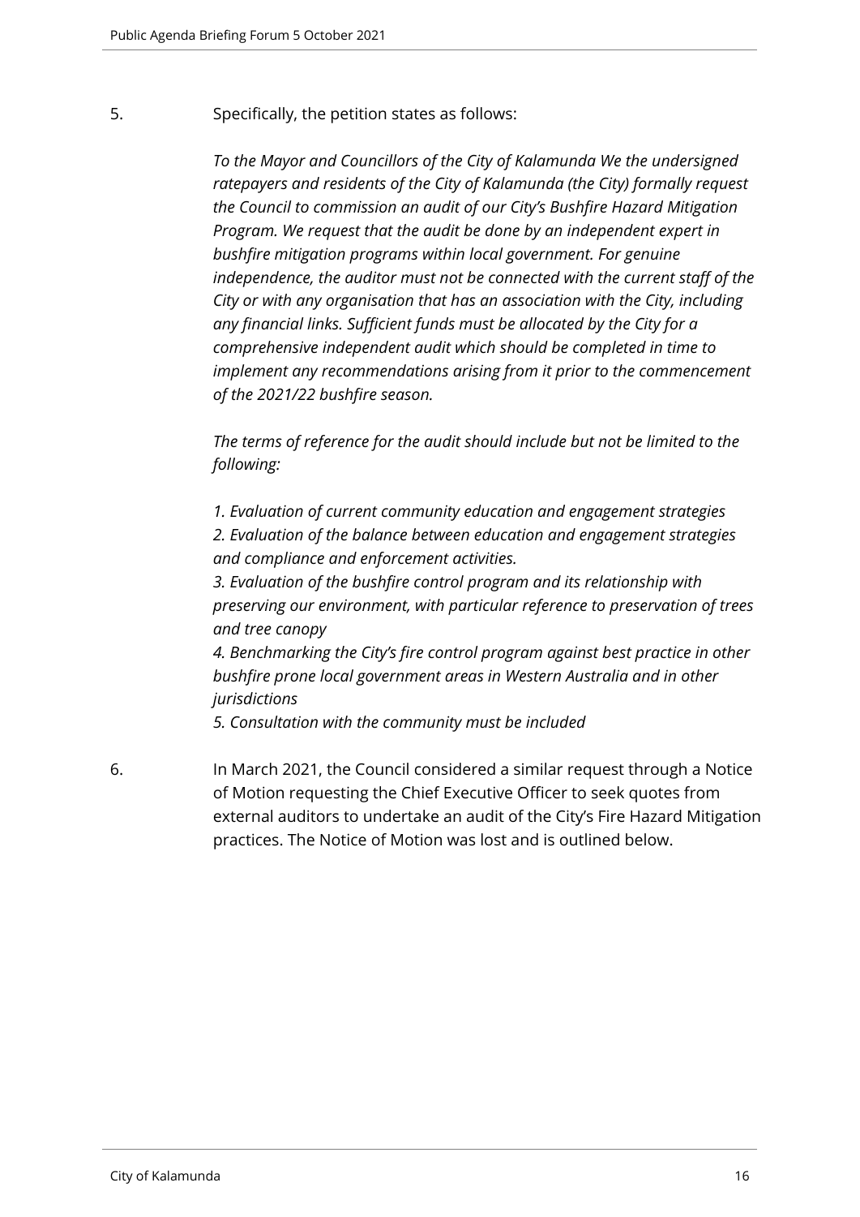5. Specifically, the petition states as follows:

*To the Mayor and Councillors of the City of Kalamunda We the undersigned ratepayers and residents of the City of Kalamunda (the City) formally request the Council to commission an audit of our City's Bushfire Hazard Mitigation Program. We request that the audit be done by an independent expert in bushfire mitigation programs within local government. For genuine independence, the auditor must not be connected with the current staff of the City or with any organisation that has an association with the City, including any financial links. Sufficient funds must be allocated by the City for a comprehensive independent audit which should be completed in time to implement any recommendations arising from it prior to the commencement of the 2021/22 bushfire season.*

*The terms of reference for the audit should include but not be limited to the following:*

*1. Evaluation of current community education and engagement strategies*
*2. Evaluation of the balance between education and engagement strategies and compliance and enforcement activities.*
*3. Evaluation of the bushfire control program and its relationship with preserving our environment, with particular reference to preservation of trees and tree canopy*
*4. Benchmarking the City's fire control program against best practice in other bushfire prone local government areas in Western Australia and in other jurisdictions*
*5. Consultation with the community must be included*

6. In March 2021, the Council considered a similar request through a Notice of Motion requesting the Chief Executive Officer to seek quotes from external auditors to undertake an audit of the City's Fire Hazard Mitigation practices. The Notice of Motion was lost and is outlined below.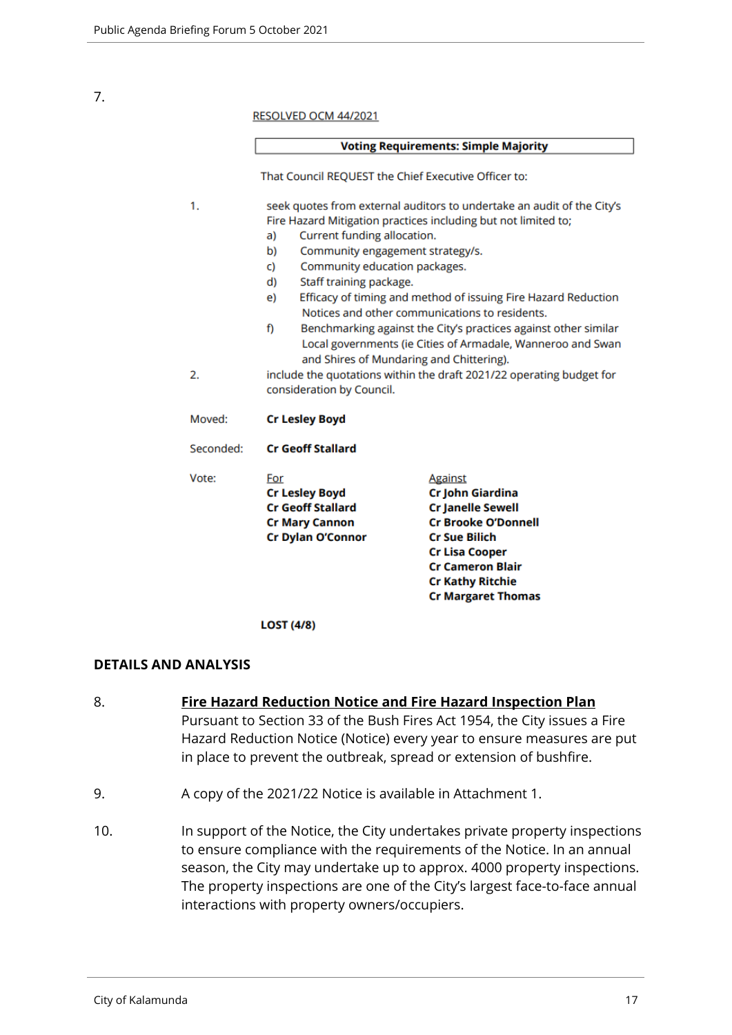7.

RESOLVED OCM 44/2021

**Voting Requirements: Simple Majority**

That Council REQUEST the Chief Executive Officer to:

1. seek quotes from external auditors to undertake an audit of the City's Fire Hazard Mitigation practices including but not limited to;
   a) Current funding allocation.
   b) Community engagement strategy/s.
   c) Community education packages.
   d) Staff training package.
   e) Efficacy of timing and method of issuing Fire Hazard Reduction Notices and other communications to residents.
   f) Benchmarking against the City's practices against other similar Local governments (ie Cities of Armadale, Wanneroo and Swan and Shires of Mundaring and Chittering).
2. include the quotations within the draft 2021/22 operating budget for consideration by Council.

Moved: **Cr Lesley Boyd**

Seconded: **Cr Geoff Stallard**

Vote:

| For | Against |
|---|---|
| **Cr Lesley Boyd** | **Cr John Giardina** |
| **Cr Geoff Stallard** | **Cr Janelle Sewell** |
| **Cr Mary Cannon** | **Cr Brooke O'Donnell** |
| **Cr Dylan O'Connor** | **Cr Sue Bilich** |
| | **Cr Lisa Cooper** |
| | **Cr Cameron Blair** |
| | **Cr Kathy Ritchie** |
| | **Cr Margaret Thomas** |

**LOST (4/8)**

## DETAILS AND ANALYSIS

8. **Fire Hazard Reduction Notice and Fire Hazard Inspection Plan**
   Pursuant to Section 33 of the Bush Fires Act 1954, the City issues a Fire Hazard Reduction Notice (Notice) every year to ensure measures are put in place to prevent the outbreak, spread or extension of bushfire.

9. A copy of the 2021/22 Notice is available in Attachment 1.

10. In support of the Notice, the City undertakes private property inspections to ensure compliance with the requirements of the Notice. In an annual season, the City may undertake up to approx. 4000 property inspections. The property inspections are one of the City's largest face-to-face annual interactions with property owners/occupiers.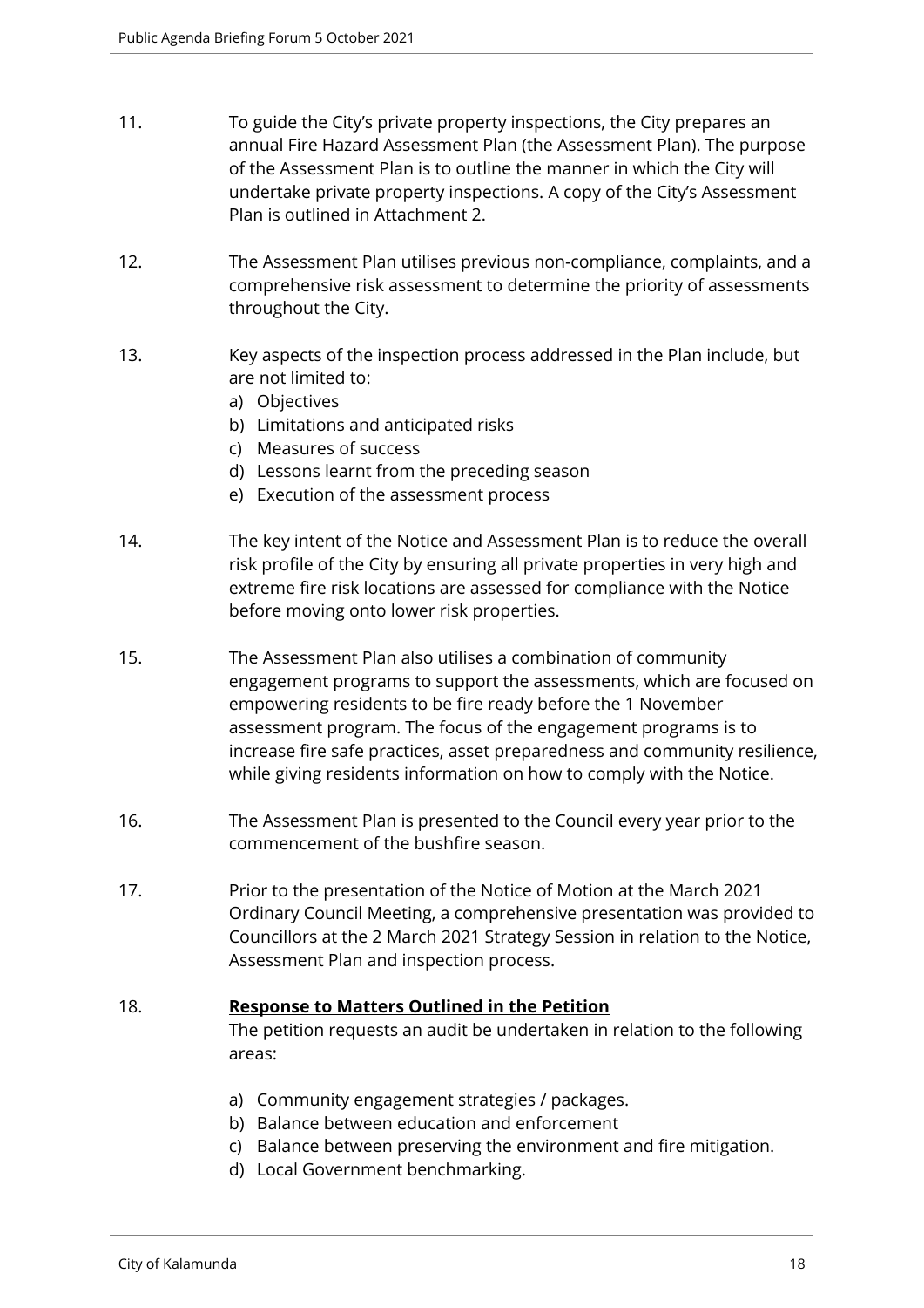11. To guide the City's private property inspections, the City prepares an annual Fire Hazard Assessment Plan (the Assessment Plan). The purpose of the Assessment Plan is to outline the manner in which the City will undertake private property inspections. A copy of the City's Assessment Plan is outlined in Attachment 2.

12. The Assessment Plan utilises previous non-compliance, complaints, and a comprehensive risk assessment to determine the priority of assessments throughout the City.

13. Key aspects of the inspection process addressed in the Plan include, but are not limited to:
    a) Objectives
    b) Limitations and anticipated risks
    c) Measures of success
    d) Lessons learnt from the preceding season
    e) Execution of the assessment process

14. The key intent of the Notice and Assessment Plan is to reduce the overall risk profile of the City by ensuring all private properties in very high and extreme fire risk locations are assessed for compliance with the Notice before moving onto lower risk properties.

15. The Assessment Plan also utilises a combination of community engagement programs to support the assessments, which are focused on empowering residents to be fire ready before the 1 November assessment program. The focus of the engagement programs is to increase fire safe practices, asset preparedness and community resilience, while giving residents information on how to comply with the Notice.

16. The Assessment Plan is presented to the Council every year prior to the commencement of the bushfire season.

17. Prior to the presentation of the Notice of Motion at the March 2021 Ordinary Council Meeting, a comprehensive presentation was provided to Councillors at the 2 March 2021 Strategy Session in relation to the Notice, Assessment Plan and inspection process.

18. **<u>Response to Matters Outlined in the Petition</u>**

    The petition requests an audit be undertaken in relation to the following areas:

    a) Community engagement strategies / packages.
    b) Balance between education and enforcement
    c) Balance between preserving the environment and fire mitigation.
    d) Local Government benchmarking.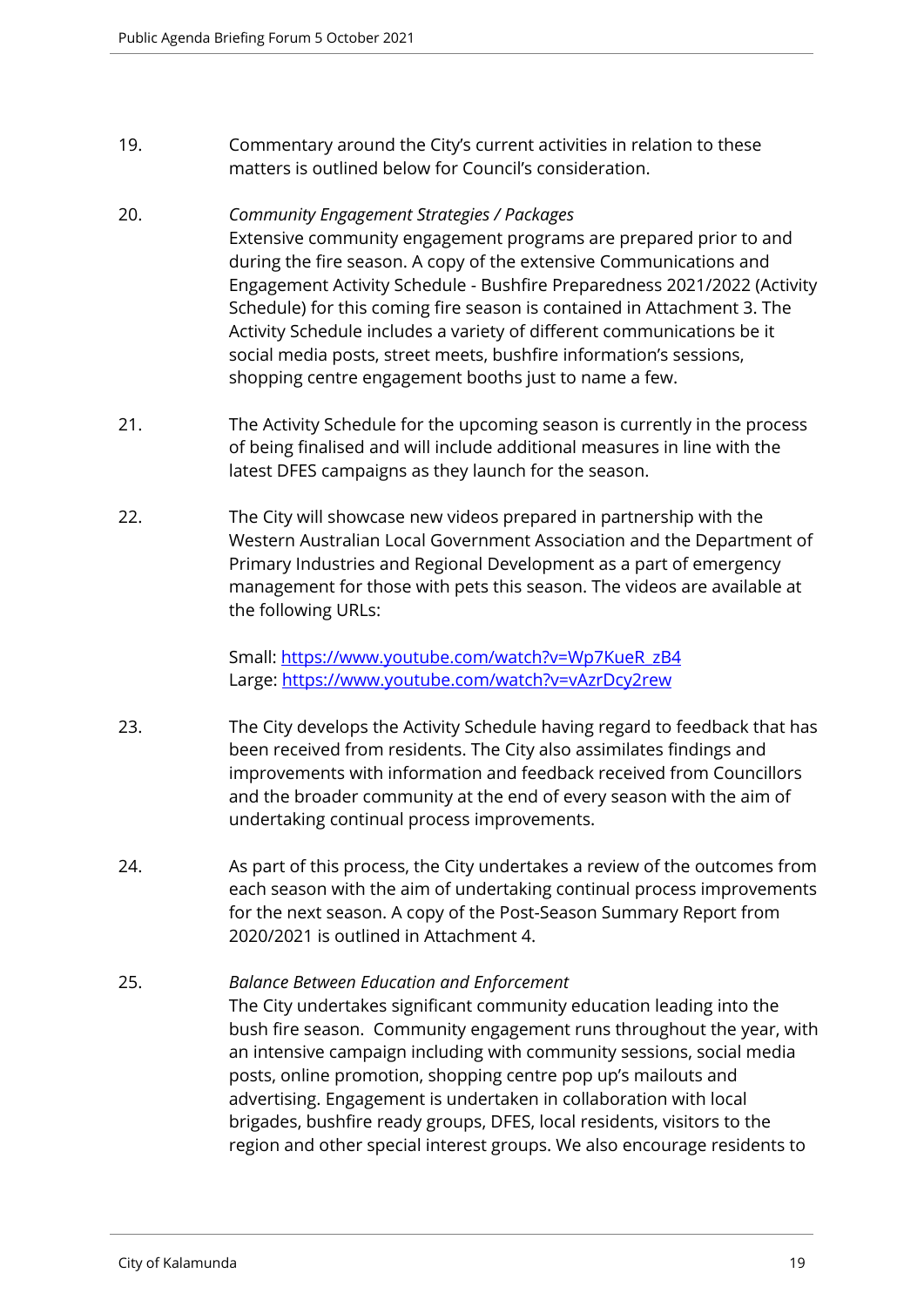19. Commentary around the City's current activities in relation to these matters is outlined below for Council's consideration.

20. *Community Engagement Strategies / Packages*
Extensive community engagement programs are prepared prior to and during the fire season. A copy of the extensive Communications and Engagement Activity Schedule - Bushfire Preparedness 2021/2022 (Activity Schedule) for this coming fire season is contained in Attachment 3. The Activity Schedule includes a variety of different communications be it social media posts, street meets, bushfire information's sessions, shopping centre engagement booths just to name a few.

21. The Activity Schedule for the upcoming season is currently in the process of being finalised and will include additional measures in line with the latest DFES campaigns as they launch for the season.

22. The City will showcase new videos prepared in partnership with the Western Australian Local Government Association and the Department of Primary Industries and Regional Development as a part of emergency management for those with pets this season. The videos are available at the following URLs:

    Small: https://www.youtube.com/watch?v=Wp7KueR_zB4
    Large: https://www.youtube.com/watch?v=vAzrDcy2rew

23. The City develops the Activity Schedule having regard to feedback that has been received from residents. The City also assimilates findings and improvements with information and feedback received from Councillors and the broader community at the end of every season with the aim of undertaking continual process improvements.

24. As part of this process, the City undertakes a review of the outcomes from each season with the aim of undertaking continual process improvements for the next season. A copy of the Post-Season Summary Report from 2020/2021 is outlined in Attachment 4.

25. *Balance Between Education and Enforcement*
The City undertakes significant community education leading into the bush fire season. Community engagement runs throughout the year, with an intensive campaign including with community sessions, social media posts, online promotion, shopping centre pop up's mailouts and advertising. Engagement is undertaken in collaboration with local brigades, bushfire ready groups, DFES, local residents, visitors to the region and other special interest groups. We also encourage residents to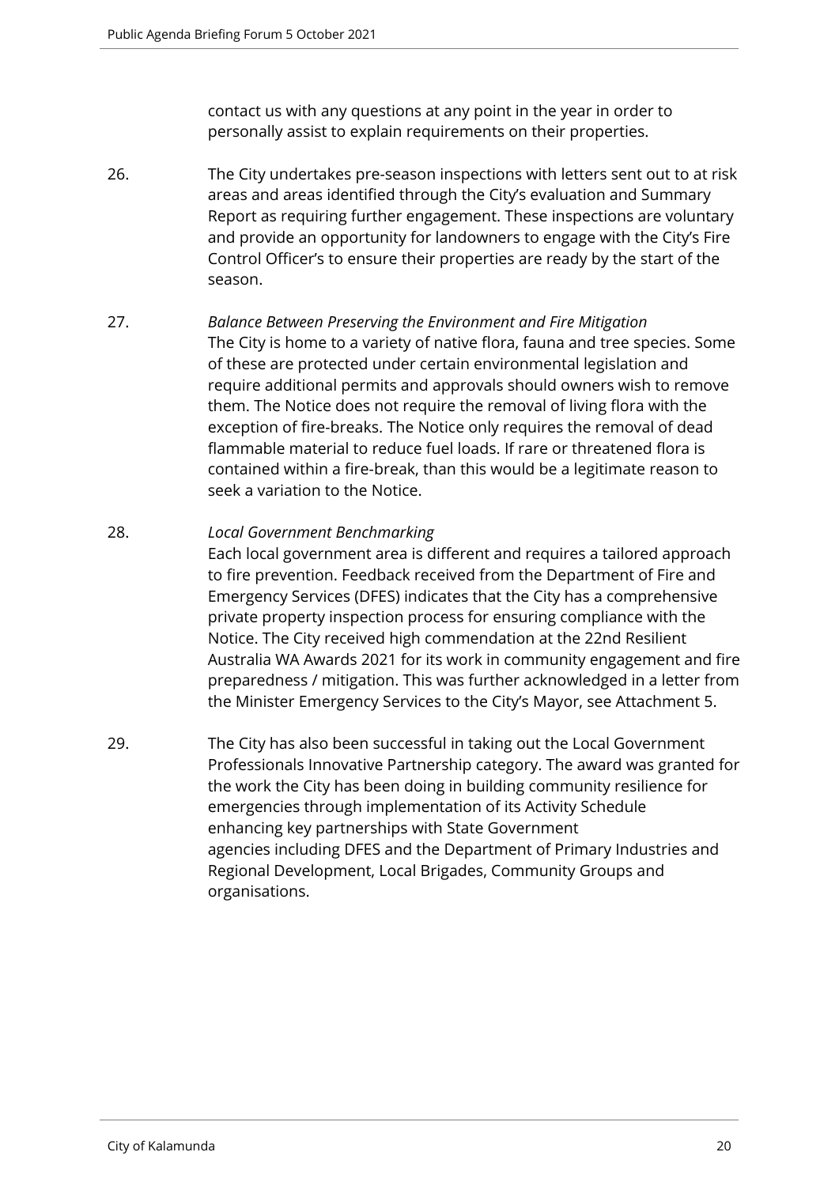contact us with any questions at any point in the year in order to personally assist to explain requirements on their properties.

26. The City undertakes pre-season inspections with letters sent out to at risk areas and areas identified through the City's evaluation and Summary Report as requiring further engagement. These inspections are voluntary and provide an opportunity for landowners to engage with the City's Fire Control Officer's to ensure their properties are ready by the start of the season.

27. *Balance Between Preserving the Environment and Fire Mitigation*
The City is home to a variety of native flora, fauna and tree species. Some of these are protected under certain environmental legislation and require additional permits and approvals should owners wish to remove them. The Notice does not require the removal of living flora with the exception of fire-breaks. The Notice only requires the removal of dead flammable material to reduce fuel loads. If rare or threatened flora is contained within a fire-break, than this would be a legitimate reason to seek a variation to the Notice.

28. *Local Government Benchmarking*
Each local government area is different and requires a tailored approach to fire prevention. Feedback received from the Department of Fire and Emergency Services (DFES) indicates that the City has a comprehensive private property inspection process for ensuring compliance with the Notice. The City received high commendation at the 22nd Resilient Australia WA Awards 2021 for its work in community engagement and fire preparedness / mitigation. This was further acknowledged in a letter from the Minister Emergency Services to the City's Mayor, see Attachment 5.

29. The City has also been successful in taking out the Local Government Professionals Innovative Partnership category. The award was granted for the work the City has been doing in building community resilience for emergencies through implementation of its Activity Schedule enhancing key partnerships with State Government agencies including DFES and the Department of Primary Industries and Regional Development, Local Brigades, Community Groups and organisations.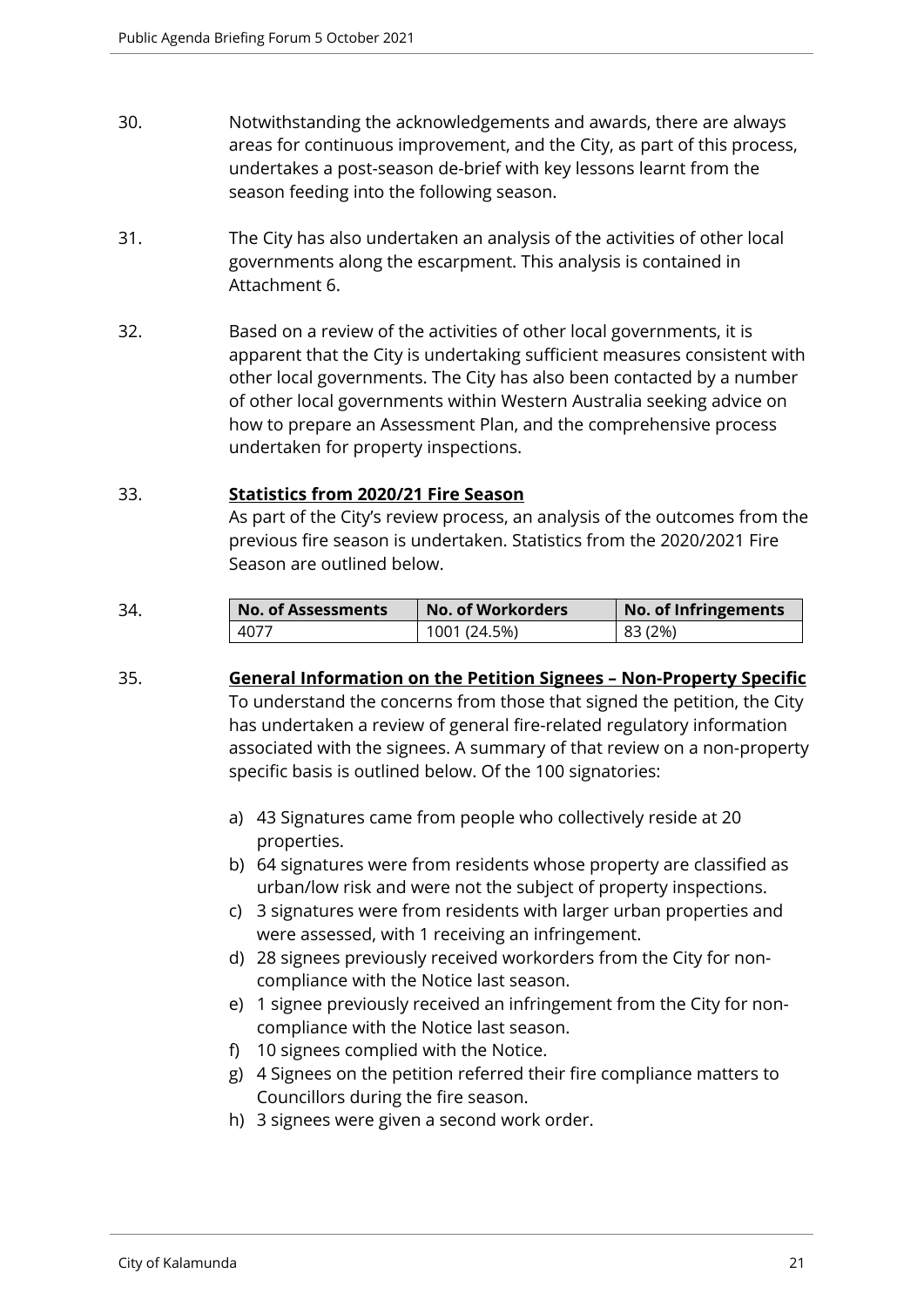30. Notwithstanding the acknowledgements and awards, there are always areas for continuous improvement, and the City, as part of this process, undertakes a post-season de-brief with key lessons learnt from the season feeding into the following season.

31. The City has also undertaken an analysis of the activities of other local governments along the escarpment. This analysis is contained in Attachment 6.

32. Based on a review of the activities of other local governments, it is apparent that the City is undertaking sufficient measures consistent with other local governments. The City has also been contacted by a number of other local governments within Western Australia seeking advice on how to prepare an Assessment Plan, and the comprehensive process undertaken for property inspections.

33. **<u>Statistics from 2020/21 Fire Season</u>**
As part of the City's review process, an analysis of the outcomes from the previous fire season is undertaken. Statistics from the 2020/2021 Fire Season are outlined below.

34.

| No. of Assessments | No. of Workorders | No. of Infringements |
|---|---|---|
| 4077 | 1001 (24.5%) | 83 (2%) |

35. **<u>General Information on the Petition Signees – Non-Property Specific</u>**
To understand the concerns from those that signed the petition, the City has undertaken a review of general fire-related regulatory information associated with the signees. A summary of that review on a non-property specific basis is outlined below. Of the 100 signatories:

a) 43 Signatures came from people who collectively reside at 20 properties.
b) 64 signatures were from residents whose property are classified as urban/low risk and were not the subject of property inspections.
c) 3 signatures were from residents with larger urban properties and were assessed, with 1 receiving an infringement.
d) 28 signees previously received workorders from the City for non-compliance with the Notice last season.
e) 1 signee previously received an infringement from the City for non-compliance with the Notice last season.
f) 10 signees complied with the Notice.
g) 4 Signees on the petition referred their fire compliance matters to Councillors during the fire season.
h) 3 signees were given a second work order.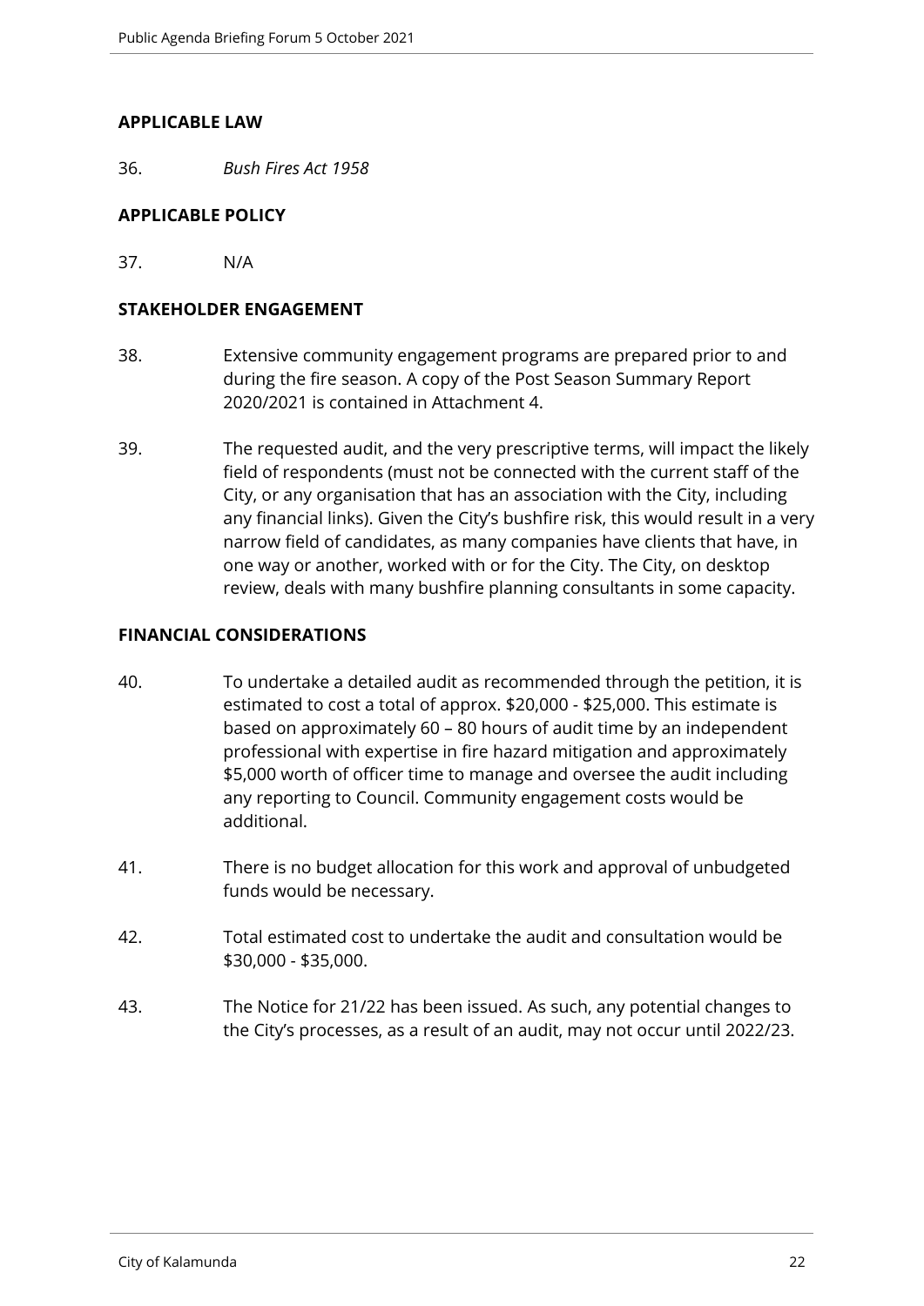## APPLICABLE LAW

36. *Bush Fires Act 1958*

## APPLICABLE POLICY

37. N/A

## STAKEHOLDER ENGAGEMENT

38. Extensive community engagement programs are prepared prior to and during the fire season. A copy of the Post Season Summary Report 2020/2021 is contained in Attachment 4.

39. The requested audit, and the very prescriptive terms, will impact the likely field of respondents (must not be connected with the current staff of the City, or any organisation that has an association with the City, including any financial links). Given the City's bushfire risk, this would result in a very narrow field of candidates, as many companies have clients that have, in one way or another, worked with or for the City. The City, on desktop review, deals with many bushfire planning consultants in some capacity.

## FINANCIAL CONSIDERATIONS

40. To undertake a detailed audit as recommended through the petition, it is estimated to cost a total of approx. $20,000 - $25,000. This estimate is based on approximately 60 – 80 hours of audit time by an independent professional with expertise in fire hazard mitigation and approximately $5,000 worth of officer time to manage and oversee the audit including any reporting to Council. Community engagement costs would be additional.

41. There is no budget allocation for this work and approval of unbudgeted funds would be necessary.

42. Total estimated cost to undertake the audit and consultation would be $30,000 - $35,000.

43. The Notice for 21/22 has been issued. As such, any potential changes to the City's processes, as a result of an audit, may not occur until 2022/23.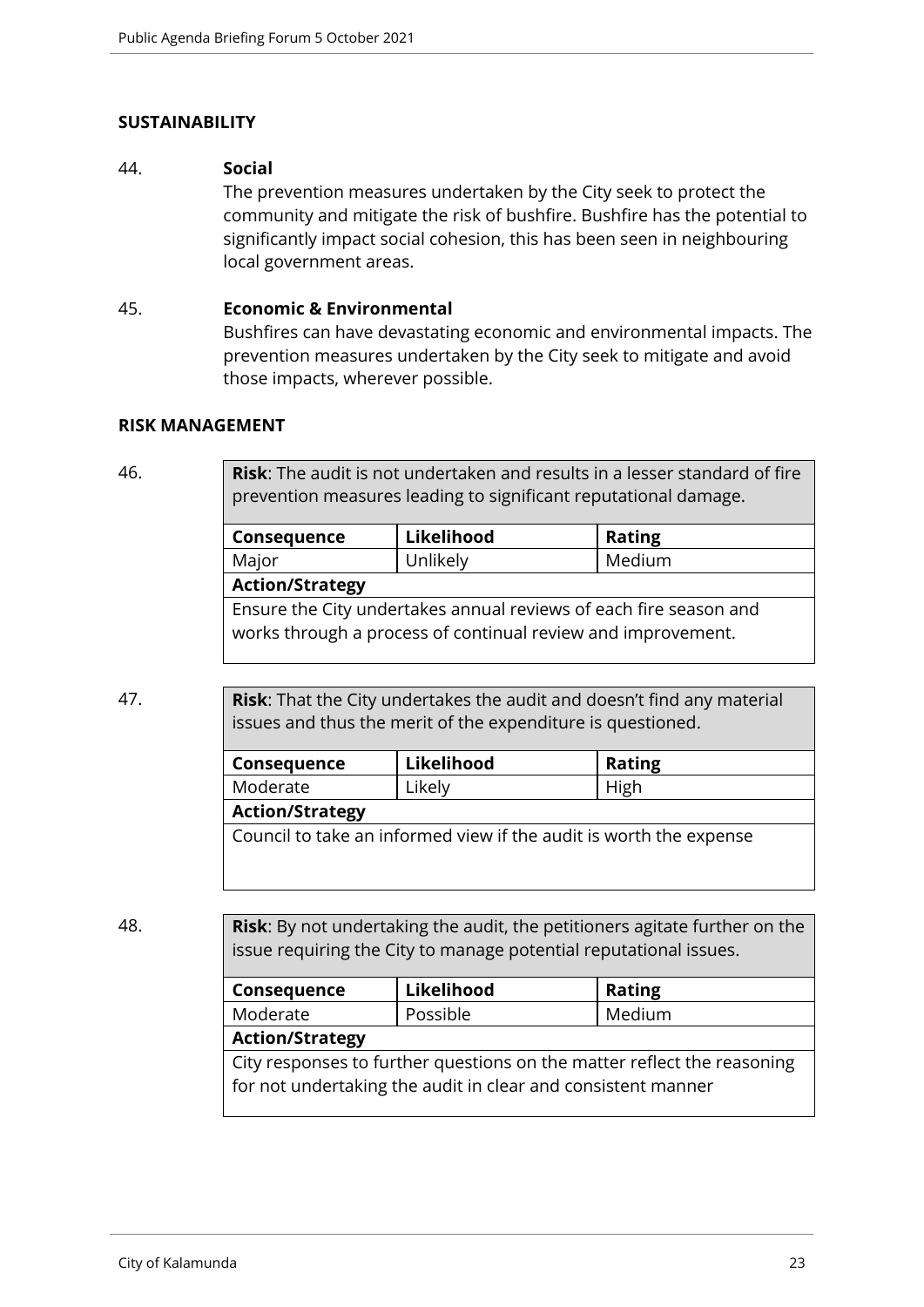## SUSTAINABILITY

44. **Social**

The prevention measures undertaken by the City seek to protect the community and mitigate the risk of bushfire. Bushfire has the potential to significantly impact social cohesion, this has been seen in neighbouring local government areas.

45. **Economic & Environmental**

Bushfires can have devastating economic and environmental impacts. The prevention measures undertaken by the City seek to mitigate and avoid those impacts, wherever possible.

## RISK MANAGEMENT

46.

| **Risk**: The audit is not undertaken and results in a lesser standard of fire prevention measures leading to significant reputational damage. | | |
|---|---|---|
| **Consequence** | **Likelihood** | **Rating** |
| Major | Unlikely | Medium |
| **Action/Strategy** | | |
| Ensure the City undertakes annual reviews of each fire season and works through a process of continual review and improvement. | | |

47.

| **Risk**: That the City undertakes the audit and doesn't find any material issues and thus the merit of the expenditure is questioned. | | |
|---|---|---|
| **Consequence** | **Likelihood** | **Rating** |
| Moderate | Likely | High |
| **Action/Strategy** | | |
| Council to take an informed view if the audit is worth the expense | | |

48.

| **Risk**: By not undertaking the audit, the petitioners agitate further on the issue requiring the City to manage potential reputational issues. | | |
|---|---|---|
| **Consequence** | **Likelihood** | **Rating** |
| Moderate | Possible | Medium |
| **Action/Strategy** | | |
| City responses to further questions on the matter reflect the reasoning for not undertaking the audit in clear and consistent manner | | |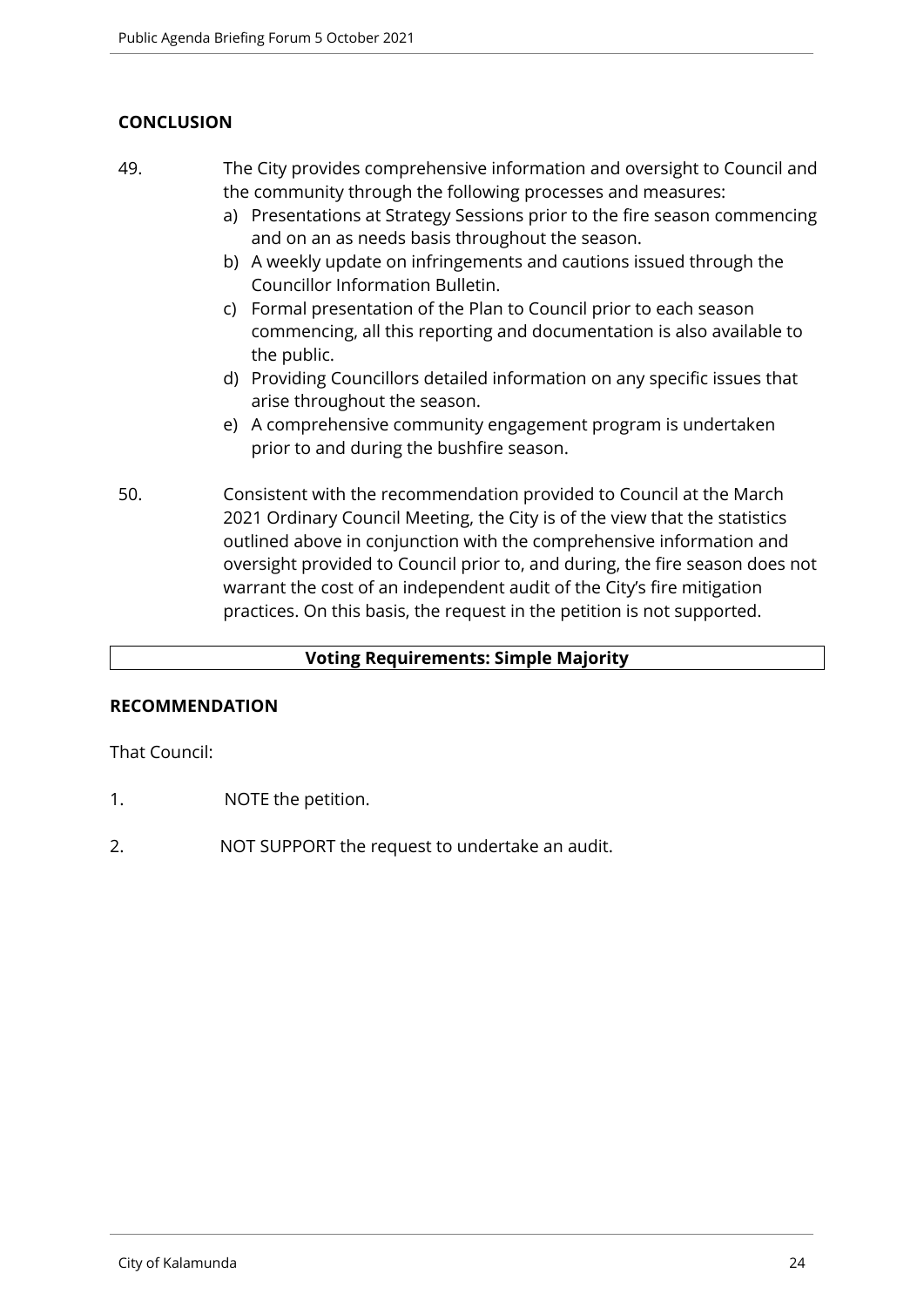## CONCLUSION

49. The City provides comprehensive information and oversight to Council and the community through the following processes and measures:
    a) Presentations at Strategy Sessions prior to the fire season commencing and on an as needs basis throughout the season.
    b) A weekly update on infringements and cautions issued through the Councillor Information Bulletin.
    c) Formal presentation of the Plan to Council prior to each season commencing, all this reporting and documentation is also available to the public.
    d) Providing Councillors detailed information on any specific issues that arise throughout the season.
    e) A comprehensive community engagement program is undertaken prior to and during the bushfire season.

50. Consistent with the recommendation provided to Council at the March 2021 Ordinary Council Meeting, the City is of the view that the statistics outlined above in conjunction with the comprehensive information and oversight provided to Council prior to, and during, the fire season does not warrant the cost of an independent audit of the City's fire mitigation practices. On this basis, the request in the petition is not supported.

| Voting Requirements: Simple Majority |
|---|

## RECOMMENDATION

That Council:

1. NOTE the petition.

2. NOT SUPPORT the request to undertake an audit.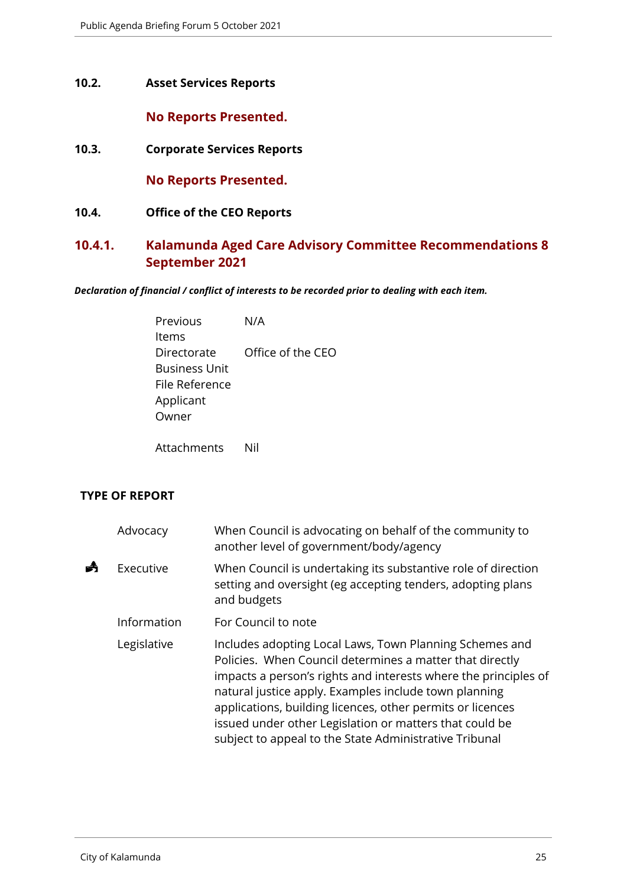## 10.2. Asset Services Reports

**No Reports Presented.**

## 10.3. Corporate Services Reports

**No Reports Presented.**

## 10.4. Office of the CEO Reports

### 10.4.1. Kalamunda Aged Care Advisory Committee Recommendations 8 September 2021

***Declaration of financial / conflict of interests to be recorded prior to dealing with each item.***

| | |
|---|---|
| Previous Items | N/A |
| Directorate | Office of the CEO |
| Business Unit | |
| File Reference | |
| Applicant | |
| Owner | |
| Attachments | Nil |

**TYPE OF REPORT**

| | | |
|---|---|---|
| | Advocacy | When Council is advocating on behalf of the community to another level of government/body/agency |
| ✓ | Executive | When Council is undertaking its substantive role of direction setting and oversight (eg accepting tenders, adopting plans and budgets |
| | Information | For Council to note |
| | Legislative | Includes adopting Local Laws, Town Planning Schemes and Policies. When Council determines a matter that directly impacts a person's rights and interests where the principles of natural justice apply. Examples include town planning applications, building licences, other permits or licences issued under other Legislation or matters that could be subject to appeal to the State Administrative Tribunal |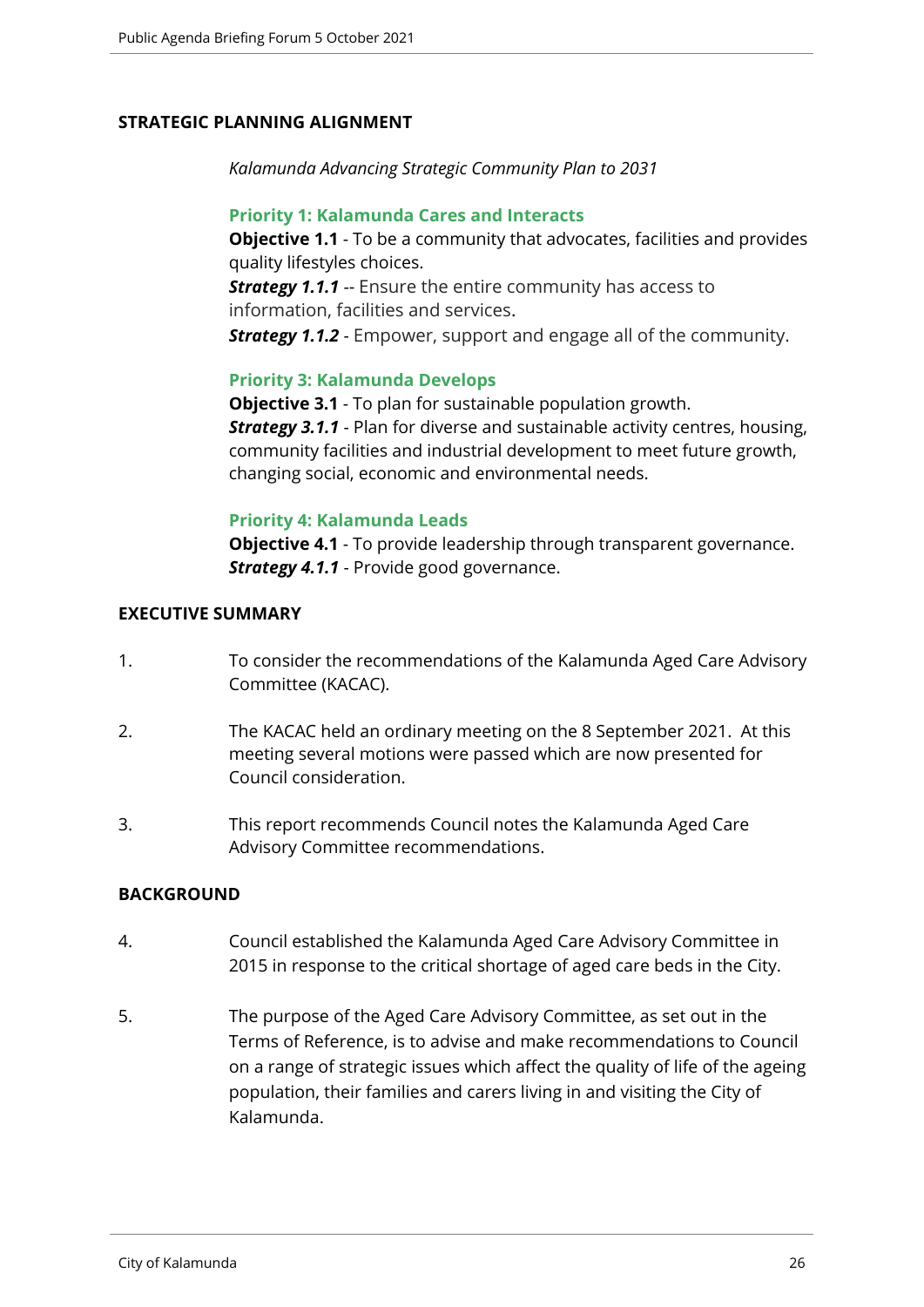## STRATEGIC PLANNING ALIGNMENT

*Kalamunda Advancing Strategic Community Plan to 2031*

**Priority 1: Kalamunda Cares and Interacts**
**Objective 1.1** - To be a community that advocates, facilities and provides quality lifestyles choices.
***Strategy 1.1.1*** -- Ensure the entire community has access to information, facilities and services.
***Strategy 1.1.2*** - Empower, support and engage all of the community.

**Priority 3: Kalamunda Develops**
**Objective 3.1** - To plan for sustainable population growth.
***Strategy 3.1.1*** - Plan for diverse and sustainable activity centres, housing, community facilities and industrial development to meet future growth, changing social, economic and environmental needs.

**Priority 4: Kalamunda Leads**
**Objective 4.1** - To provide leadership through transparent governance.
***Strategy 4.1.1*** - Provide good governance.

## EXECUTIVE SUMMARY

1. To consider the recommendations of the Kalamunda Aged Care Advisory Committee (KACAC).

2. The KACAC held an ordinary meeting on the 8 September 2021. At this meeting several motions were passed which are now presented for Council consideration.

3. This report recommends Council notes the Kalamunda Aged Care Advisory Committee recommendations.

## BACKGROUND

4. Council established the Kalamunda Aged Care Advisory Committee in 2015 in response to the critical shortage of aged care beds in the City.

5. The purpose of the Aged Care Advisory Committee, as set out in the Terms of Reference, is to advise and make recommendations to Council on a range of strategic issues which affect the quality of life of the ageing population, their families and carers living in and visiting the City of Kalamunda.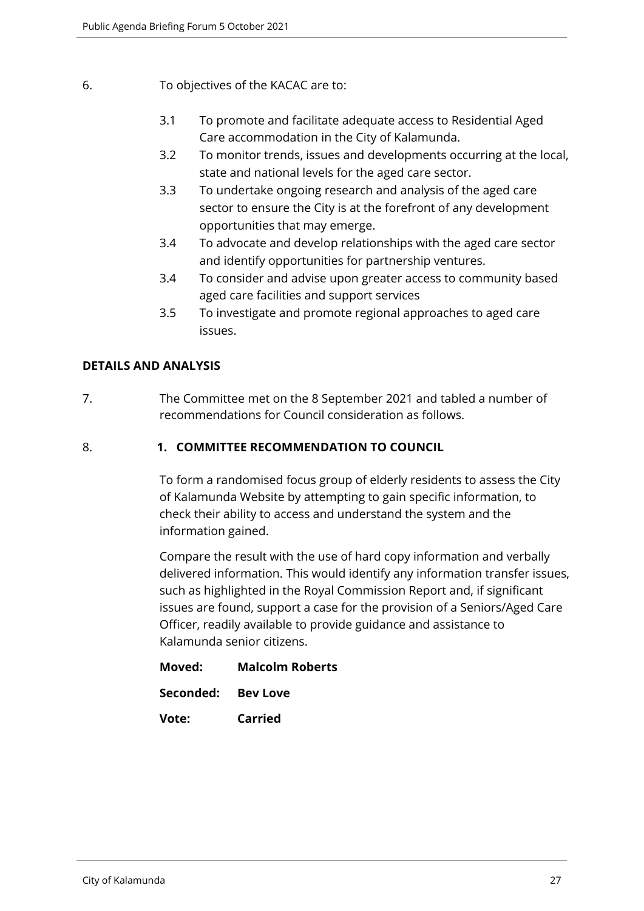6. To objectives of the KACAC are to:

   3.1 To promote and facilitate adequate access to Residential Aged Care accommodation in the City of Kalamunda.

   3.2 To monitor trends, issues and developments occurring at the local, state and national levels for the aged care sector.

   3.3 To undertake ongoing research and analysis of the aged care sector to ensure the City is at the forefront of any development opportunities that may emerge.

   3.4 To advocate and develop relationships with the aged care sector and identify opportunities for partnership ventures.

   3.4 To consider and advise upon greater access to community based aged care facilities and support services

   3.5 To investigate and promote regional approaches to aged care issues.

**DETAILS AND ANALYSIS**

7. The Committee met on the 8 September 2021 and tabled a number of recommendations for Council consideration as follows.

8. **1. COMMITTEE RECOMMENDATION TO COUNCIL**

   To form a randomised focus group of elderly residents to assess the City of Kalamunda Website by attempting to gain specific information, to check their ability to access and understand the system and the information gained.

   Compare the result with the use of hard copy information and verbally delivered information. This would identify any information transfer issues, such as highlighted in the Royal Commission Report and, if significant issues are found, support a case for the provision of a Seniors/Aged Care Officer, readily available to provide guidance and assistance to Kalamunda senior citizens.

   **Moved:** **Malcolm Roberts**

   **Seconded:** **Bev Love**

   **Vote:** **Carried**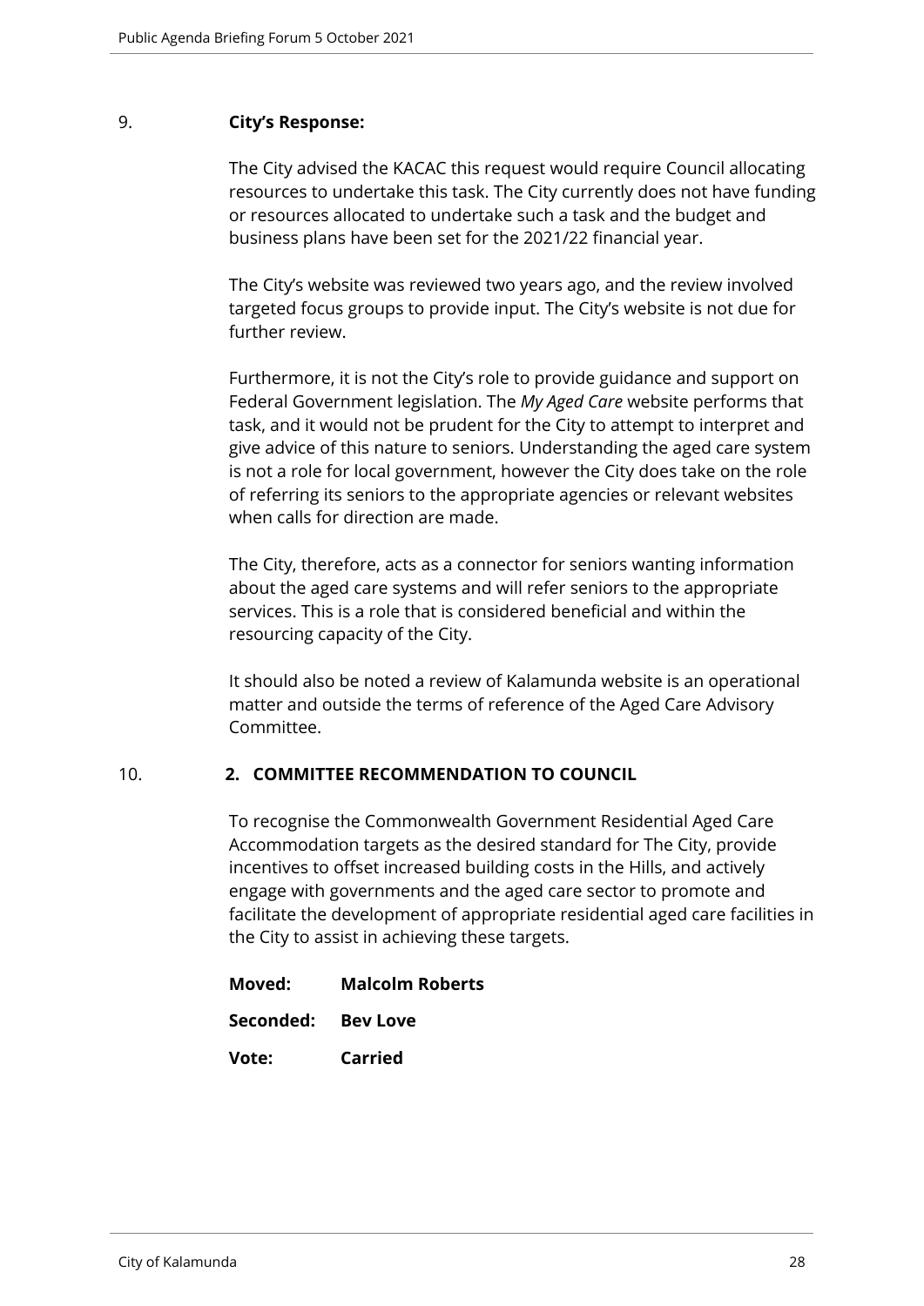9. **City's Response:**

The City advised the KACAC this request would require Council allocating resources to undertake this task. The City currently does not have funding or resources allocated to undertake such a task and the budget and business plans have been set for the 2021/22 financial year.

The City's website was reviewed two years ago, and the review involved targeted focus groups to provide input. The City's website is not due for further review.

Furthermore, it is not the City's role to provide guidance and support on Federal Government legislation. The *My Aged Care* website performs that task, and it would not be prudent for the City to attempt to interpret and give advice of this nature to seniors. Understanding the aged care system is not a role for local government, however the City does take on the role of referring its seniors to the appropriate agencies or relevant websites when calls for direction are made.

The City, therefore, acts as a connector for seniors wanting information about the aged care systems and will refer seniors to the appropriate services. This is a role that is considered beneficial and within the resourcing capacity of the City.

It should also be noted a review of Kalamunda website is an operational matter and outside the terms of reference of the Aged Care Advisory Committee.

10. **2. COMMITTEE RECOMMENDATION TO COUNCIL**

To recognise the Commonwealth Government Residential Aged Care Accommodation targets as the desired standard for The City, provide incentives to offset increased building costs in the Hills, and actively engage with governments and the aged care sector to promote and facilitate the development of appropriate residential aged care facilities in the City to assist in achieving these targets.

**Moved:** **Malcolm Roberts**

**Seconded:** **Bev Love**

**Vote:** **Carried**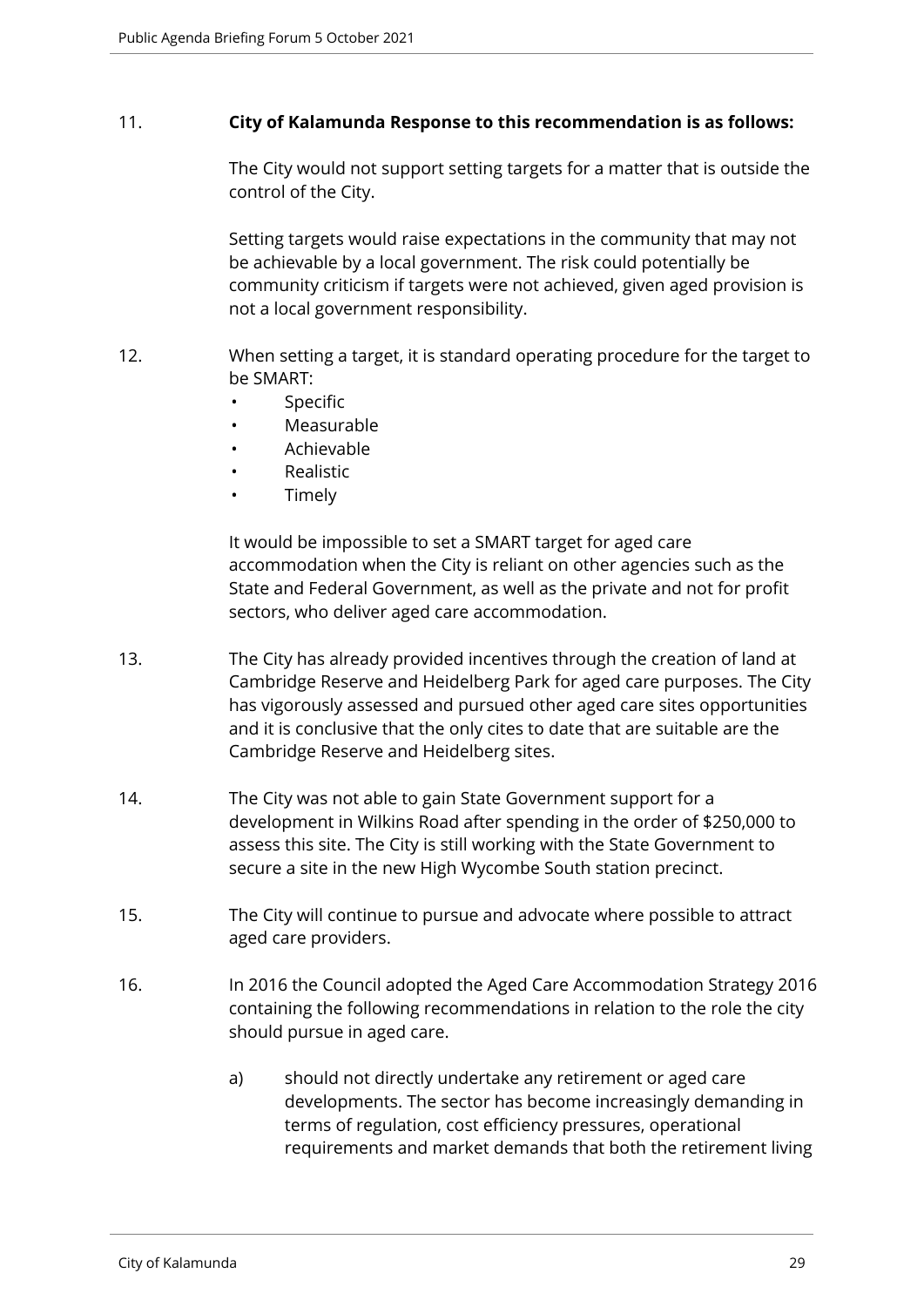11. **City of Kalamunda Response to this recommendation is as follows:**

    The City would not support setting targets for a matter that is outside the control of the City.

    Setting targets would raise expectations in the community that may not be achievable by a local government. The risk could potentially be community criticism if targets were not achieved, given aged provision is not a local government responsibility.

12. When setting a target, it is standard operating procedure for the target to be SMART:
    - Specific
    - Measurable
    - Achievable
    - Realistic
    - Timely

    It would be impossible to set a SMART target for aged care accommodation when the City is reliant on other agencies such as the State and Federal Government, as well as the private and not for profit sectors, who deliver aged care accommodation.

13. The City has already provided incentives through the creation of land at Cambridge Reserve and Heidelberg Park for aged care purposes. The City has vigorously assessed and pursued other aged care sites opportunities and it is conclusive that the only cites to date that are suitable are the Cambridge Reserve and Heidelberg sites.

14. The City was not able to gain State Government support for a development in Wilkins Road after spending in the order of $250,000 to assess this site. The City is still working with the State Government to secure a site in the new High Wycombe South station precinct.

15. The City will continue to pursue and advocate where possible to attract aged care providers.

16. In 2016 the Council adopted the Aged Care Accommodation Strategy 2016 containing the following recommendations in relation to the role the city should pursue in aged care.

    a) should not directly undertake any retirement or aged care developments. The sector has become increasingly demanding in terms of regulation, cost efficiency pressures, operational requirements and market demands that both the retirement living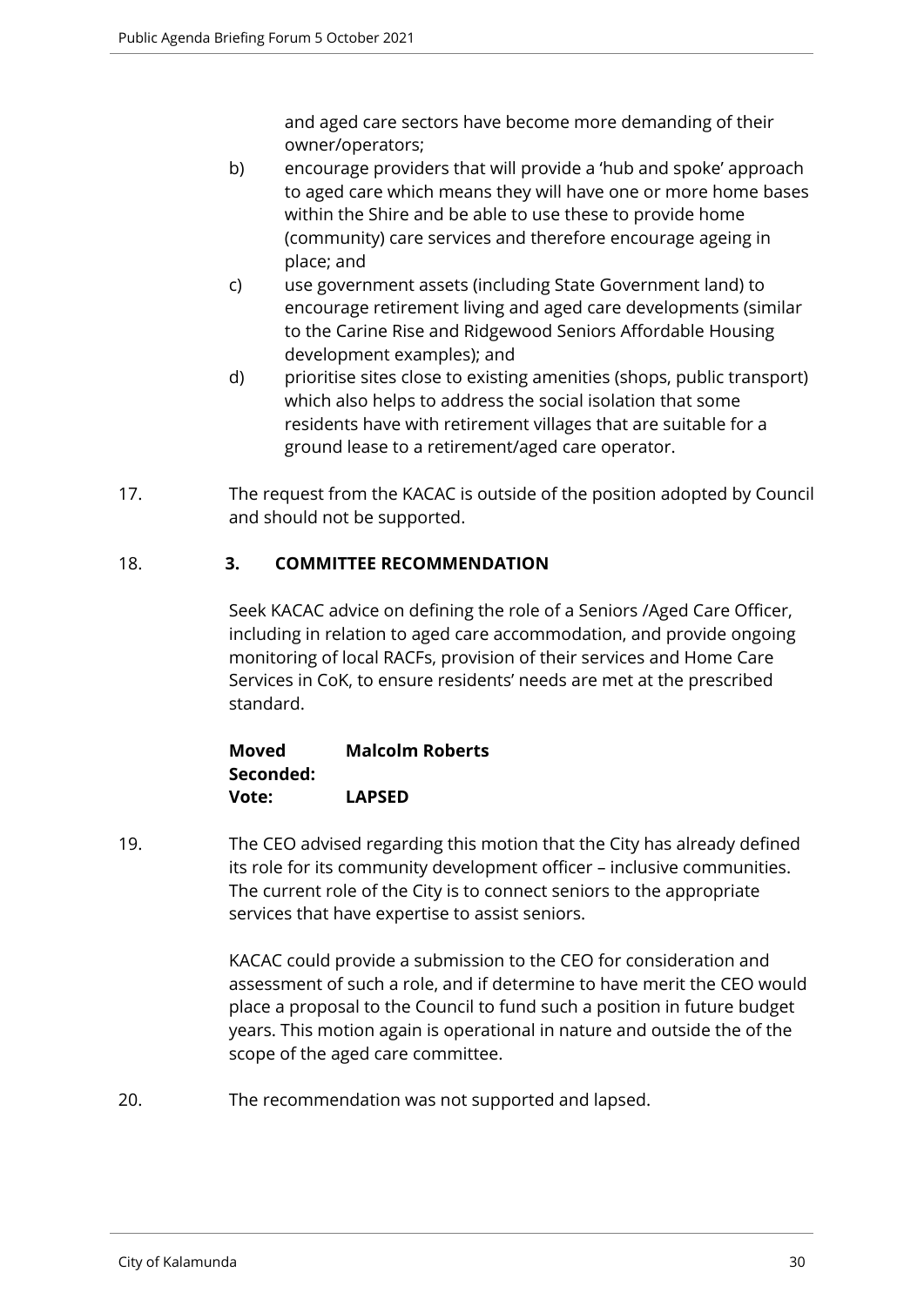and aged care sectors have become more demanding of their owner/operators;

b) encourage providers that will provide a 'hub and spoke' approach to aged care which means they will have one or more home bases within the Shire and be able to use these to provide home (community) care services and therefore encourage ageing in place; and

c) use government assets (including State Government land) to encourage retirement living and aged care developments (similar to the Carine Rise and Ridgewood Seniors Affordable Housing development examples); and

d) prioritise sites close to existing amenities (shops, public transport) which also helps to address the social isolation that some residents have with retirement villages that are suitable for a ground lease to a retirement/aged care operator.

17. The request from the KACAC is outside of the position adopted by Council and should not be supported.

18. **3. COMMITTEE RECOMMENDATION**

Seek KACAC advice on defining the role of a Seniors /Aged Care Officer, including in relation to aged care accommodation, and provide ongoing monitoring of local RACFs, provision of their services and Home Care Services in CoK, to ensure residents' needs are met at the prescribed standard.

**Moved** **Malcolm Roberts**
**Seconded:**
**Vote:** **LAPSED**

19. The CEO advised regarding this motion that the City has already defined its role for its community development officer – inclusive communities. The current role of the City is to connect seniors to the appropriate services that have expertise to assist seniors.

KACAC could provide a submission to the CEO for consideration and assessment of such a role, and if determine to have merit the CEO would place a proposal to the Council to fund such a position in future budget years. This motion again is operational in nature and outside the of the scope of the aged care committee.

20. The recommendation was not supported and lapsed.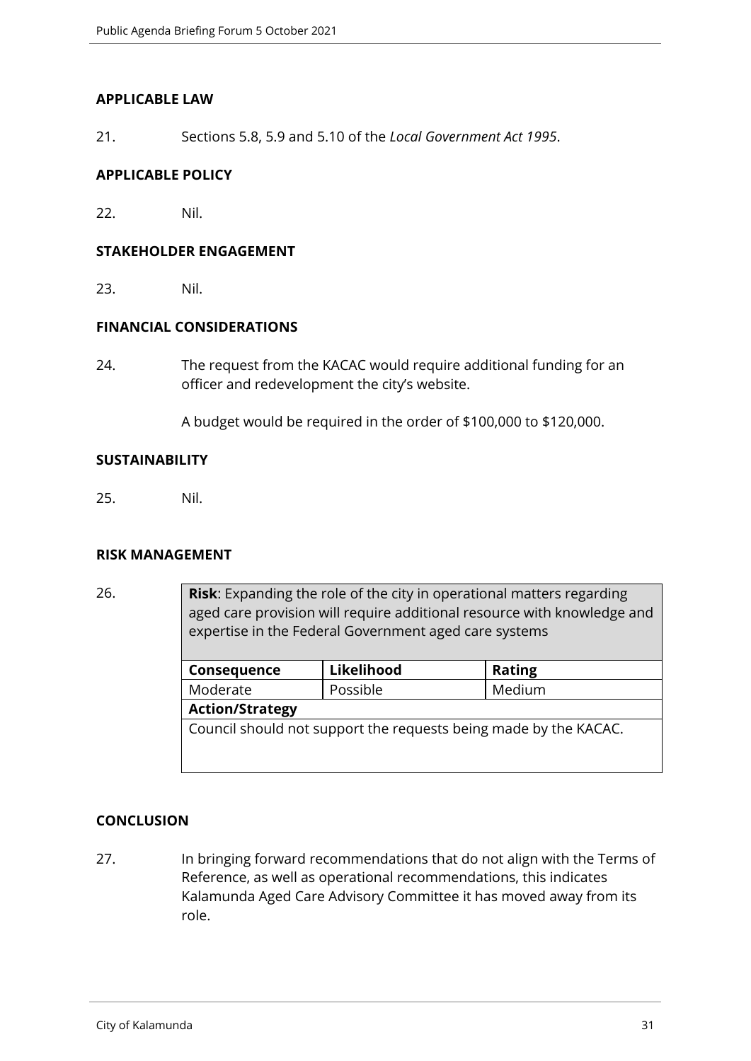## APPLICABLE LAW

21. Sections 5.8, 5.9 and 5.10 of the *Local Government Act 1995*.

## APPLICABLE POLICY

22. Nil.

## STAKEHOLDER ENGAGEMENT

23. Nil.

## FINANCIAL CONSIDERATIONS

24. The request from the KACAC would require additional funding for an officer and redevelopment the city's website.

    A budget would be required in the order of $100,000 to $120,000.

## SUSTAINABILITY

25. Nil.

## RISK MANAGEMENT

26.

| **Risk**: Expanding the role of the city in operational matters regarding aged care provision will require additional resource with knowledge and expertise in the Federal Government aged care systems | | |
|---|---|---|
| **Consequence** | **Likelihood** | **Rating** |
| Moderate | Possible | Medium |
| **Action/Strategy** | | |
| Council should not support the requests being made by the KACAC. | | |

## CONCLUSION

27. In bringing forward recommendations that do not align with the Terms of Reference, as well as operational recommendations, this indicates Kalamunda Aged Care Advisory Committee it has moved away from its role.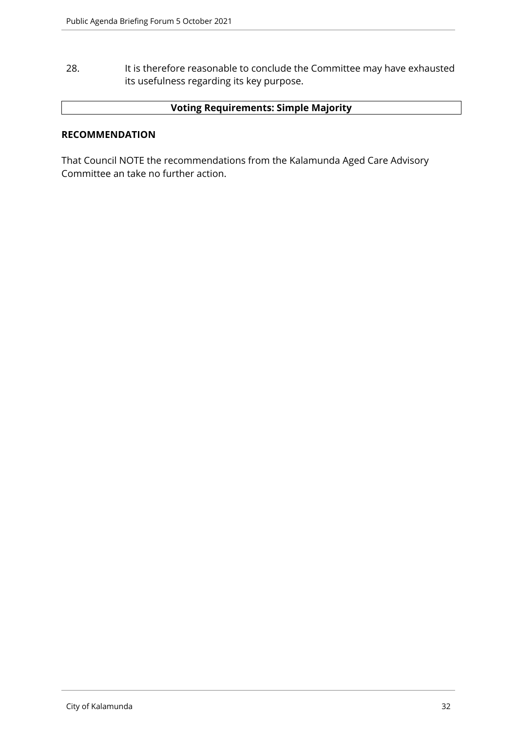28. It is therefore reasonable to conclude the Committee may have exhausted its usefulness regarding its key purpose.

| Voting Requirements: Simple Majority |
| --- |

**RECOMMENDATION**

That Council NOTE the recommendations from the Kalamunda Aged Care Advisory Committee an take no further action.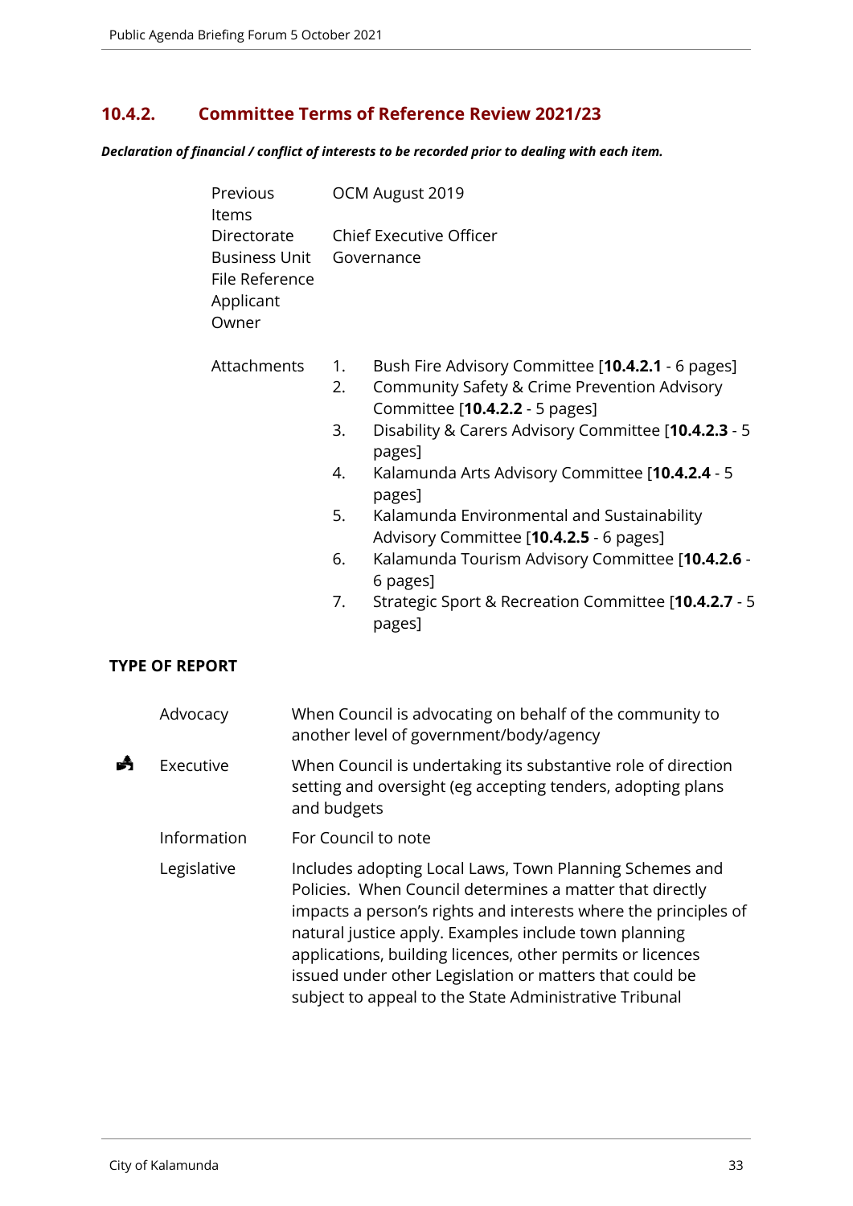## 10.4.2. Committee Terms of Reference Review 2021/23

***Declaration of financial / conflict of interests to be recorded prior to dealing with each item.***

| | |
|---|---|
| Previous Items | OCM August 2019 |
| Directorate | Chief Executive Officer |
| Business Unit | Governance |
| File Reference | |
| Applicant | |
| Owner | |

Attachments

1. Bush Fire Advisory Committee [**10.4.2.1** - 6 pages]
2. Community Safety & Crime Prevention Advisory Committee [**10.4.2.2** - 5 pages]
3. Disability & Carers Advisory Committee [**10.4.2.3** - 5 pages]
4. Kalamunda Arts Advisory Committee [**10.4.2.4** - 5 pages]
5. Kalamunda Environmental and Sustainability Advisory Committee [**10.4.2.5** - 6 pages]
6. Kalamunda Tourism Advisory Committee [**10.4.2.6** - 6 pages]
7. Strategic Sport & Recreation Committee [**10.4.2.7** - 5 pages]

**TYPE OF REPORT**

| | | |
|---|---|---|
| | Advocacy | When Council is advocating on behalf of the community to another level of government/body/agency |
| ✔ | Executive | When Council is undertaking its substantive role of direction setting and oversight (eg accepting tenders, adopting plans and budgets |
| | Information | For Council to note |
| | Legislative | Includes adopting Local Laws, Town Planning Schemes and Policies. When Council determines a matter that directly impacts a person's rights and interests where the principles of natural justice apply. Examples include town planning applications, building licences, other permits or licences issued under other Legislation or matters that could be subject to appeal to the State Administrative Tribunal |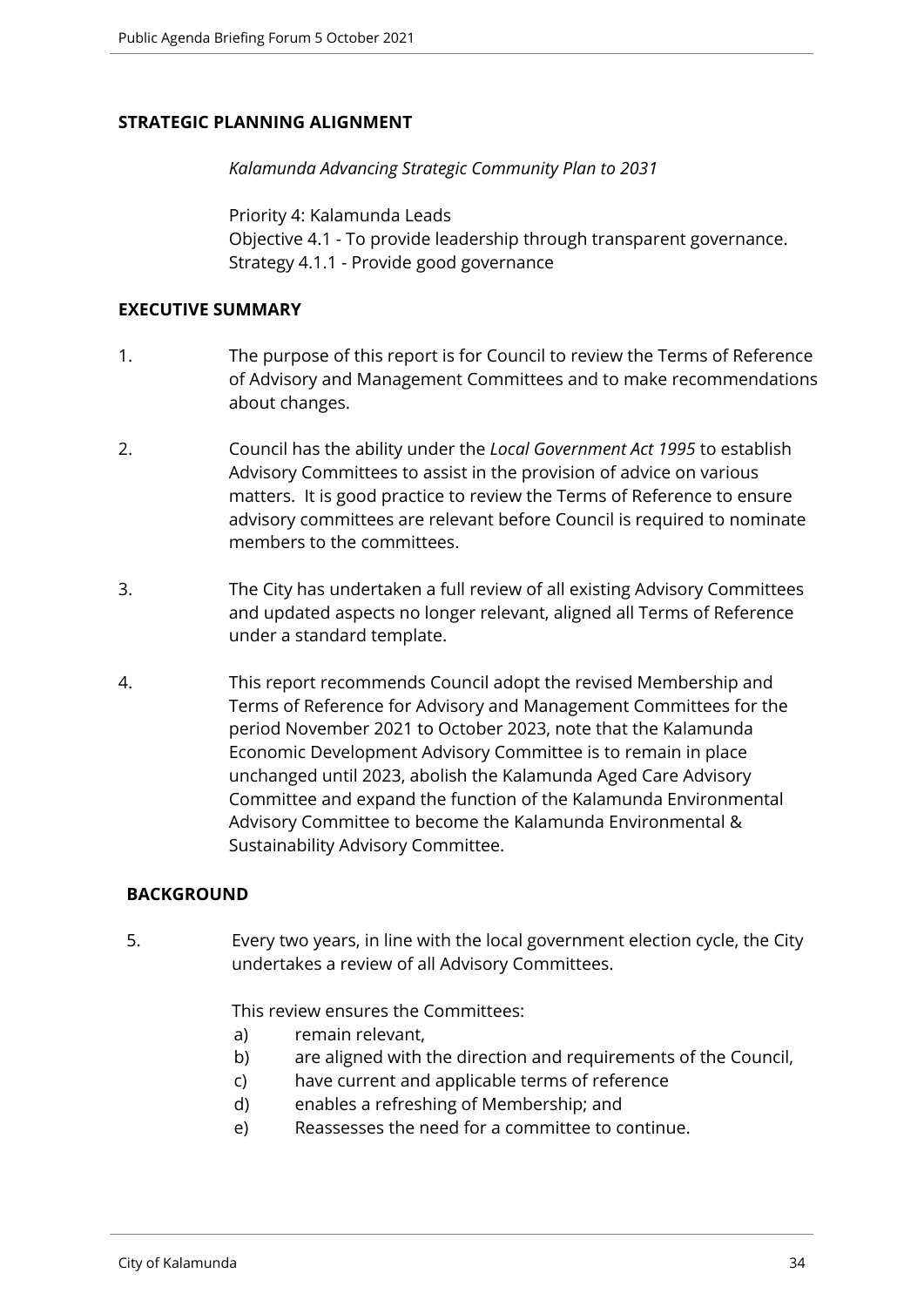## STRATEGIC PLANNING ALIGNMENT

*Kalamunda Advancing Strategic Community Plan to 2031*

Priority 4: Kalamunda Leads
Objective 4.1 - To provide leadership through transparent governance.
Strategy 4.1.1 - Provide good governance

## EXECUTIVE SUMMARY

1. The purpose of this report is for Council to review the Terms of Reference of Advisory and Management Committees and to make recommendations about changes.

2. Council has the ability under the *Local Government Act 1995* to establish Advisory Committees to assist in the provision of advice on various matters. It is good practice to review the Terms of Reference to ensure advisory committees are relevant before Council is required to nominate members to the committees.

3. The City has undertaken a full review of all existing Advisory Committees and updated aspects no longer relevant, aligned all Terms of Reference under a standard template.

4. This report recommends Council adopt the revised Membership and Terms of Reference for Advisory and Management Committees for the period November 2021 to October 2023, note that the Kalamunda Economic Development Advisory Committee is to remain in place unchanged until 2023, abolish the Kalamunda Aged Care Advisory Committee and expand the function of the Kalamunda Environmental Advisory Committee to become the Kalamunda Environmental & Sustainability Advisory Committee.

## BACKGROUND

5. Every two years, in line with the local government election cycle, the City undertakes a review of all Advisory Committees.

   This review ensures the Committees:

   a) remain relevant,
   b) are aligned with the direction and requirements of the Council,
   c) have current and applicable terms of reference
   d) enables a refreshing of Membership; and
   e) Reassesses the need for a committee to continue.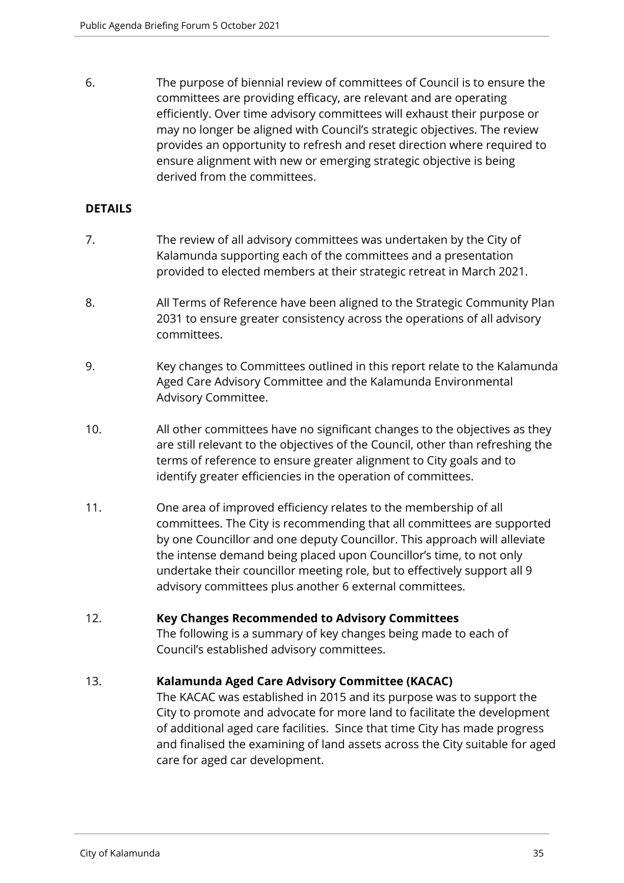6. The purpose of biennial review of committees of Council is to ensure the committees are providing efficacy, are relevant and are operating efficiently. Over time advisory committees will exhaust their purpose or may no longer be aligned with Council's strategic objectives. The review provides an opportunity to refresh and reset direction where required to ensure alignment with new or emerging strategic objective is being derived from the committees.

**DETAILS**

7. The review of all advisory committees was undertaken by the City of Kalamunda supporting each of the committees and a presentation provided to elected members at their strategic retreat in March 2021.

8. All Terms of Reference have been aligned to the Strategic Community Plan 2031 to ensure greater consistency across the operations of all advisory committees.

9. Key changes to Committees outlined in this report relate to the Kalamunda Aged Care Advisory Committee and the Kalamunda Environmental Advisory Committee.

10. All other committees have no significant changes to the objectives as they are still relevant to the objectives of the Council, other than refreshing the terms of reference to ensure greater alignment to City goals and to identify greater efficiencies in the operation of committees.

11. One area of improved efficiency relates to the membership of all committees. The City is recommending that all committees are supported by one Councillor and one deputy Councillor. This approach will alleviate the intense demand being placed upon Councillor's time, to not only undertake their councillor meeting role, but to effectively support all 9 advisory committees plus another 6 external committees.

12. **Key Changes Recommended to Advisory Committees**
The following is a summary of key changes being made to each of Council's established advisory committees.

13. **Kalamunda Aged Care Advisory Committee (KACAC)**
The KACAC was established in 2015 and its purpose was to support the City to promote and advocate for more land to facilitate the development of additional aged care facilities. Since that time City has made progress and finalised the examining of land assets across the City suitable for aged care for aged car development.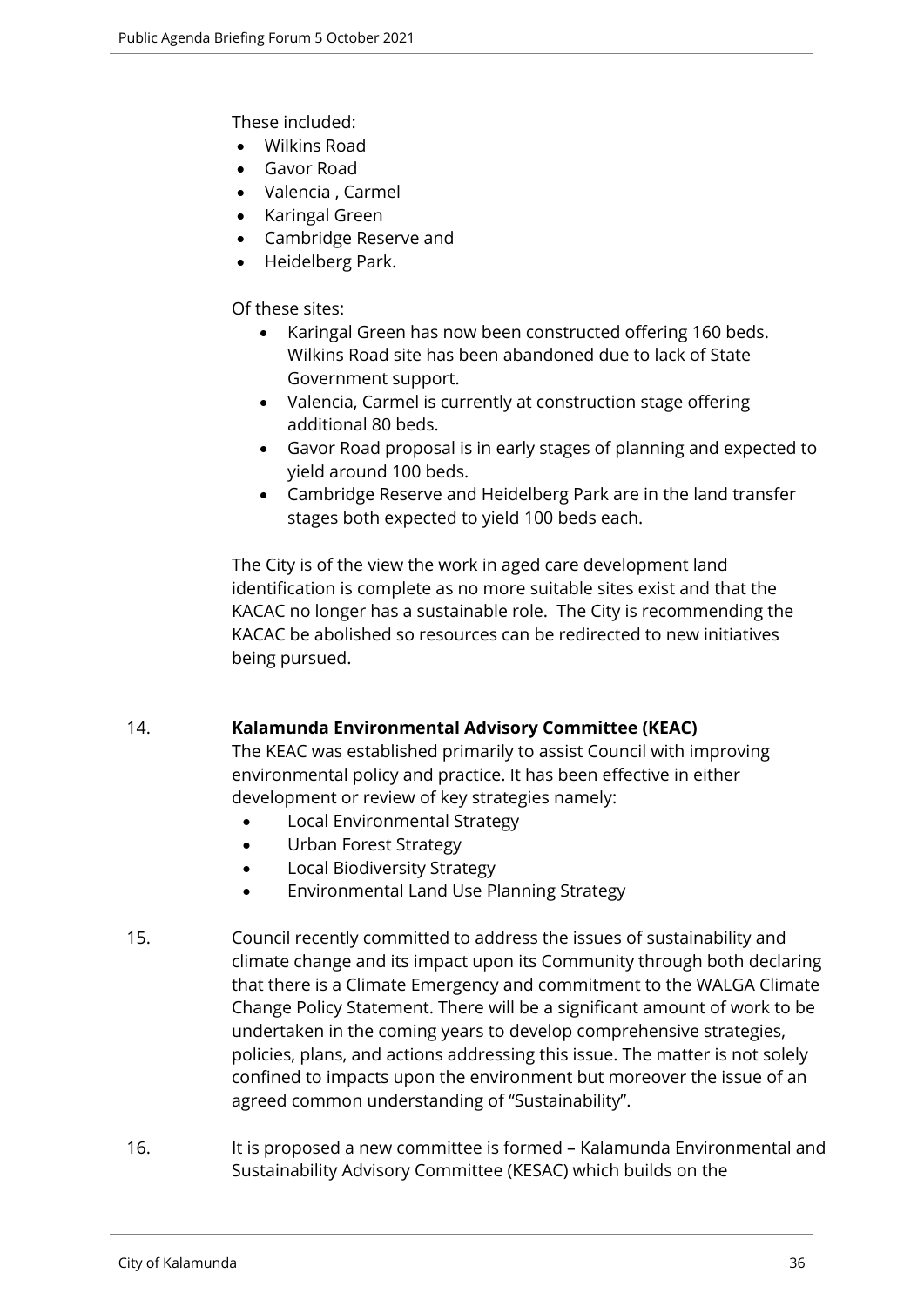These included:

- Wilkins Road
- Gavor Road
- Valencia , Carmel
- Karingal Green
- Cambridge Reserve and
- Heidelberg Park.

Of these sites:

- Karingal Green has now been constructed offering 160 beds. Wilkins Road site has been abandoned due to lack of State Government support.
- Valencia, Carmel is currently at construction stage offering additional 80 beds.
- Gavor Road proposal is in early stages of planning and expected to yield around 100 beds.
- Cambridge Reserve and Heidelberg Park are in the land transfer stages both expected to yield 100 beds each.

The City is of the view the work in aged care development land identification is complete as no more suitable sites exist and that the KACAC no longer has a sustainable role. The City is recommending the KACAC be abolished so resources can be redirected to new initiatives being pursued.

14. **Kalamunda Environmental Advisory Committee (KEAC)**

The KEAC was established primarily to assist Council with improving environmental policy and practice. It has been effective in either development or review of key strategies namely:

- Local Environmental Strategy
- Urban Forest Strategy
- Local Biodiversity Strategy
- Environmental Land Use Planning Strategy

15. Council recently committed to address the issues of sustainability and climate change and its impact upon its Community through both declaring that there is a Climate Emergency and commitment to the WALGA Climate Change Policy Statement. There will be a significant amount of work to be undertaken in the coming years to develop comprehensive strategies, policies, plans, and actions addressing this issue. The matter is not solely confined to impacts upon the environment but moreover the issue of an agreed common understanding of "Sustainability".

16. It is proposed a new committee is formed – Kalamunda Environmental and Sustainability Advisory Committee (KESAC) which builds on the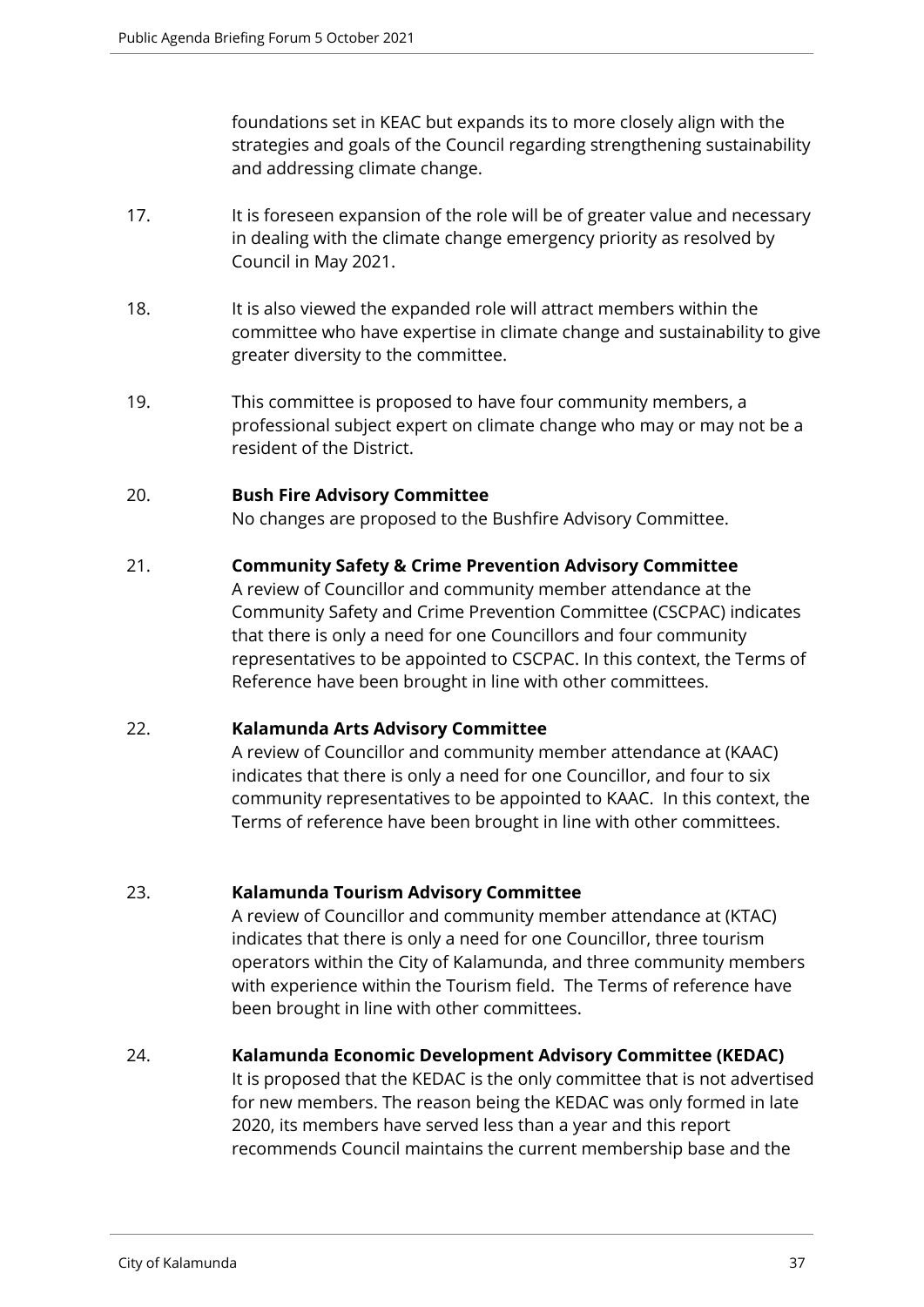foundations set in KEAC but expands its to more closely align with the strategies and goals of the Council regarding strengthening sustainability and addressing climate change.

17. It is foreseen expansion of the role will be of greater value and necessary in dealing with the climate change emergency priority as resolved by Council in May 2021.

18. It is also viewed the expanded role will attract members within the committee who have expertise in climate change and sustainability to give greater diversity to the committee.

19. This committee is proposed to have four community members, a professional subject expert on climate change who may or may not be a resident of the District.

20. **Bush Fire Advisory Committee**
No changes are proposed to the Bushfire Advisory Committee.

21. **Community Safety & Crime Prevention Advisory Committee**
A review of Councillor and community member attendance at the Community Safety and Crime Prevention Committee (CSCPAC) indicates that there is only a need for one Councillors and four community representatives to be appointed to CSCPAC. In this context, the Terms of Reference have been brought in line with other committees.

22. **Kalamunda Arts Advisory Committee**
A review of Councillor and community member attendance at (KAAC) indicates that there is only a need for one Councillor, and four to six community representatives to be appointed to KAAC. In this context, the Terms of reference have been brought in line with other committees.

23. **Kalamunda Tourism Advisory Committee**
A review of Councillor and community member attendance at (KTAC) indicates that there is only a need for one Councillor, three tourism operators within the City of Kalamunda, and three community members with experience within the Tourism field. The Terms of reference have been brought in line with other committees.

24. **Kalamunda Economic Development Advisory Committee (KEDAC)**
It is proposed that the KEDAC is the only committee that is not advertised for new members. The reason being the KEDAC was only formed in late 2020, its members have served less than a year and this report recommends Council maintains the current membership base and the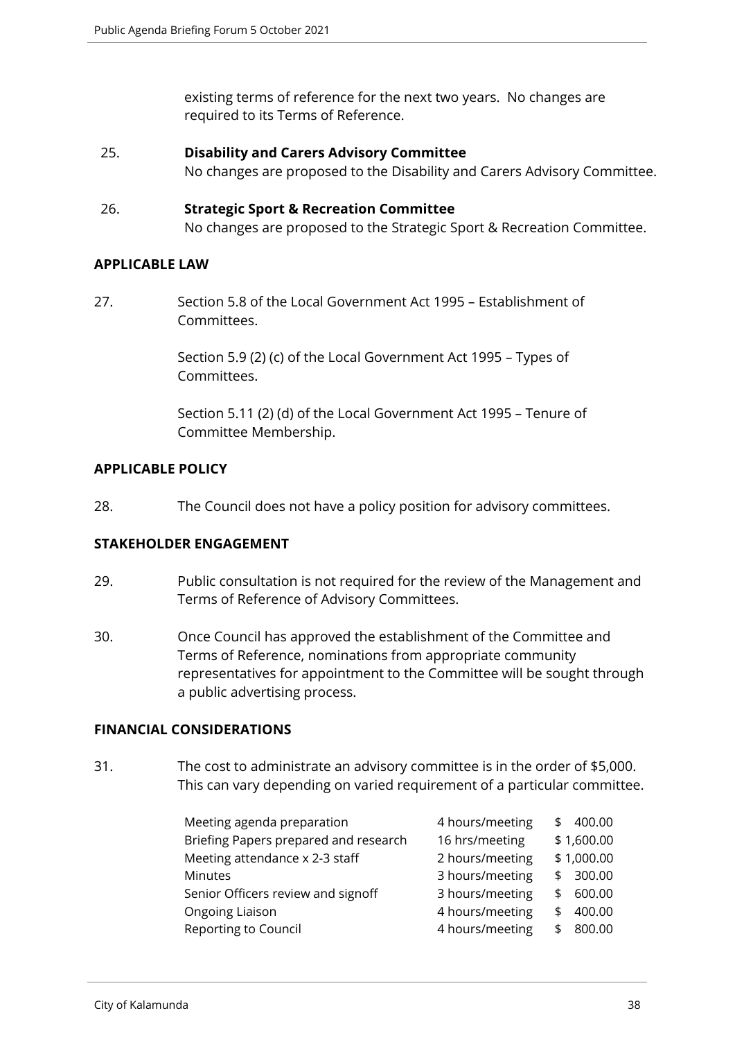existing terms of reference for the next two years. No changes are required to its Terms of Reference.

25. **Disability and Carers Advisory Committee**
No changes are proposed to the Disability and Carers Advisory Committee.

26. **Strategic Sport & Recreation Committee**
No changes are proposed to the Strategic Sport & Recreation Committee.

## APPLICABLE LAW

27. Section 5.8 of the Local Government Act 1995 – Establishment of Committees.

Section 5.9 (2) (c) of the Local Government Act 1995 – Types of Committees.

Section 5.11 (2) (d) of the Local Government Act 1995 – Tenure of Committee Membership.

## APPLICABLE POLICY

28. The Council does not have a policy position for advisory committees.

## STAKEHOLDER ENGAGEMENT

29. Public consultation is not required for the review of the Management and Terms of Reference of Advisory Committees.

30. Once Council has approved the establishment of the Committee and Terms of Reference, nominations from appropriate community representatives for appointment to the Committee will be sought through a public advertising process.

## FINANCIAL CONSIDERATIONS

31. The cost to administrate an advisory committee is in the order of $5,000. This can vary depending on varied requirement of a particular committee.

| | | |
|---|---|---|
| Meeting agenda preparation | 4 hours/meeting | $ 400.00 |
| Briefing Papers prepared and research | 16 hrs/meeting | $ 1,600.00 |
| Meeting attendance x 2-3 staff | 2 hours/meeting | $ 1,000.00 |
| Minutes | 3 hours/meeting | $ 300.00 |
| Senior Officers review and signoff | 3 hours/meeting | $ 600.00 |
| Ongoing Liaison | 4 hours/meeting | $ 400.00 |
| Reporting to Council | 4 hours/meeting | $ 800.00 |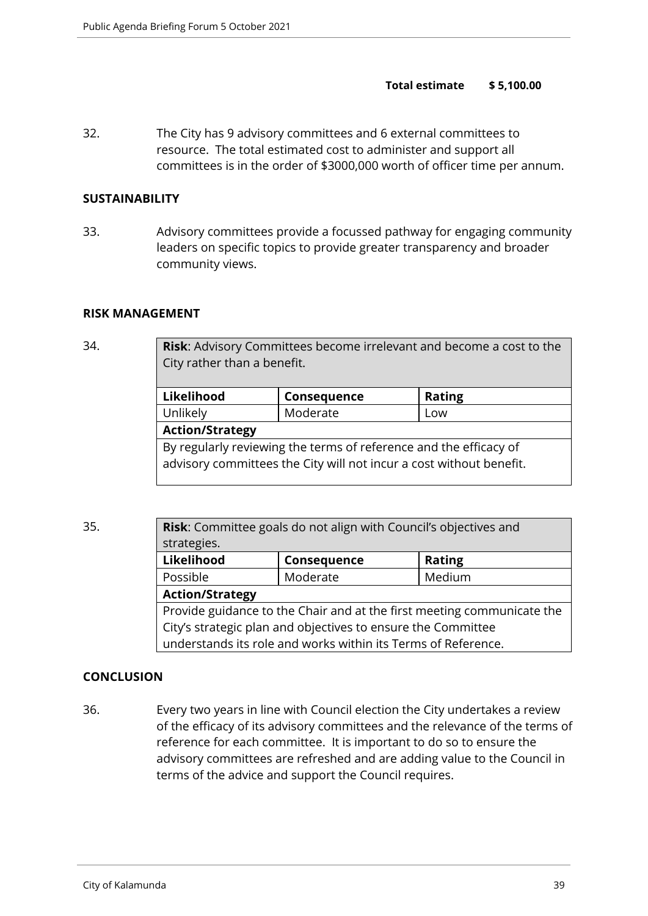**Total estimate $ 5,100.00**

32. The City has 9 advisory committees and 6 external committees to resource. The total estimated cost to administer and support all committees is in the order of $3000,000 worth of officer time per annum.

**SUSTAINABILITY**

33. Advisory committees provide a focussed pathway for engaging community leaders on specific topics to provide greater transparency and broader community views.

**RISK MANAGEMENT**

34.

| **Risk**: Advisory Committees become irrelevant and become a cost to the City rather than a benefit. | | |
|---|---|---|
| **Likelihood** | **Consequence** | **Rating** |
| Unlikely | Moderate | Low |
| **Action/Strategy** | | |
| By regularly reviewing the terms of reference and the efficacy of advisory committees the City will not incur a cost without benefit. | | |

35.

| **Risk**: Committee goals do not align with Council's objectives and strategies. | | |
|---|---|---|
| **Likelihood** | **Consequence** | **Rating** |
| Possible | Moderate | Medium |
| **Action/Strategy** | | |
| Provide guidance to the Chair and at the first meeting communicate the City's strategic plan and objectives to ensure the Committee understands its role and works within its Terms of Reference. | | |

**CONCLUSION**

36. Every two years in line with Council election the City undertakes a review of the efficacy of its advisory committees and the relevance of the terms of reference for each committee. It is important to do so to ensure the advisory committees are refreshed and are adding value to the Council in terms of the advice and support the Council requires.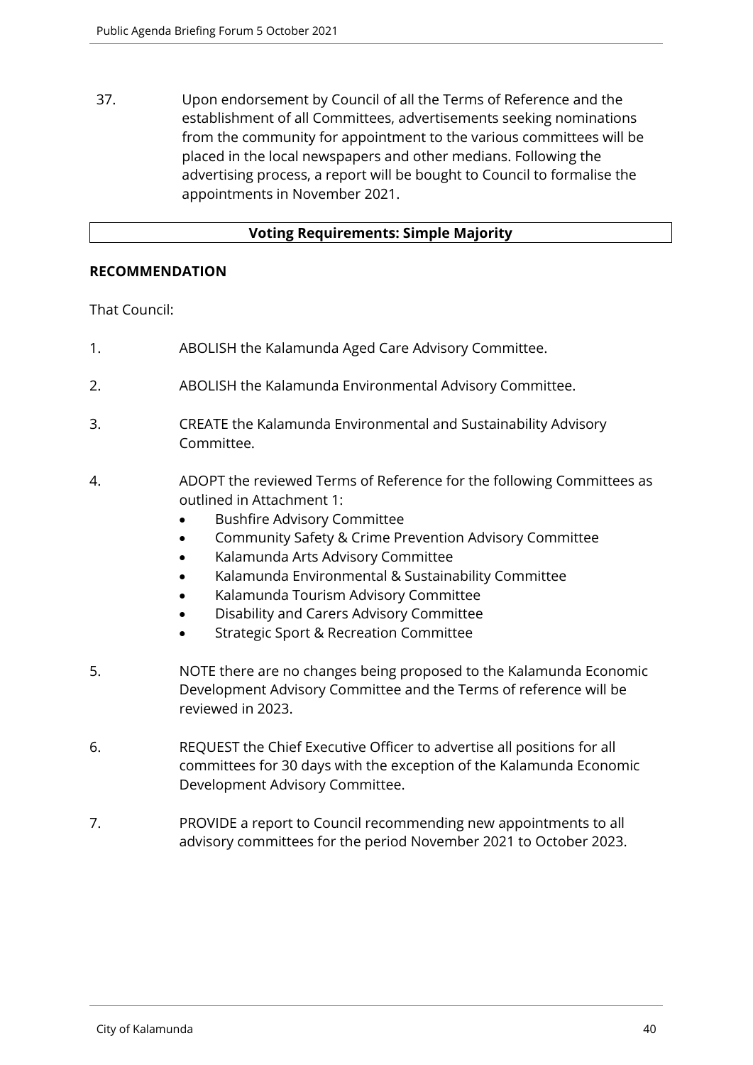37. Upon endorsement by Council of all the Terms of Reference and the establishment of all Committees, advertisements seeking nominations from the community for appointment to the various committees will be placed in the local newspapers and other medians. Following the advertising process, a report will be bought to Council to formalise the appointments in November 2021.

**Voting Requirements: Simple Majority**

**RECOMMENDATION**

That Council:

1. ABOLISH the Kalamunda Aged Care Advisory Committee.

2. ABOLISH the Kalamunda Environmental Advisory Committee.

3. CREATE the Kalamunda Environmental and Sustainability Advisory Committee.

4. ADOPT the reviewed Terms of Reference for the following Committees as outlined in Attachment 1:
   - Bushfire Advisory Committee
   - Community Safety & Crime Prevention Advisory Committee
   - Kalamunda Arts Advisory Committee
   - Kalamunda Environmental & Sustainability Committee
   - Kalamunda Tourism Advisory Committee
   - Disability and Carers Advisory Committee
   - Strategic Sport & Recreation Committee

5. NOTE there are no changes being proposed to the Kalamunda Economic Development Advisory Committee and the Terms of reference will be reviewed in 2023.

6. REQUEST the Chief Executive Officer to advertise all positions for all committees for 30 days with the exception of the Kalamunda Economic Development Advisory Committee.

7. PROVIDE a report to Council recommending new appointments to all advisory committees for the period November 2021 to October 2023.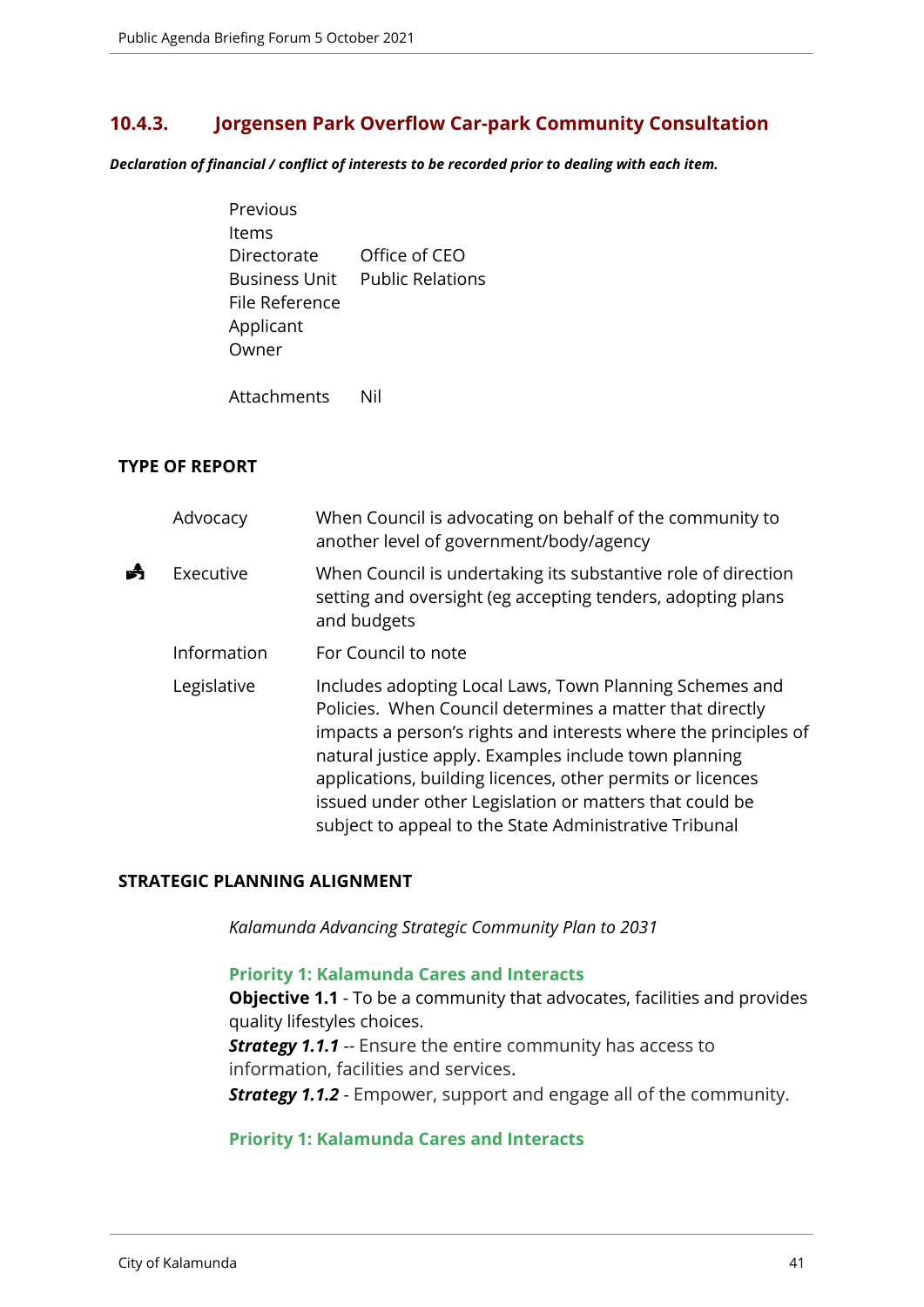## 10.4.3. Jorgensen Park Overflow Car-park Community Consultation

***Declaration of financial / conflict of interests to be recorded prior to dealing with each item.***

| | |
|---|---|
| Previous Items | |
| Directorate | Office of CEO |
| Business Unit | Public Relations |
| File Reference | |
| Applicant | |
| Owner | |
| Attachments | Nil |

**TYPE OF REPORT**

| | | |
|---|---|---|
| | Advocacy | When Council is advocating on behalf of the community to another level of government/body/agency |
| ✔ | Executive | When Council is undertaking its substantive role of direction setting and oversight (eg accepting tenders, adopting plans and budgets |
| | Information | For Council to note |
| | Legislative | Includes adopting Local Laws, Town Planning Schemes and Policies. When Council determines a matter that directly impacts a person's rights and interests where the principles of natural justice apply. Examples include town planning applications, building licences, other permits or licences issued under other Legislation or matters that could be subject to appeal to the State Administrative Tribunal |

**STRATEGIC PLANNING ALIGNMENT**

*Kalamunda Advancing Strategic Community Plan to 2031*

**Priority 1: Kalamunda Cares and Interacts**
**Objective 1.1** - To be a community that advocates, facilities and provides quality lifestyles choices.
***Strategy 1.1.1*** -- Ensure the entire community has access to information, facilities and services.
***Strategy 1.1.2*** - Empower, support and engage all of the community.

**Priority 1: Kalamunda Cares and Interacts**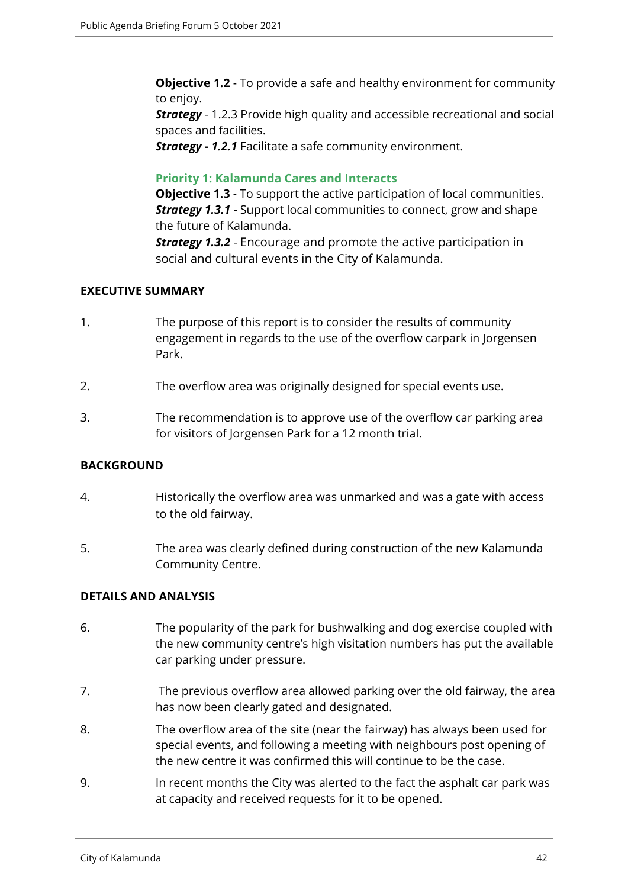**Objective 1.2** - To provide a safe and healthy environment for community to enjoy.
***Strategy*** - 1.2.3 Provide high quality and accessible recreational and social spaces and facilities.
***Strategy - 1.2.1*** Facilitate a safe community environment.

**Priority 1: Kalamunda Cares and Interacts**
**Objective 1.3** - To support the active participation of local communities.
***Strategy 1.3.1*** - Support local communities to connect, grow and shape the future of Kalamunda.
***Strategy 1.3.2*** - Encourage and promote the active participation in social and cultural events in the City of Kalamunda.

## EXECUTIVE SUMMARY

1. The purpose of this report is to consider the results of community engagement in regards to the use of the overflow carpark in Jorgensen Park.

2. The overflow area was originally designed for special events use.

3. The recommendation is to approve use of the overflow car parking area for visitors of Jorgensen Park for a 12 month trial.

## BACKGROUND

4. Historically the overflow area was unmarked and was a gate with access to the old fairway.

5. The area was clearly defined during construction of the new Kalamunda Community Centre.

## DETAILS AND ANALYSIS

6. The popularity of the park for bushwalking and dog exercise coupled with the new community centre's high visitation numbers has put the available car parking under pressure.

7. The previous overflow area allowed parking over the old fairway, the area has now been clearly gated and designated.

8. The overflow area of the site (near the fairway) has always been used for special events, and following a meeting with neighbours post opening of the new centre it was confirmed this will continue to be the case.

9. In recent months the City was alerted to the fact the asphalt car park was at capacity and received requests for it to be opened.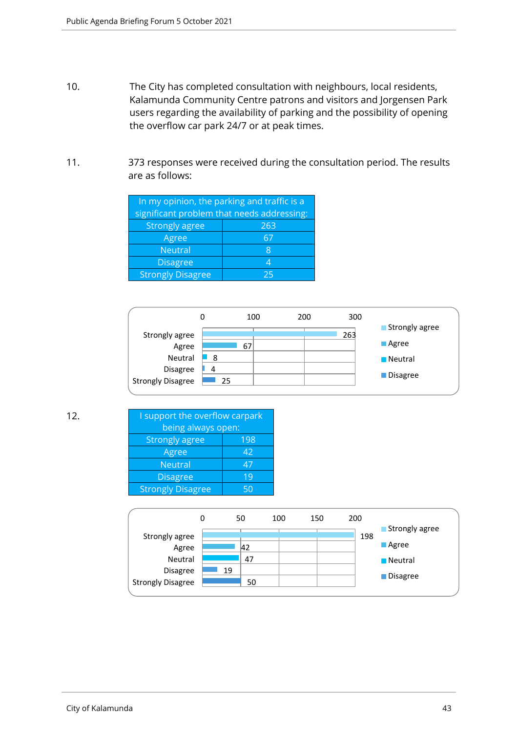10. The City has completed consultation with neighbours, local residents, Kalamunda Community Centre patrons and visitors and Jorgensen Park users regarding the availability of parking and the possibility of opening the overflow car park 24/7 or at peak times.

11. 373 responses were received during the consultation period. The results are as follows:

| In my opinion, the parking and traffic is a significant problem that needs addressing: | |
|---|---|
| Strongly agree | 263 |
| Agree | 67 |
| Neutral | 8 |
| Disagree | 4 |
| Strongly Disagree | 25 |

12. 

| I support the overflow carpark being always open: | |
|---|---|
| Strongly agree | 198 |
| Agree | 42 |
| Neutral | 47 |
| Disagree | 19 |
| Strongly Disagree | 50 |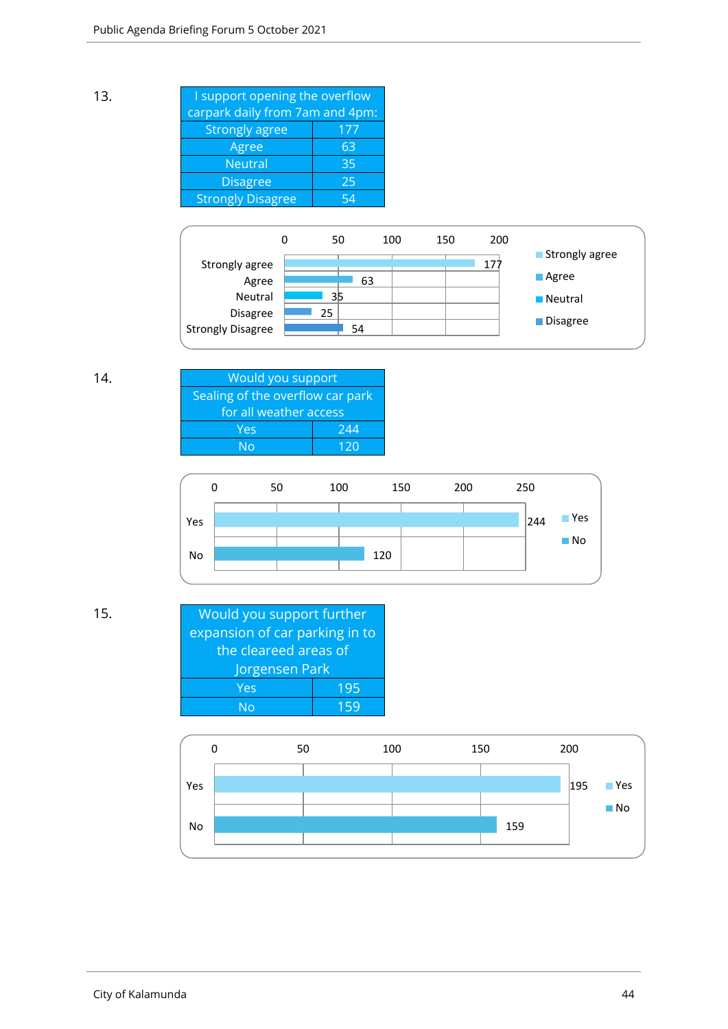13.

| I support opening the overflow carpark daily from 7am and 4pm: | |
|---|---|
| Strongly agree | 177 |
| Agree | 63 |
| Neutral | 35 |
| Disagree | 25 |
| Strongly Disagree | 54 |

14.

| Would you support Sealing of the overflow car park for all weather access | |
|---|---|
| Yes | 244 |
| No | 120 |

15.

| Would you support further expansion of car parking in to the cleareed areas of Jorgensen Park | |
|---|---|
| Yes | 195 |
| No | 159 |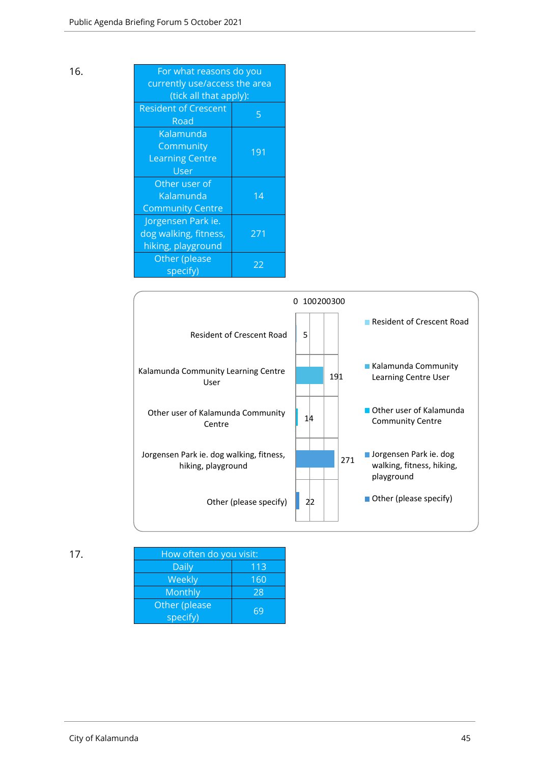16.

| For what reasons do you currently use/access the area (tick all that apply): | |
|---|---|
| Resident of Crescent Road | 5 |
| Kalamunda Community Learning Centre User | 191 |
| Other user of Kalamunda Community Centre | 14 |
| Jorgensen Park ie. dog walking, fitness, hiking, playground | 271 |
| Other (please specify) | 22 |

17.

| How often do you visit: | |
|---|---|
| Daily | 113 |
| Weekly | 160 |
| Monthly | 28 |
| Other (please specify) | 69 |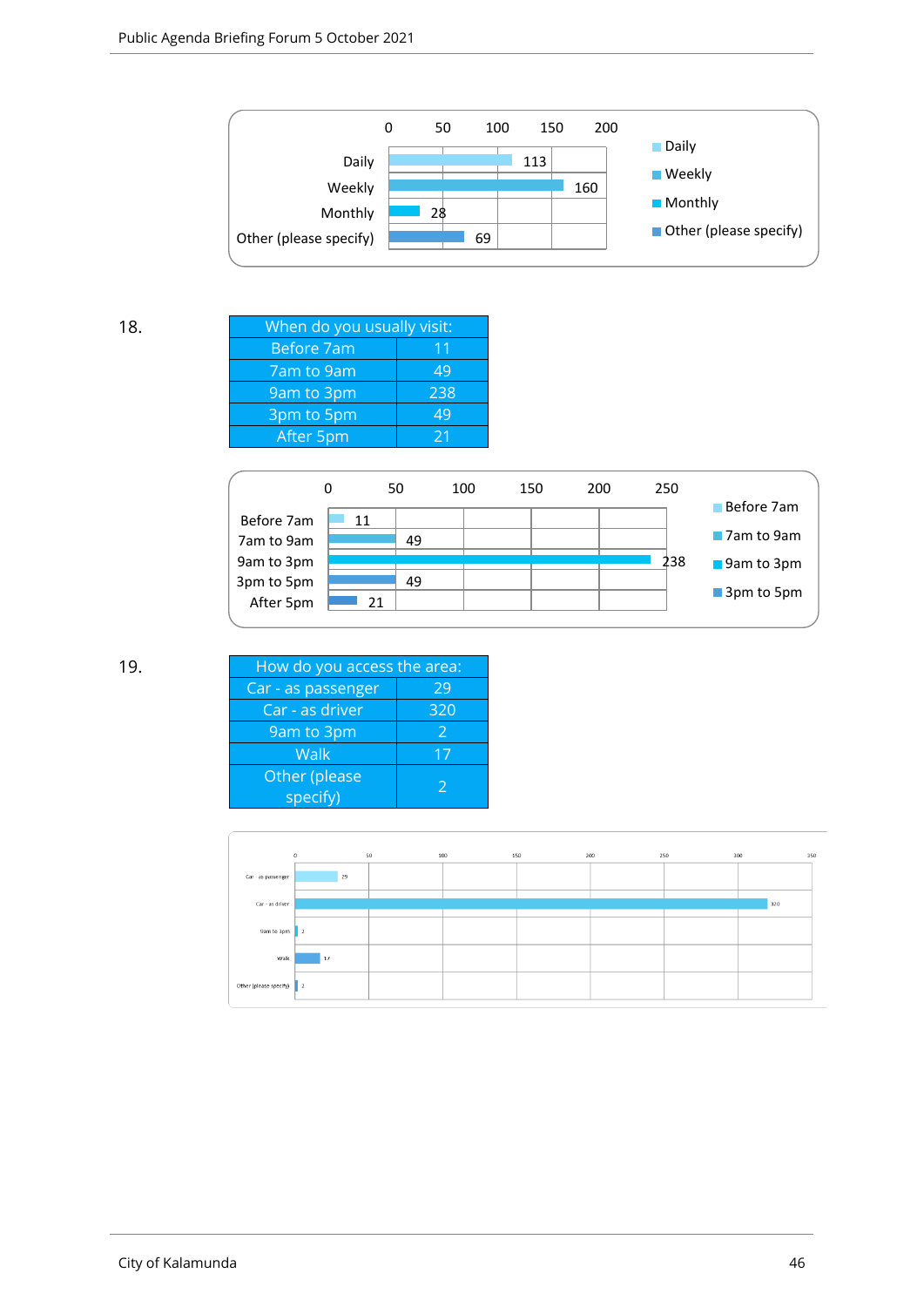| | |
|---|---|
| Daily | 113 |
| Weekly | 160 |
| Monthly | 28 |
| Other (please specify) | 69 |

18.

| When do you usually visit: | |
|---|---|
| Before 7am | 11 |
| 7am to 9am | 49 |
| 9am to 3pm | 238 |
| 3pm to 5pm | 49 |
| After 5pm | 21 |

| | |
|---|---|
| Before 7am | 11 |
| 7am to 9am | 49 |
| 9am to 3pm | 238 |
| 3pm to 5pm | 49 |
| After 5pm | 21 |

19.

| How do you access the area: | |
|---|---|
| Car - as passenger | 29 |
| Car - as driver | 320 |
| 9am to 3pm | 2 |
| Walk | 17 |
| Other (please specify) | 2 |

| | |
|---|---|
| Car - as passenger | 29 |
| Car - as driver | 320 |
| 9am to 3pm | 2 |
| Walk | 17 |
| Other (please specify) | 2 |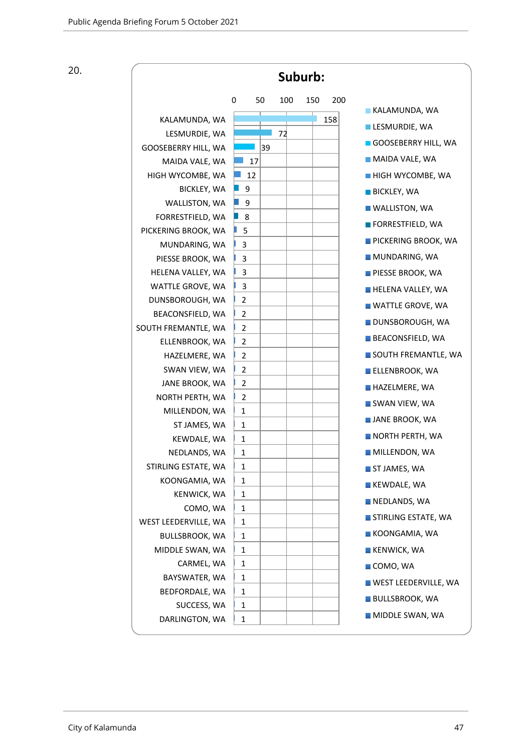20.

**Suburb:**

| Suburb | Count |
|---|---|
| KALAMUNDA, WA | 158 |
| LESMURDIE, WA | 72 |
| GOOSEBERRY HILL, WA | 39 |
| MAIDA VALE, WA | 17 |
| HIGH WYCOMBE, WA | 12 |
| BICKLEY, WA | 9 |
| WALLISTON, WA | 9 |
| FORRESTFIELD, WA | 8 |
| PICKERING BROOK, WA | 5 |
| MUNDARING, WA | 3 |
| PIESSE BROOK, WA | 3 |
| HELENA VALLEY, WA | 3 |
| WATTLE GROVE, WA | 3 |
| DUNSBOROUGH, WA | 2 |
| BEACONSFIELD, WA | 2 |
| SOUTH FREMANTLE, WA | 2 |
| ELLENBROOK, WA | 2 |
| HAZELMERE, WA | 2 |
| SWAN VIEW, WA | 2 |
| JANE BROOK, WA | 2 |
| NORTH PERTH, WA | 2 |
| MILLENDON, WA | 1 |
| ST JAMES, WA | 1 |
| KEWDALE, WA | 1 |
| NEDLANDS, WA | 1 |
| STIRLING ESTATE, WA | 1 |
| KOONGAMIA, WA | 1 |
| KENWICK, WA | 1 |
| COMO, WA | 1 |
| WEST LEEDERVILLE, WA | 1 |
| BULLSBROOK, WA | 1 |
| MIDDLE SWAN, WA | 1 |
| CARMEL, WA | 1 |
| BAYSWATER, WA | 1 |
| BEDFORDALE, WA | 1 |
| SUCCESS, WA | 1 |
| DARLINGTON, WA | 1 |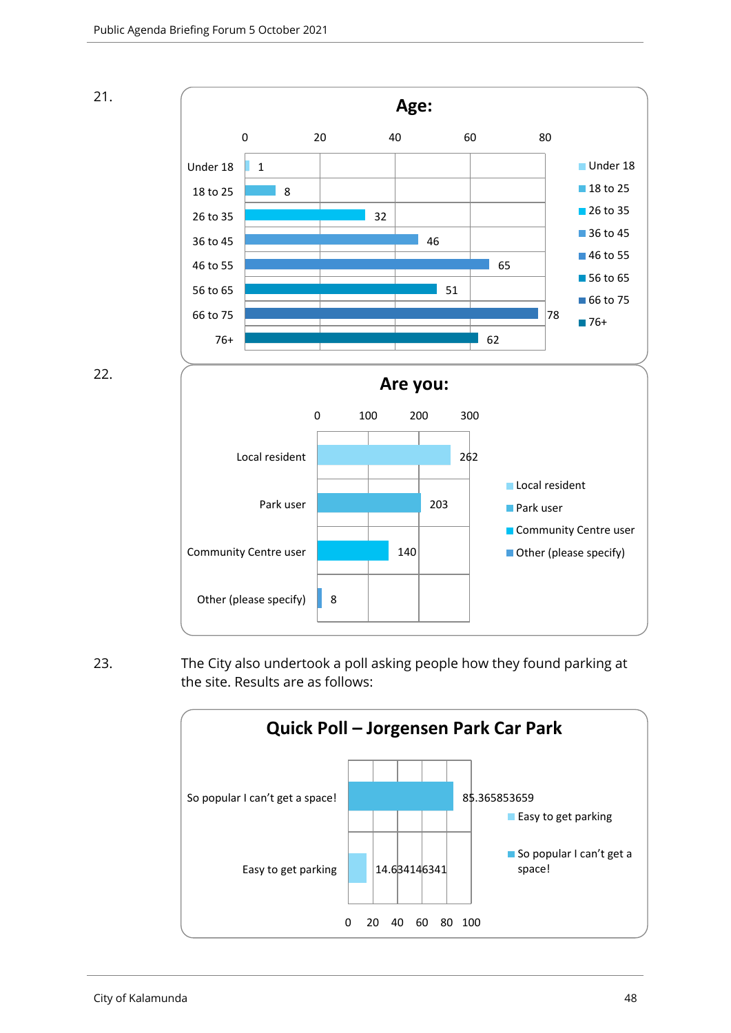21.

**Age:**

| Age | Count |
|---|---|
| Under 18 | 1 |
| 18 to 25 | 8 |
| 26 to 35 | 32 |
| 36 to 45 | 46 |
| 46 to 55 | 65 |
| 56 to 65 | 51 |
| 66 to 75 | 78 |
| 76+ | 62 |

22.

**Are you:**

| Category | Count |
|---|---|
| Local resident | 262 |
| Park user | 203 |
| Community Centre user | 140 |
| Other (please specify) | 8 |

23. The City also undertook a poll asking people how they found parking at the site. Results are as follows:

**Quick Poll – Jorgensen Park Car Park**

| Response | Value |
|---|---|
| So popular I can't get a space! | 85.365853659 |
| Easy to get parking | 14.634146341 |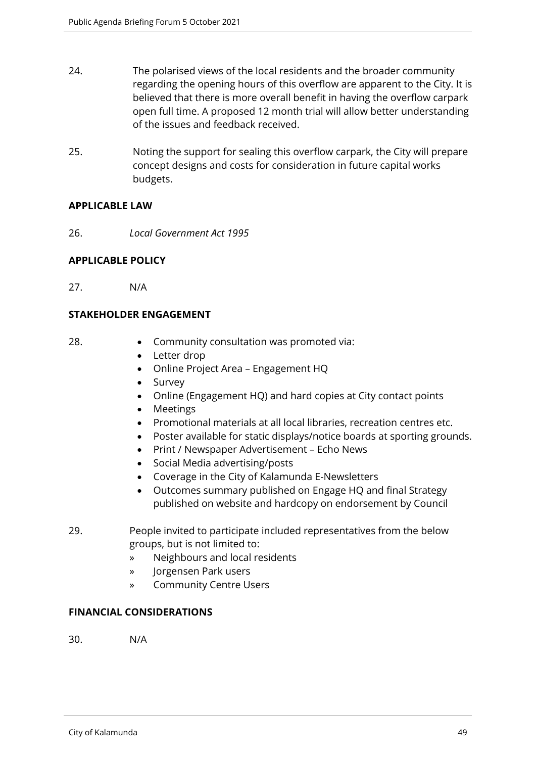24. The polarised views of the local residents and the broader community regarding the opening hours of this overflow are apparent to the City. It is believed that there is more overall benefit in having the overflow carpark open full time. A proposed 12 month trial will allow better understanding of the issues and feedback received.

25. Noting the support for sealing this overflow carpark, the City will prepare concept designs and costs for consideration in future capital works budgets.

**APPLICABLE LAW**

26. *Local Government Act 1995*

**APPLICABLE POLICY**

27. N/A

**STAKEHOLDER ENGAGEMENT**

28.
- Community consultation was promoted via:
- Letter drop
- Online Project Area – Engagement HQ
- Survey
- Online (Engagement HQ) and hard copies at City contact points
- Meetings
- Promotional materials at all local libraries, recreation centres etc.
- Poster available for static displays/notice boards at sporting grounds.
- Print / Newspaper Advertisement – Echo News
- Social Media advertising/posts
- Coverage in the City of Kalamunda E-Newsletters
- Outcomes summary published on Engage HQ and final Strategy published on website and hardcopy on endorsement by Council

29. People invited to participate included representatives from the below groups, but is not limited to:
   » Neighbours and local residents
   » Jorgensen Park users
   » Community Centre Users

**FINANCIAL CONSIDERATIONS**

30. N/A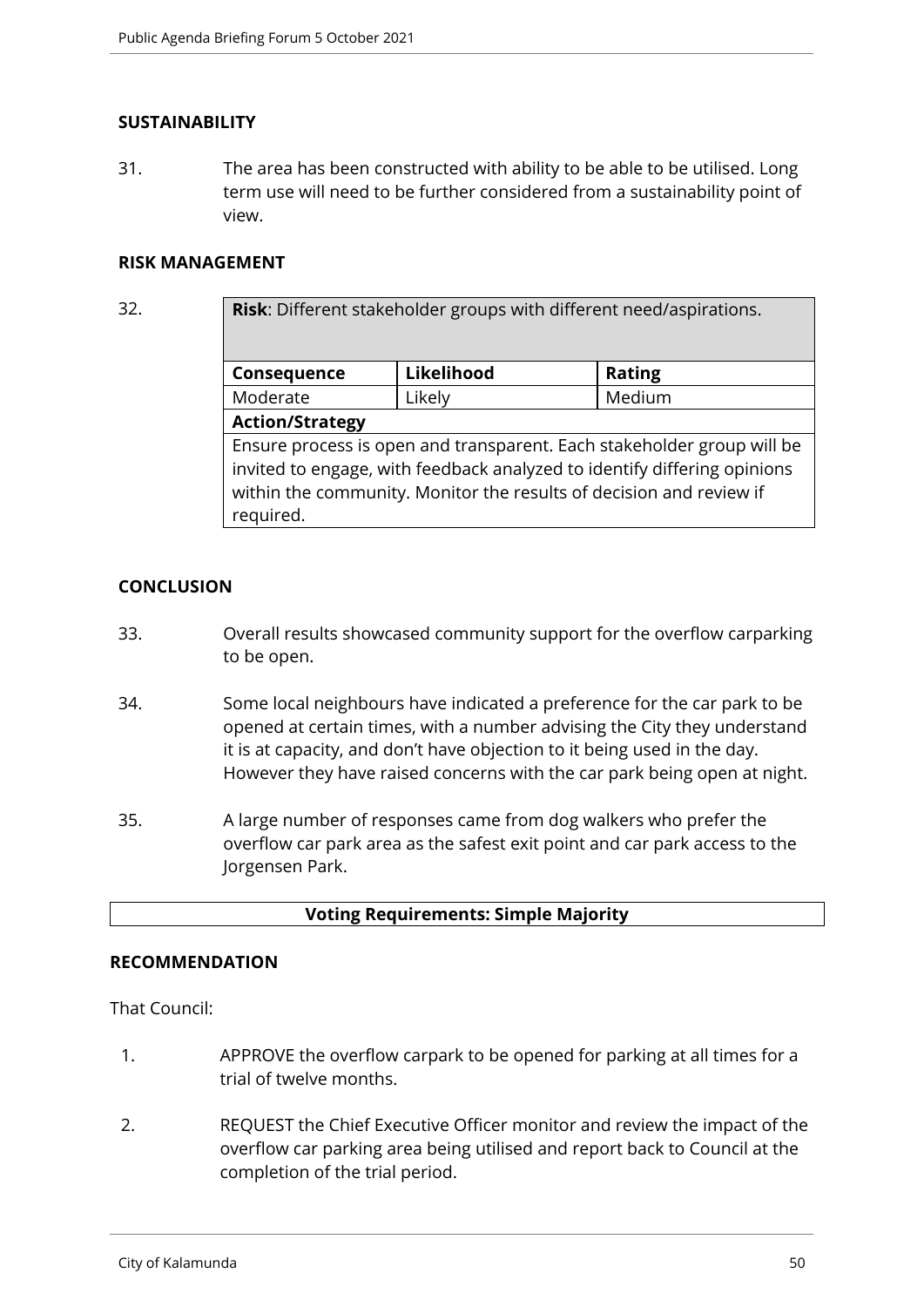## SUSTAINABILITY

31. The area has been constructed with ability to be able to be utilised. Long term use will need to be further considered from a sustainability point of view.

## RISK MANAGEMENT

32.

| **Risk**: Different stakeholder groups with different need/aspirations. | | |
|---|---|---|
| **Consequence** | **Likelihood** | **Rating** |
| Moderate | Likely | Medium |
| **Action/Strategy** | | |
| Ensure process is open and transparent. Each stakeholder group will be invited to engage, with feedback analyzed to identify differing opinions within the community. Monitor the results of decision and review if required. | | |

## CONCLUSION

33. Overall results showcased community support for the overflow carparking to be open.

34. Some local neighbours have indicated a preference for the car park to be opened at certain times, with a number advising the City they understand it is at capacity, and don't have objection to it being used in the day. However they have raised concerns with the car park being open at night.

35. A large number of responses came from dog walkers who prefer the overflow car park area as the safest exit point and car park access to the Jorgensen Park.

**Voting Requirements: Simple Majority**

## RECOMMENDATION

That Council:

1. APPROVE the overflow carpark to be opened for parking at all times for a trial of twelve months.

2. REQUEST the Chief Executive Officer monitor and review the impact of the overflow car parking area being utilised and report back to Council at the completion of the trial period.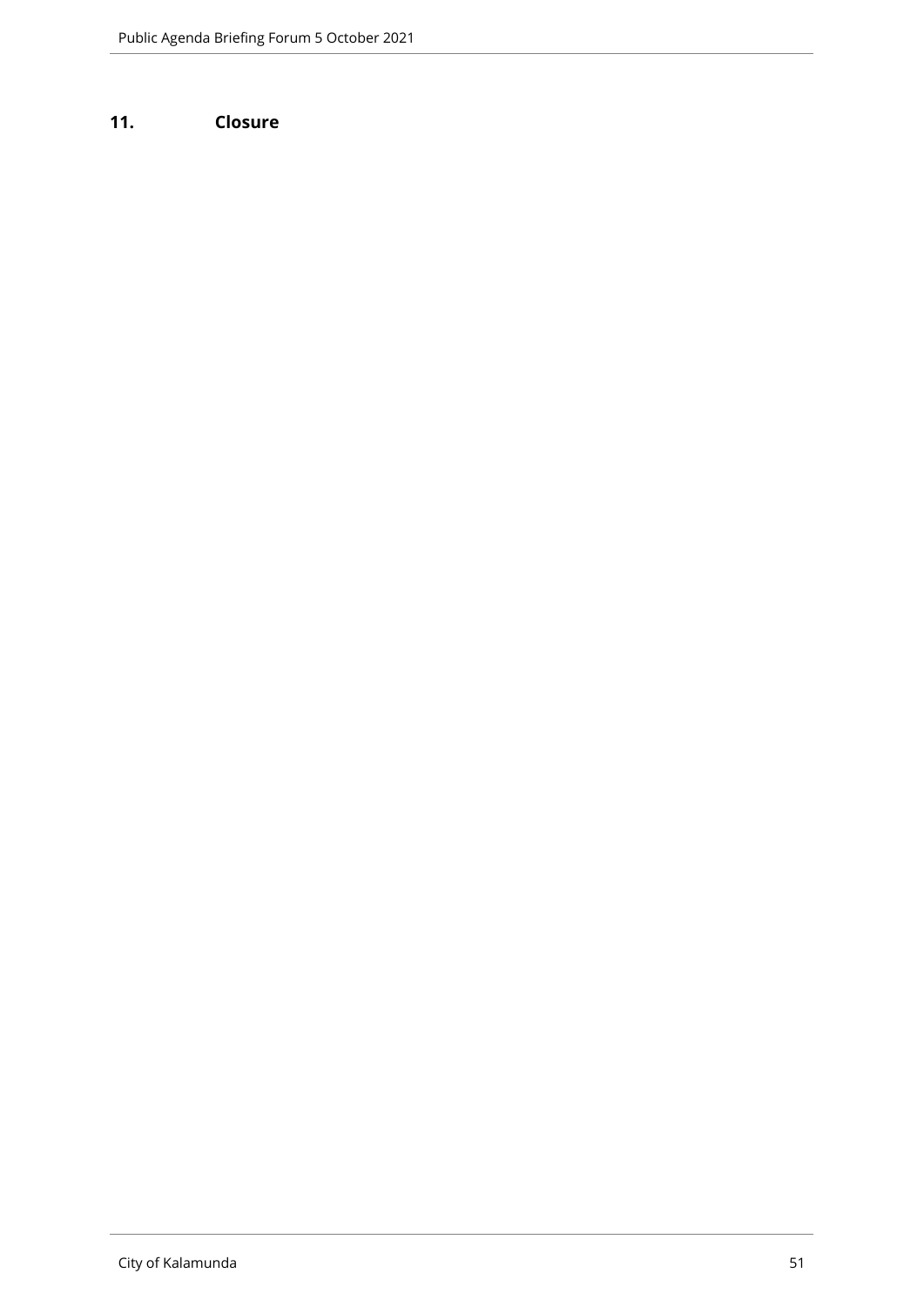## 11. Closure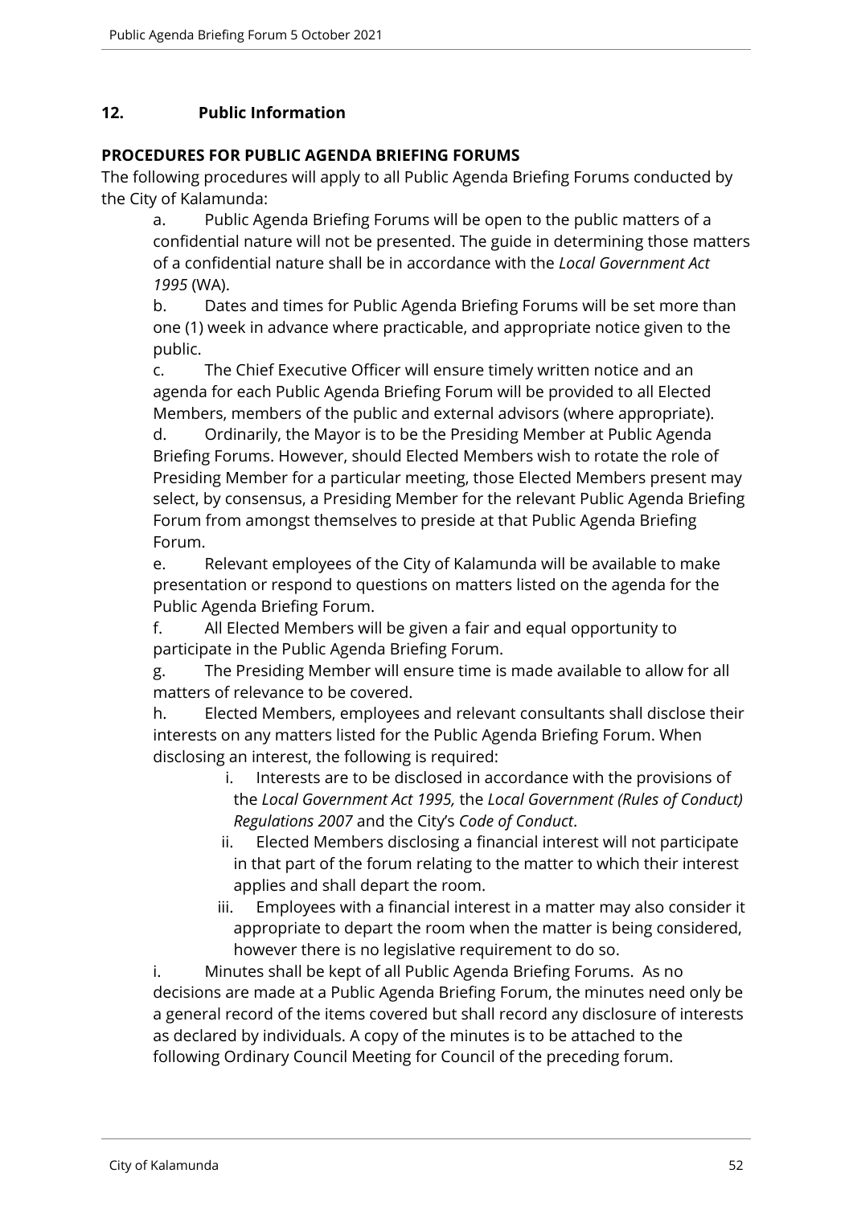## 12. Public Information

**PROCEDURES FOR PUBLIC AGENDA BRIEFING FORUMS**

The following procedures will apply to all Public Agenda Briefing Forums conducted by the City of Kalamunda:

a. Public Agenda Briefing Forums will be open to the public matters of a confidential nature will not be presented. The guide in determining those matters of a confidential nature shall be in accordance with the *Local Government Act 1995* (WA).

b. Dates and times for Public Agenda Briefing Forums will be set more than one (1) week in advance where practicable, and appropriate notice given to the public.

c. The Chief Executive Officer will ensure timely written notice and an agenda for each Public Agenda Briefing Forum will be provided to all Elected Members, members of the public and external advisors (where appropriate).

d. Ordinarily, the Mayor is to be the Presiding Member at Public Agenda Briefing Forums. However, should Elected Members wish to rotate the role of Presiding Member for a particular meeting, those Elected Members present may select, by consensus, a Presiding Member for the relevant Public Agenda Briefing Forum from amongst themselves to preside at that Public Agenda Briefing Forum.

e. Relevant employees of the City of Kalamunda will be available to make presentation or respond to questions on matters listed on the agenda for the Public Agenda Briefing Forum.

f. All Elected Members will be given a fair and equal opportunity to participate in the Public Agenda Briefing Forum.

g. The Presiding Member will ensure time is made available to allow for all matters of relevance to be covered.

h. Elected Members, employees and relevant consultants shall disclose their interests on any matters listed for the Public Agenda Briefing Forum. When disclosing an interest, the following is required:

   i. Interests are to be disclosed in accordance with the provisions of the *Local Government Act 1995,* the *Local Government (Rules of Conduct) Regulations 2007* and the City's *Code of Conduct*.

   ii. Elected Members disclosing a financial interest will not participate in that part of the forum relating to the matter to which their interest applies and shall depart the room.

   iii. Employees with a financial interest in a matter may also consider it appropriate to depart the room when the matter is being considered, however there is no legislative requirement to do so.

i. Minutes shall be kept of all Public Agenda Briefing Forums. As no decisions are made at a Public Agenda Briefing Forum, the minutes need only be a general record of the items covered but shall record any disclosure of interests as declared by individuals. A copy of the minutes is to be attached to the following Ordinary Council Meeting for Council of the preceding forum.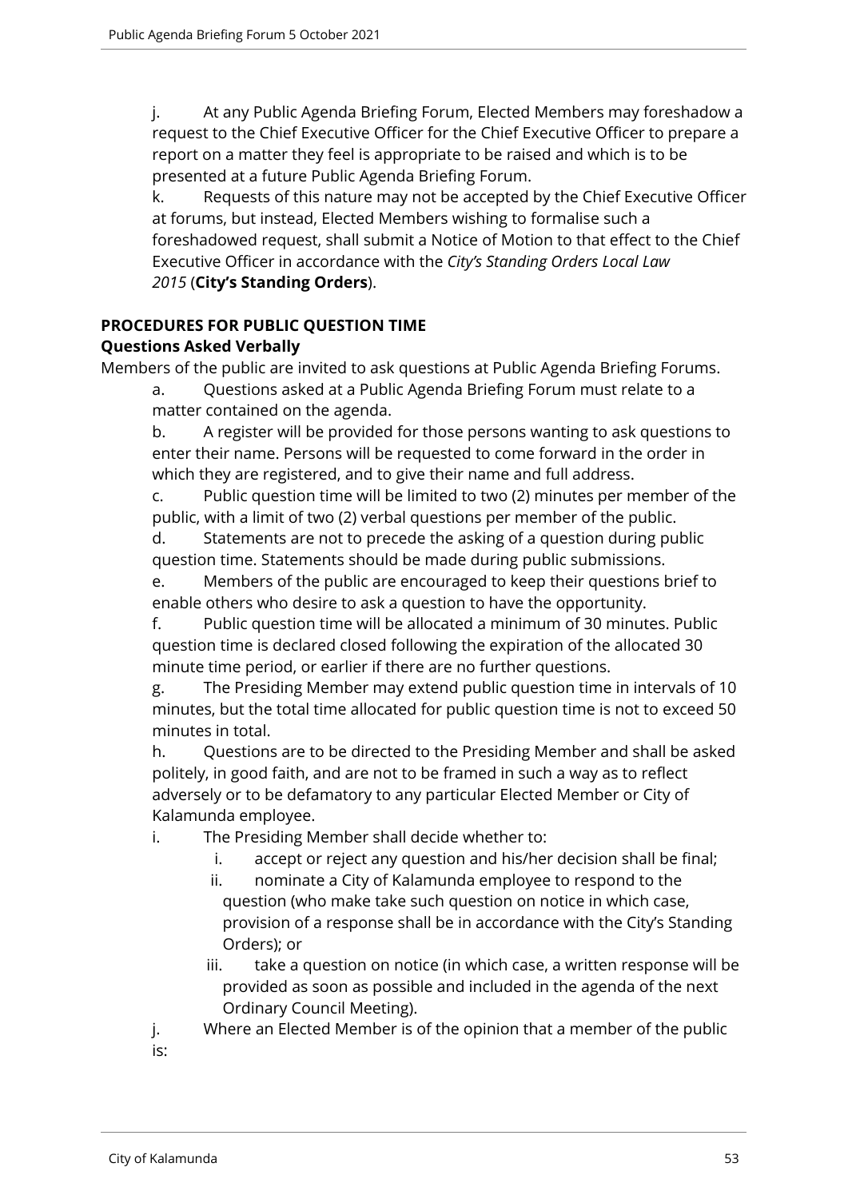j. At any Public Agenda Briefing Forum, Elected Members may foreshadow a request to the Chief Executive Officer for the Chief Executive Officer to prepare a report on a matter they feel is appropriate to be raised and which is to be presented at a future Public Agenda Briefing Forum.

k. Requests of this nature may not be accepted by the Chief Executive Officer at forums, but instead, Elected Members wishing to formalise such a foreshadowed request, shall submit a Notice of Motion to that effect to the Chief Executive Officer in accordance with the *City's Standing Orders Local Law 2015* (**City's Standing Orders**).

**PROCEDURES FOR PUBLIC QUESTION TIME**

**Questions Asked Verbally**

Members of the public are invited to ask questions at Public Agenda Briefing Forums.

a. Questions asked at a Public Agenda Briefing Forum must relate to a matter contained on the agenda.

b. A register will be provided for those persons wanting to ask questions to enter their name. Persons will be requested to come forward in the order in which they are registered, and to give their name and full address.

c. Public question time will be limited to two (2) minutes per member of the public, with a limit of two (2) verbal questions per member of the public.

d. Statements are not to precede the asking of a question during public question time. Statements should be made during public submissions.

e. Members of the public are encouraged to keep their questions brief to enable others who desire to ask a question to have the opportunity.

f. Public question time will be allocated a minimum of 30 minutes. Public question time is declared closed following the expiration of the allocated 30 minute time period, or earlier if there are no further questions.

g. The Presiding Member may extend public question time in intervals of 10 minutes, but the total time allocated for public question time is not to exceed 50 minutes in total.

h. Questions are to be directed to the Presiding Member and shall be asked politely, in good faith, and are not to be framed in such a way as to reflect adversely or to be defamatory to any particular Elected Member or City of Kalamunda employee.

i. The Presiding Member shall decide whether to:

  i. accept or reject any question and his/her decision shall be final;

  ii. nominate a City of Kalamunda employee to respond to the question (who make take such question on notice in which case, provision of a response shall be in accordance with the City's Standing Orders); or

  iii. take a question on notice (in which case, a written response will be provided as soon as possible and included in the agenda of the next Ordinary Council Meeting).

j. Where an Elected Member is of the opinion that a member of the public is: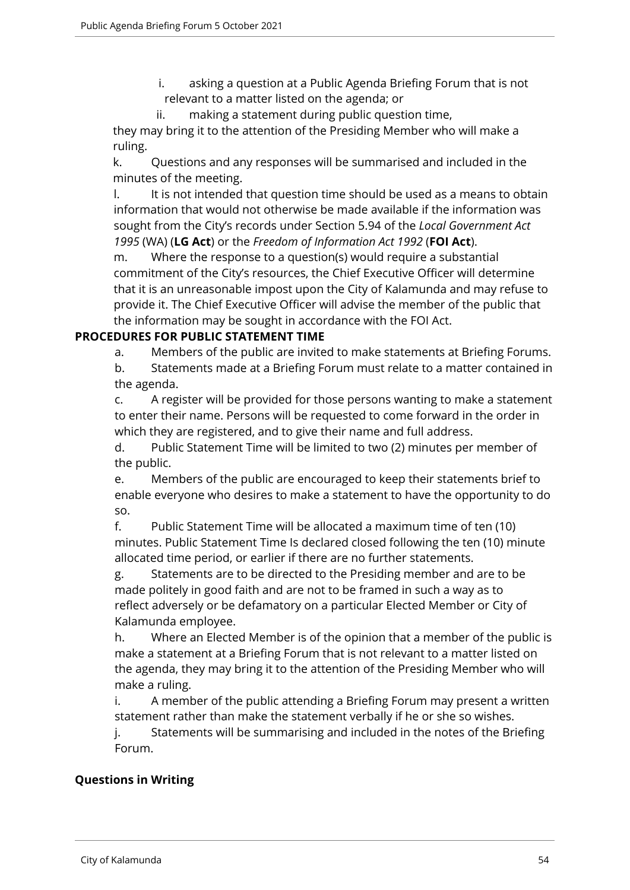i. asking a question at a Public Agenda Briefing Forum that is not relevant to a matter listed on the agenda; or

ii. making a statement during public question time,

they may bring it to the attention of the Presiding Member who will make a ruling.

k. Questions and any responses will be summarised and included in the minutes of the meeting.

l. It is not intended that question time should be used as a means to obtain information that would not otherwise be made available if the information was sought from the City's records under Section 5.94 of the *Local Government Act 1995* (WA) (**LG Act**) or the *Freedom of Information Act 1992* (**FOI Act**).

m. Where the response to a question(s) would require a substantial commitment of the City's resources, the Chief Executive Officer will determine that it is an unreasonable impost upon the City of Kalamunda and may refuse to provide it. The Chief Executive Officer will advise the member of the public that the information may be sought in accordance with the FOI Act.

**PROCEDURES FOR PUBLIC STATEMENT TIME**

a. Members of the public are invited to make statements at Briefing Forums.

b. Statements made at a Briefing Forum must relate to a matter contained in the agenda.

c. A register will be provided for those persons wanting to make a statement to enter their name. Persons will be requested to come forward in the order in which they are registered, and to give their name and full address.

d. Public Statement Time will be limited to two (2) minutes per member of the public.

e. Members of the public are encouraged to keep their statements brief to enable everyone who desires to make a statement to have the opportunity to do so.

f. Public Statement Time will be allocated a maximum time of ten (10) minutes. Public Statement Time Is declared closed following the ten (10) minute allocated time period, or earlier if there are no further statements.

g. Statements are to be directed to the Presiding member and are to be made politely in good faith and are not to be framed in such a way as to reflect adversely or be defamatory on a particular Elected Member or City of Kalamunda employee.

h. Where an Elected Member is of the opinion that a member of the public is make a statement at a Briefing Forum that is not relevant to a matter listed on the agenda, they may bring it to the attention of the Presiding Member who will make a ruling.

i. A member of the public attending a Briefing Forum may present a written statement rather than make the statement verbally if he or she so wishes.

j. Statements will be summarising and included in the notes of the Briefing Forum.

**Questions in Writing**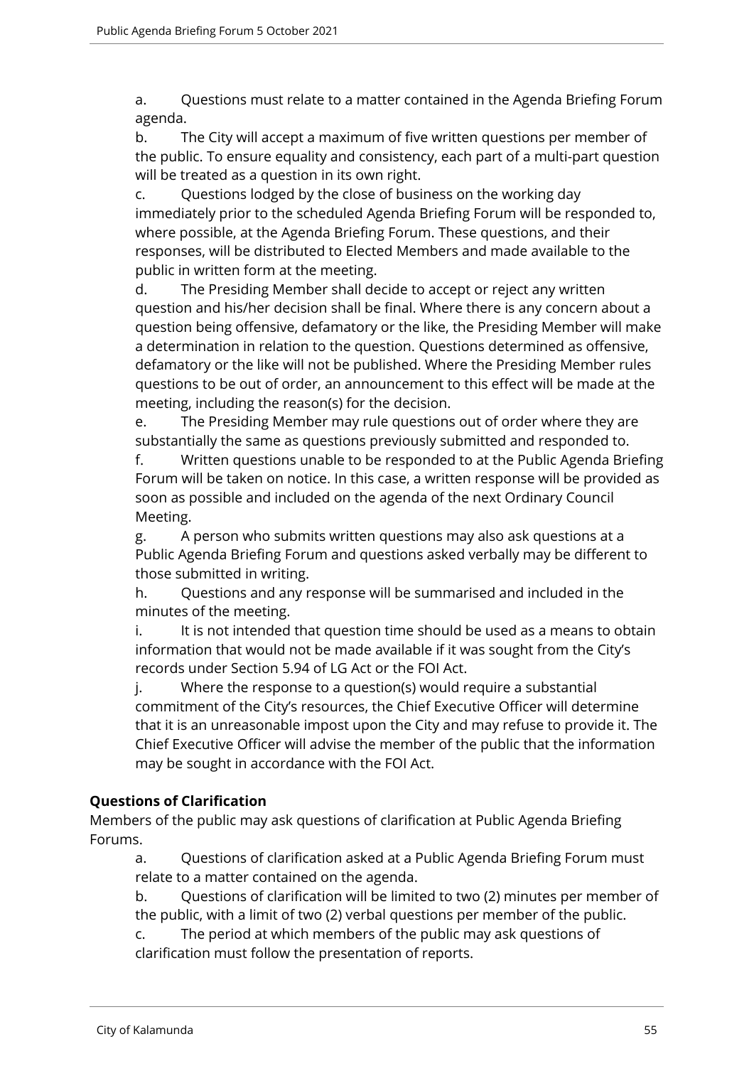a. Questions must relate to a matter contained in the Agenda Briefing Forum agenda.

b. The City will accept a maximum of five written questions per member of the public. To ensure equality and consistency, each part of a multi-part question will be treated as a question in its own right.

c. Questions lodged by the close of business on the working day immediately prior to the scheduled Agenda Briefing Forum will be responded to, where possible, at the Agenda Briefing Forum. These questions, and their responses, will be distributed to Elected Members and made available to the public in written form at the meeting.

d. The Presiding Member shall decide to accept or reject any written question and his/her decision shall be final. Where there is any concern about a question being offensive, defamatory or the like, the Presiding Member will make a determination in relation to the question. Questions determined as offensive, defamatory or the like will not be published. Where the Presiding Member rules questions to be out of order, an announcement to this effect will be made at the meeting, including the reason(s) for the decision.

e. The Presiding Member may rule questions out of order where they are substantially the same as questions previously submitted and responded to.

f. Written questions unable to be responded to at the Public Agenda Briefing Forum will be taken on notice. In this case, a written response will be provided as soon as possible and included on the agenda of the next Ordinary Council Meeting.

g. A person who submits written questions may also ask questions at a Public Agenda Briefing Forum and questions asked verbally may be different to those submitted in writing.

h. Questions and any response will be summarised and included in the minutes of the meeting.

i. It is not intended that question time should be used as a means to obtain information that would not be made available if it was sought from the City's records under Section 5.94 of LG Act or the FOI Act.

j. Where the response to a question(s) would require a substantial commitment of the City's resources, the Chief Executive Officer will determine that it is an unreasonable impost upon the City and may refuse to provide it. The Chief Executive Officer will advise the member of the public that the information may be sought in accordance with the FOI Act.

**Questions of Clarification**

Members of the public may ask questions of clarification at Public Agenda Briefing Forums.

a. Questions of clarification asked at a Public Agenda Briefing Forum must relate to a matter contained on the agenda.

b. Questions of clarification will be limited to two (2) minutes per member of the public, with a limit of two (2) verbal questions per member of the public.

c. The period at which members of the public may ask questions of clarification must follow the presentation of reports.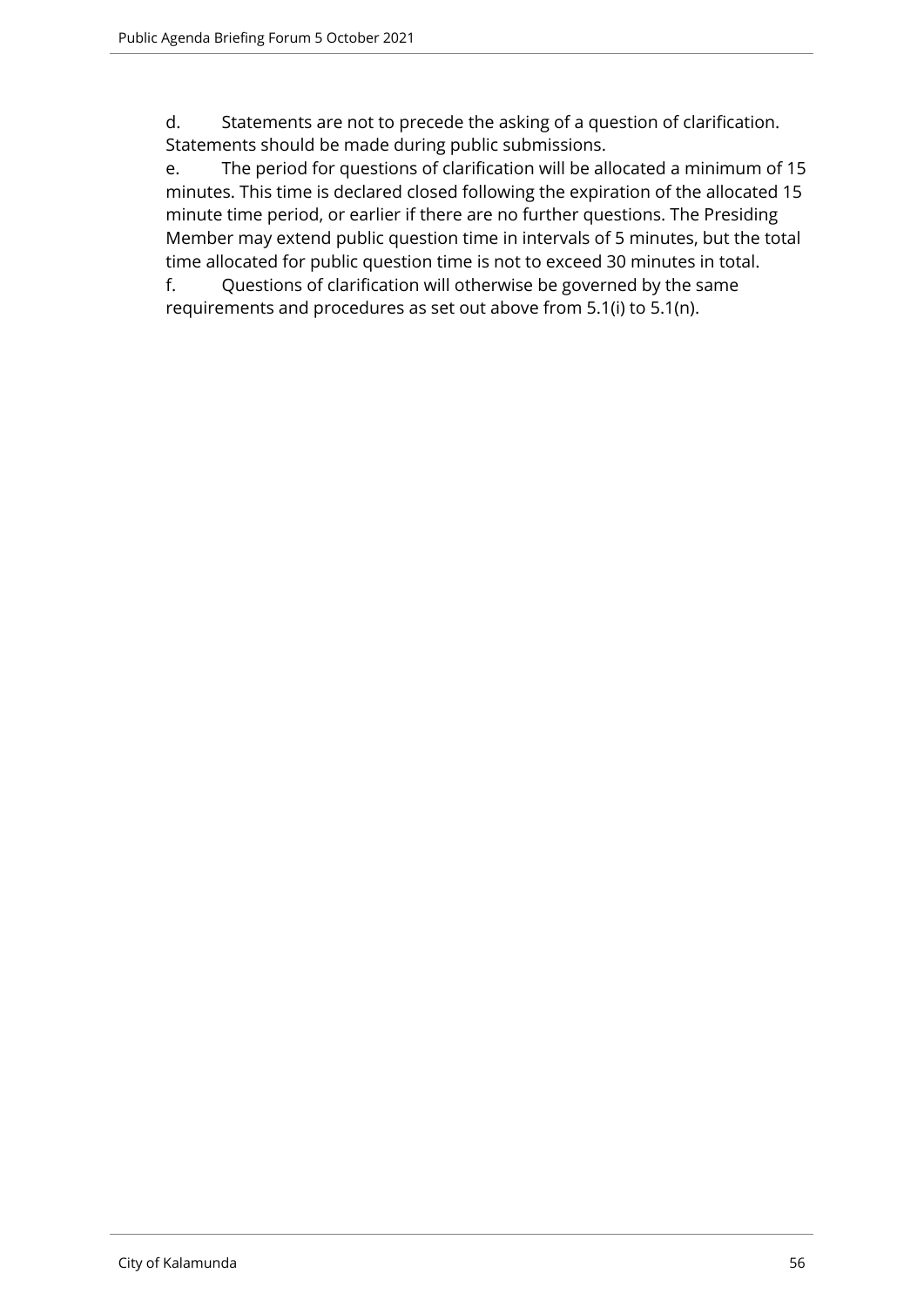d. Statements are not to precede the asking of a question of clarification. Statements should be made during public submissions.

e. The period for questions of clarification will be allocated a minimum of 15 minutes. This time is declared closed following the expiration of the allocated 15 minute time period, or earlier if there are no further questions. The Presiding Member may extend public question time in intervals of 5 minutes, but the total time allocated for public question time is not to exceed 30 minutes in total.

f. Questions of clarification will otherwise be governed by the same requirements and procedures as set out above from 5.1(i) to 5.1(n).